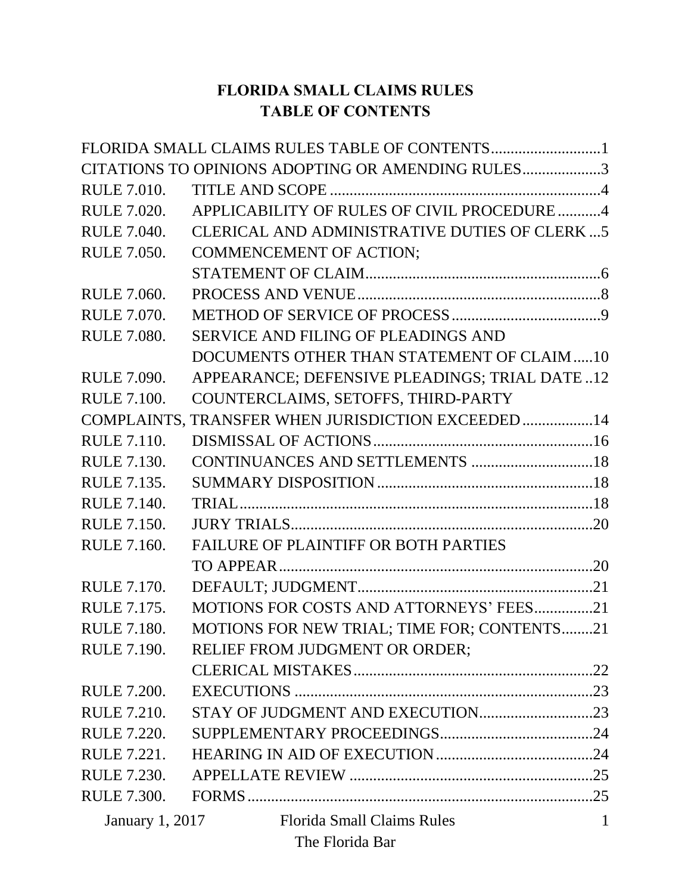# FLORIDA SMALL CLAIMS RULES
# TABLE OF CONTENTS

FLORIDA SMALL CLAIMS RULES TABLE OF CONTENTS............................1

CITATIONS TO OPINIONS ADOPTING OR AMENDING RULES....................3

RULE 7.010. TITLE AND SCOPE ....................................................................4

RULE 7.020. APPLICABILITY OF RULES OF CIVIL PROCEDURE...........4

RULE 7.040. CLERICAL AND ADMINISTRATIVE DUTIES OF CLERK ...5

RULE 7.050. COMMENCEMENT OF ACTION; STATEMENT OF CLAIM............................................................6

RULE 7.060. PROCESS AND VENUE..............................................................8

RULE 7.070. METHOD OF SERVICE OF PROCESS......................................9

RULE 7.080. SERVICE AND FILING OF PLEADINGS AND DOCUMENTS OTHER THAN STATEMENT OF CLAIM.....10

RULE 7.090. APPEARANCE; DEFENSIVE PLEADINGS; TRIAL DATE ..12

RULE 7.100. COUNTERCLAIMS, SETOFFS, THIRD-PARTY COMPLAINTS, TRANSFER WHEN JURISDICTION EXCEEDED..................14

RULE 7.110. DISMISSAL OF ACTIONS........................................................16

RULE 7.130. CONTINUANCES AND SETTLEMENTS ................................18

RULE 7.135. SUMMARY DISPOSITION.......................................................18

RULE 7.140. TRIAL..........................................................................................18

RULE 7.150. JURY TRIALS............................................................................20

RULE 7.160. FAILURE OF PLAINTIFF OR BOTH PARTIES TO APPEAR.................................................................................20

RULE 7.170. DEFAULT; JUDGMENT............................................................21

RULE 7.175. MOTIONS FOR COSTS AND ATTORNEYS' FEES...............21

RULE 7.180. MOTIONS FOR NEW TRIAL; TIME FOR; CONTENTS........21

RULE 7.190. RELIEF FROM JUDGMENT OR ORDER; CLERICAL MISTAKES.............................................................22

RULE 7.200. EXECUTIONS ............................................................................23

RULE 7.210. STAY OF JUDGMENT AND EXECUTION.............................23

RULE 7.220. SUPPLEMENTARY PROCEEDINGS........................................24

RULE 7.221. HEARING IN AID OF EXECUTION.........................................24

RULE 7.230. APPELLATE REVIEW .............................................................25

RULE 7.300. FORMS........................................................................................25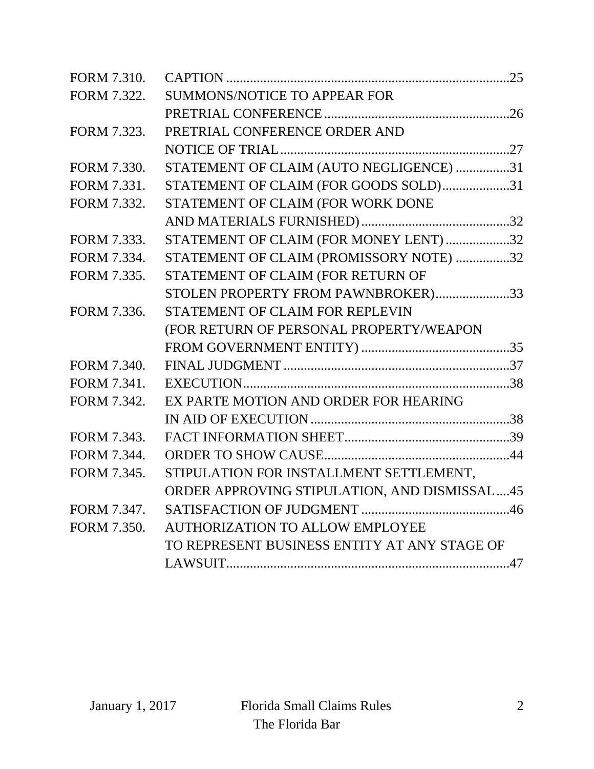| | | |
|---|---|---|
| FORM 7.310. | CAPTION | 25 |
| FORM 7.322. | SUMMONS/NOTICE TO APPEAR FOR PRETRIAL CONFERENCE | 26 |
| FORM 7.323. | PRETRIAL CONFERENCE ORDER AND NOTICE OF TRIAL | 27 |
| FORM 7.330. | STATEMENT OF CLAIM (AUTO NEGLIGENCE) | 31 |
| FORM 7.331. | STATEMENT OF CLAIM (FOR GOODS SOLD) | 31 |
| FORM 7.332. | STATEMENT OF CLAIM (FOR WORK DONE AND MATERIALS FURNISHED) | 32 |
| FORM 7.333. | STATEMENT OF CLAIM (FOR MONEY LENT) | 32 |
| FORM 7.334. | STATEMENT OF CLAIM (PROMISSORY NOTE) | 32 |
| FORM 7.335. | STATEMENT OF CLAIM (FOR RETURN OF STOLEN PROPERTY FROM PAWNBROKER) | 33 |
| FORM 7.336. | STATEMENT OF CLAIM FOR REPLEVIN (FOR RETURN OF PERSONAL PROPERTY/WEAPON FROM GOVERNMENT ENTITY) | 35 |
| FORM 7.340. | FINAL JUDGMENT | 37 |
| FORM 7.341. | EXECUTION | 38 |
| FORM 7.342. | EX PARTE MOTION AND ORDER FOR HEARING IN AID OF EXECUTION | 38 |
| FORM 7.343. | FACT INFORMATION SHEET | 39 |
| FORM 7.344. | ORDER TO SHOW CAUSE | 44 |
| FORM 7.345. | STIPULATION FOR INSTALLMENT SETTLEMENT, ORDER APPROVING STIPULATION, AND DISMISSAL | 45 |
| FORM 7.347. | SATISFACTION OF JUDGMENT | 46 |
| FORM 7.350. | AUTHORIZATION TO ALLOW EMPLOYEE TO REPRESENT BUSINESS ENTITY AT ANY STAGE OF LAWSUIT | 47 |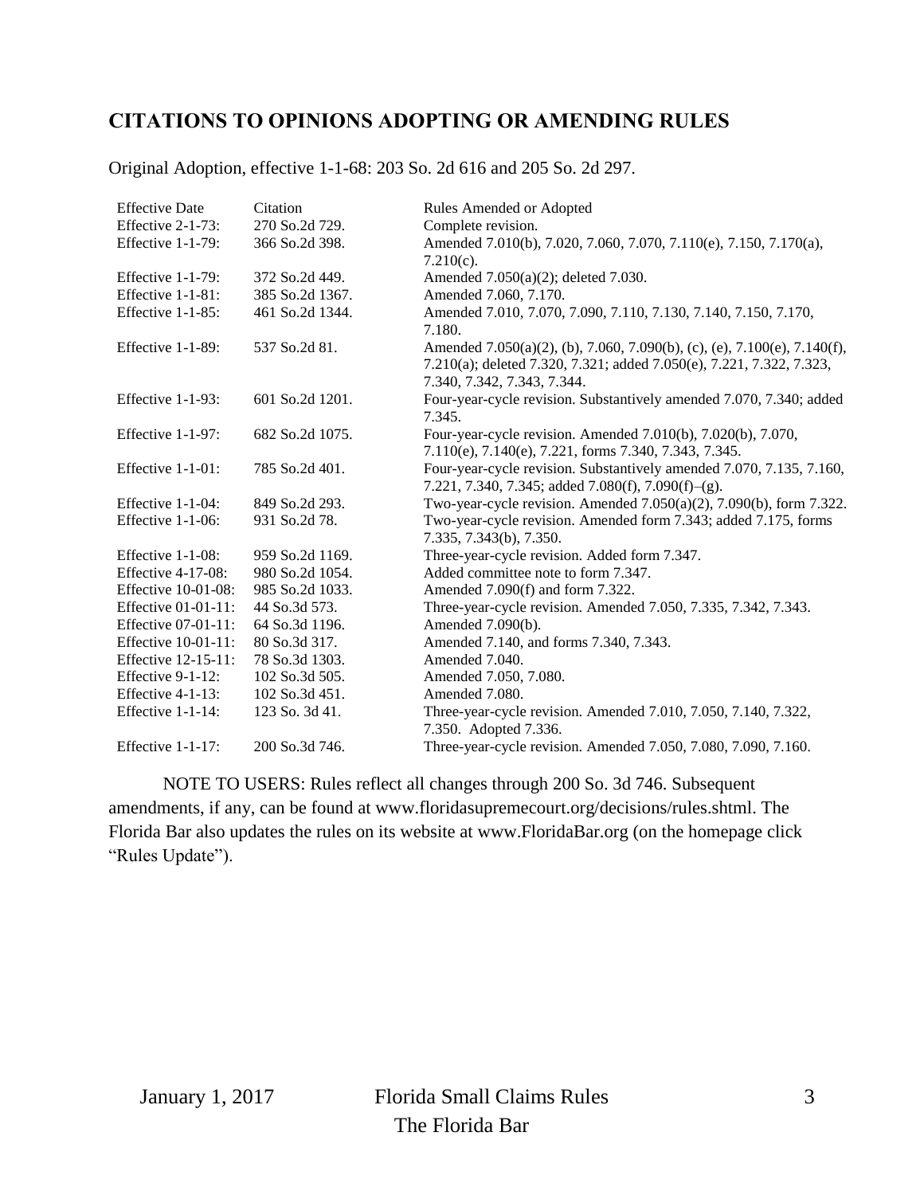## CITATIONS TO OPINIONS ADOPTING OR AMENDING RULES

Original Adoption, effective 1-1-68: 203 So. 2d 616 and 205 So. 2d 297.

| Effective Date | Citation | Rules Amended or Adopted |
|---|---|---|
| Effective 2-1-73: | 270 So.2d 729. | Complete revision. |
| Effective 1-1-79: | 366 So.2d 398. | Amended 7.010(b), 7.020, 7.060, 7.070, 7.110(e), 7.150, 7.170(a), 7.210(c). |
| Effective 1-1-79: | 372 So.2d 449. | Amended 7.050(a)(2); deleted 7.030. |
| Effective 1-1-81: | 385 So.2d 1367. | Amended 7.060, 7.170. |
| Effective 1-1-85: | 461 So.2d 1344. | Amended 7.010, 7.070, 7.090, 7.110, 7.130, 7.140, 7.150, 7.170, 7.180. |
| Effective 1-1-89: | 537 So.2d 81. | Amended 7.050(a)(2), (b), 7.060, 7.090(b), (c), (e), 7.100(e), 7.140(f), 7.210(a); deleted 7.320, 7.321; added 7.050(e), 7.221, 7.322, 7.323, 7.340, 7.342, 7.343, 7.344. |
| Effective 1-1-93: | 601 So.2d 1201. | Four-year-cycle revision. Substantively amended 7.070, 7.340; added 7.345. |
| Effective 1-1-97: | 682 So.2d 1075. | Four-year-cycle revision. Amended 7.010(b), 7.020(b), 7.070, 7.110(e), 7.140(e), 7.221, forms 7.340, 7.343, 7.345. |
| Effective 1-1-01: | 785 So.2d 401. | Four-year-cycle revision. Substantively amended 7.070, 7.135, 7.160, 7.221, 7.340, 7.345; added 7.080(f), 7.090(f)–(g). |
| Effective 1-1-04: | 849 So.2d 293. | Two-year-cycle revision. Amended 7.050(a)(2), 7.090(b), form 7.322. |
| Effective 1-1-06: | 931 So.2d 78. | Two-year-cycle revision. Amended form 7.343; added 7.175, forms 7.335, 7.343(b), 7.350. |
| Effective 1-1-08: | 959 So.2d 1169. | Three-year-cycle revision. Added form 7.347. |
| Effective 4-17-08: | 980 So.2d 1054. | Added committee note to form 7.347. |
| Effective 10-01-08: | 985 So.2d 1033. | Amended 7.090(f) and form 7.322. |
| Effective 01-01-11: | 44 So.3d 573. | Three-year-cycle revision. Amended 7.050, 7.335, 7.342, 7.343. |
| Effective 07-01-11: | 64 So.3d 1196. | Amended 7.090(b). |
| Effective 10-01-11: | 80 So.3d 317. | Amended 7.140, and forms 7.340, 7.343. |
| Effective 12-15-11: | 78 So.3d 1303. | Amended 7.040. |
| Effective 9-1-12: | 102 So.3d 505. | Amended 7.050, 7.080. |
| Effective 4-1-13: | 102 So.3d 451. | Amended 7.080. |
| Effective 1-1-14: | 123 So. 3d 41. | Three-year-cycle revision. Amended 7.010, 7.050, 7.140, 7.322, 7.350. Adopted 7.336. |
| Effective 1-1-17: | 200 So.3d 746. | Three-year-cycle revision. Amended 7.050, 7.080, 7.090, 7.160. |

NOTE TO USERS: Rules reflect all changes through 200 So. 3d 746. Subsequent amendments, if any, can be found at www.floridasupremecourt.org/decisions/rules.shtml. The Florida Bar also updates the rules on its website at www.FloridaBar.org (on the homepage click "Rules Update").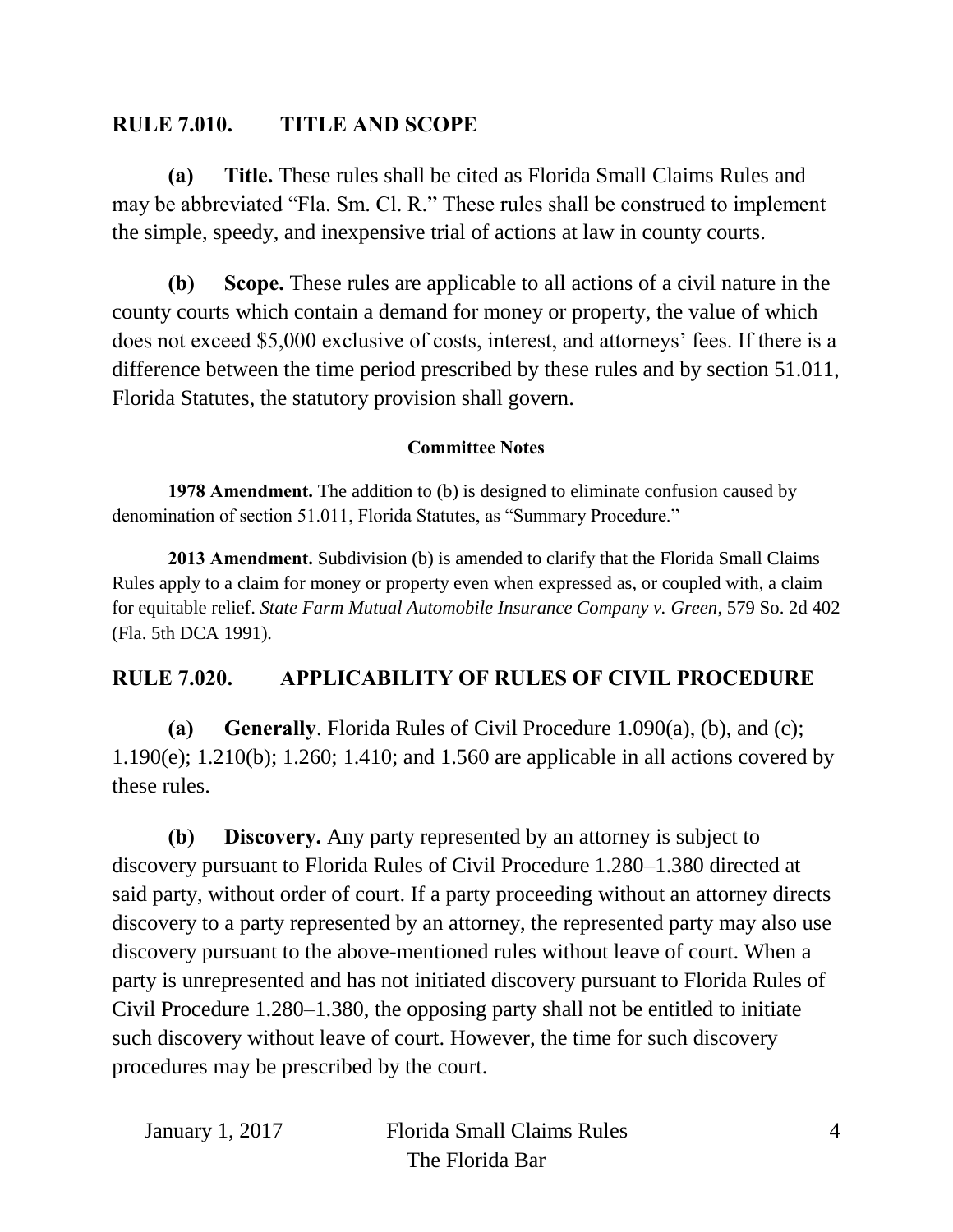## RULE 7.010. TITLE AND SCOPE

**(a) Title.** These rules shall be cited as Florida Small Claims Rules and may be abbreviated "Fla. Sm. Cl. R." These rules shall be construed to implement the simple, speedy, and inexpensive trial of actions at law in county courts.

**(b) Scope.** These rules are applicable to all actions of a civil nature in the county courts which contain a demand for money or property, the value of which does not exceed $5,000 exclusive of costs, interest, and attorneys' fees. If there is a difference between the time period prescribed by these rules and by section 51.011, Florida Statutes, the statutory provision shall govern.

#### Committee Notes

**1978 Amendment.** The addition to (b) is designed to eliminate confusion caused by denomination of section 51.011, Florida Statutes, as "Summary Procedure."

**2013 Amendment.** Subdivision (b) is amended to clarify that the Florida Small Claims Rules apply to a claim for money or property even when expressed as, or coupled with, a claim for equitable relief. *State Farm Mutual Automobile Insurance Company v. Green*, 579 So. 2d 402 (Fla. 5th DCA 1991).

## RULE 7.020. APPLICABILITY OF RULES OF CIVIL PROCEDURE

**(a) Generally**. Florida Rules of Civil Procedure 1.090(a), (b), and (c); 1.190(e); 1.210(b); 1.260; 1.410; and 1.560 are applicable in all actions covered by these rules.

**(b) Discovery.** Any party represented by an attorney is subject to discovery pursuant to Florida Rules of Civil Procedure 1.280–1.380 directed at said party, without order of court. If a party proceeding without an attorney directs discovery to a party represented by an attorney, the represented party may also use discovery pursuant to the above-mentioned rules without leave of court. When a party is unrepresented and has not initiated discovery pursuant to Florida Rules of Civil Procedure 1.280–1.380, the opposing party shall not be entitled to initiate such discovery without leave of court. However, the time for such discovery procedures may be prescribed by the court.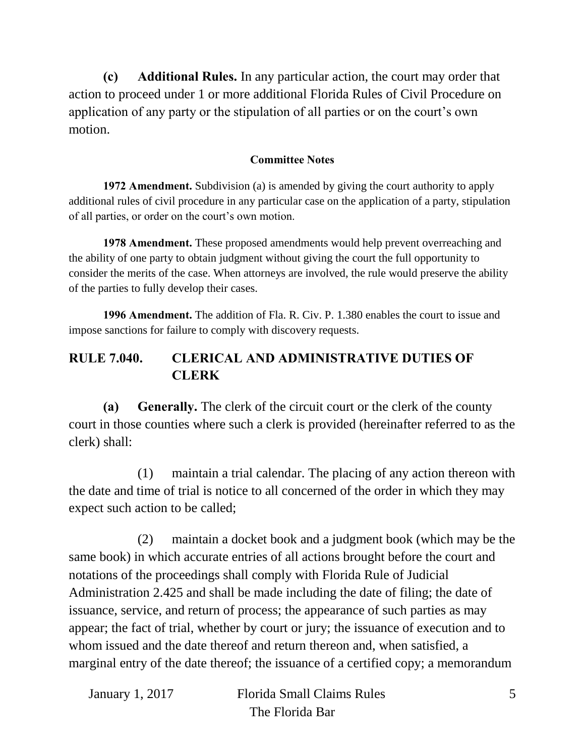**(c) Additional Rules.** In any particular action, the court may order that action to proceed under 1 or more additional Florida Rules of Civil Procedure on application of any party or the stipulation of all parties or on the court's own motion.

#### Committee Notes

**1972 Amendment.** Subdivision (a) is amended by giving the court authority to apply additional rules of civil procedure in any particular case on the application of a party, stipulation of all parties, or order on the court's own motion.

**1978 Amendment.** These proposed amendments would help prevent overreaching and the ability of one party to obtain judgment without giving the court the full opportunity to consider the merits of the case. When attorneys are involved, the rule would preserve the ability of the parties to fully develop their cases.

**1996 Amendment.** The addition of Fla. R. Civ. P. 1.380 enables the court to issue and impose sanctions for failure to comply with discovery requests.

## RULE 7.040. CLERICAL AND ADMINISTRATIVE DUTIES OF CLERK

**(a) Generally.** The clerk of the circuit court or the clerk of the county court in those counties where such a clerk is provided (hereinafter referred to as the clerk) shall:

(1) maintain a trial calendar. The placing of any action thereon with the date and time of trial is notice to all concerned of the order in which they may expect such action to be called;

(2) maintain a docket book and a judgment book (which may be the same book) in which accurate entries of all actions brought before the court and notations of the proceedings shall comply with Florida Rule of Judicial Administration 2.425 and shall be made including the date of filing; the date of issuance, service, and return of process; the appearance of such parties as may appear; the fact of trial, whether by court or jury; the issuance of execution and to whom issued and the date thereof and return thereon and, when satisfied, a marginal entry of the date thereof; the issuance of a certified copy; a memorandum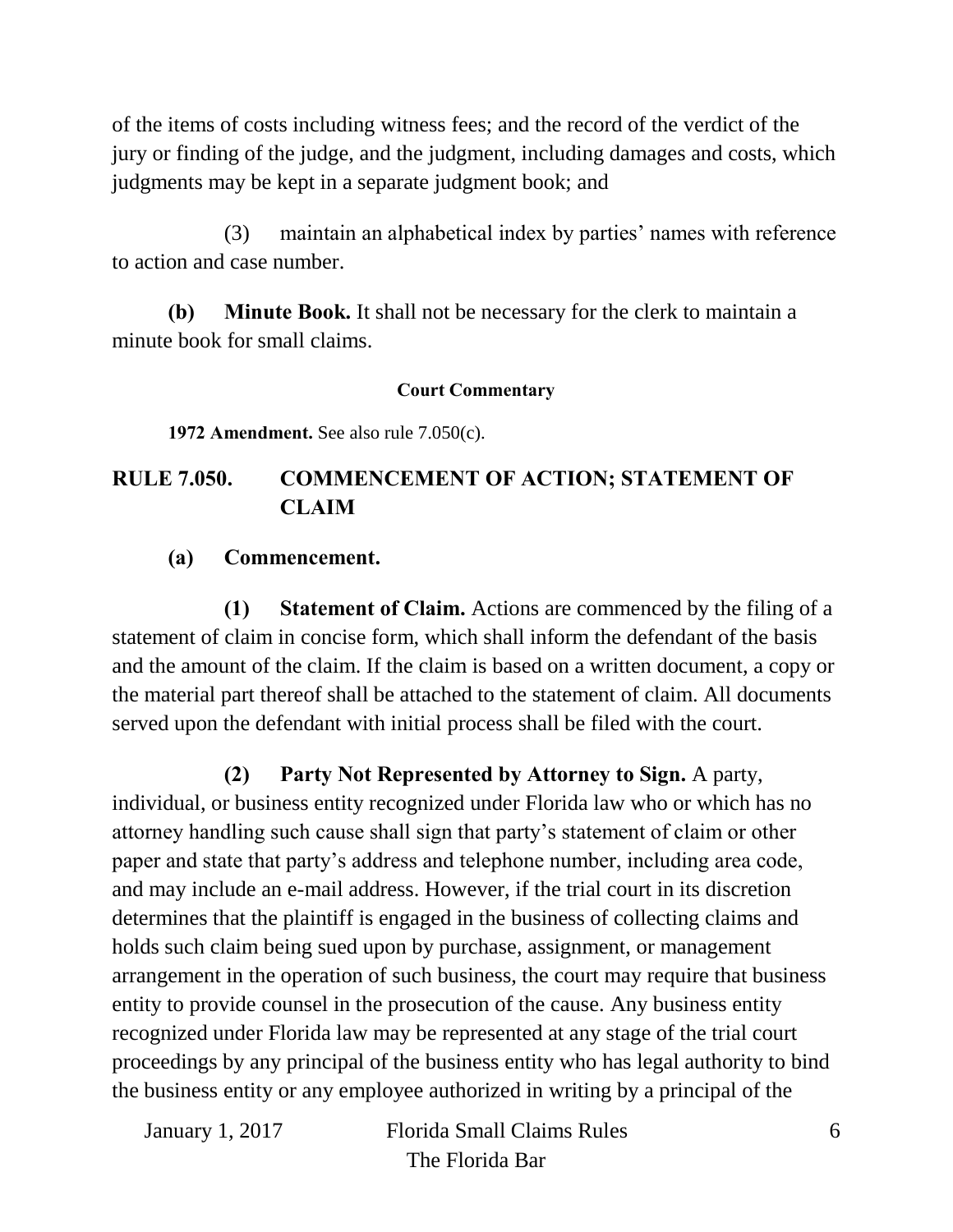of the items of costs including witness fees; and the record of the verdict of the jury or finding of the judge, and the judgment, including damages and costs, which judgments may be kept in a separate judgment book; and

(3) maintain an alphabetical index by parties' names with reference to action and case number.

**(b) Minute Book.** It shall not be necessary for the clerk to maintain a minute book for small claims.

#### Court Commentary

**1972 Amendment.** See also rule 7.050(c).

## RULE 7.050. COMMENCEMENT OF ACTION; STATEMENT OF CLAIM

**(a) Commencement.**

**(1) Statement of Claim.** Actions are commenced by the filing of a statement of claim in concise form, which shall inform the defendant of the basis and the amount of the claim. If the claim is based on a written document, a copy or the material part thereof shall be attached to the statement of claim. All documents served upon the defendant with initial process shall be filed with the court.

**(2) Party Not Represented by Attorney to Sign.** A party, individual, or business entity recognized under Florida law who or which has no attorney handling such cause shall sign that party's statement of claim or other paper and state that party's address and telephone number, including area code, and may include an e-mail address. However, if the trial court in its discretion determines that the plaintiff is engaged in the business of collecting claims and holds such claim being sued upon by purchase, assignment, or management arrangement in the operation of such business, the court may require that business entity to provide counsel in the prosecution of the cause. Any business entity recognized under Florida law may be represented at any stage of the trial court proceedings by any principal of the business entity who has legal authority to bind the business entity or any employee authorized in writing by a principal of the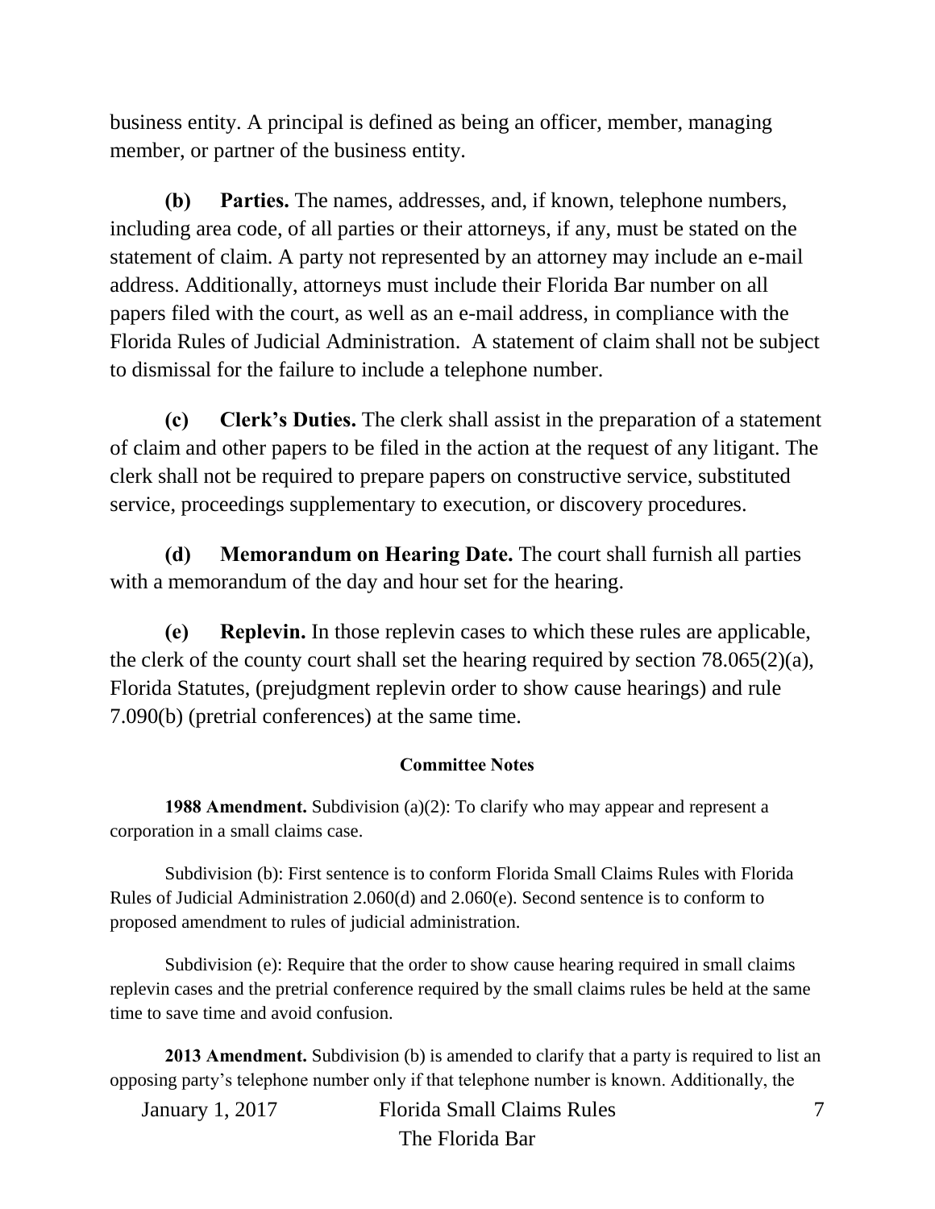business entity. A principal is defined as being an officer, member, managing member, or partner of the business entity.

**(b) Parties.** The names, addresses, and, if known, telephone numbers, including area code, of all parties or their attorneys, if any, must be stated on the statement of claim. A party not represented by an attorney may include an e-mail address. Additionally, attorneys must include their Florida Bar number on all papers filed with the court, as well as an e-mail address, in compliance with the Florida Rules of Judicial Administration. A statement of claim shall not be subject to dismissal for the failure to include a telephone number.

**(c) Clerk's Duties.** The clerk shall assist in the preparation of a statement of claim and other papers to be filed in the action at the request of any litigant. The clerk shall not be required to prepare papers on constructive service, substituted service, proceedings supplementary to execution, or discovery procedures.

**(d) Memorandum on Hearing Date.** The court shall furnish all parties with a memorandum of the day and hour set for the hearing.

**(e) Replevin.** In those replevin cases to which these rules are applicable, the clerk of the county court shall set the hearing required by section 78.065(2)(a), Florida Statutes, (prejudgment replevin order to show cause hearings) and rule 7.090(b) (pretrial conferences) at the same time.

#### Committee Notes

**1988 Amendment.** Subdivision (a)(2): To clarify who may appear and represent a corporation in a small claims case.

Subdivision (b): First sentence is to conform Florida Small Claims Rules with Florida Rules of Judicial Administration 2.060(d) and 2.060(e). Second sentence is to conform to proposed amendment to rules of judicial administration.

Subdivision (e): Require that the order to show cause hearing required in small claims replevin cases and the pretrial conference required by the small claims rules be held at the same time to save time and avoid confusion.

**2013 Amendment.** Subdivision (b) is amended to clarify that a party is required to list an opposing party's telephone number only if that telephone number is known. Additionally, the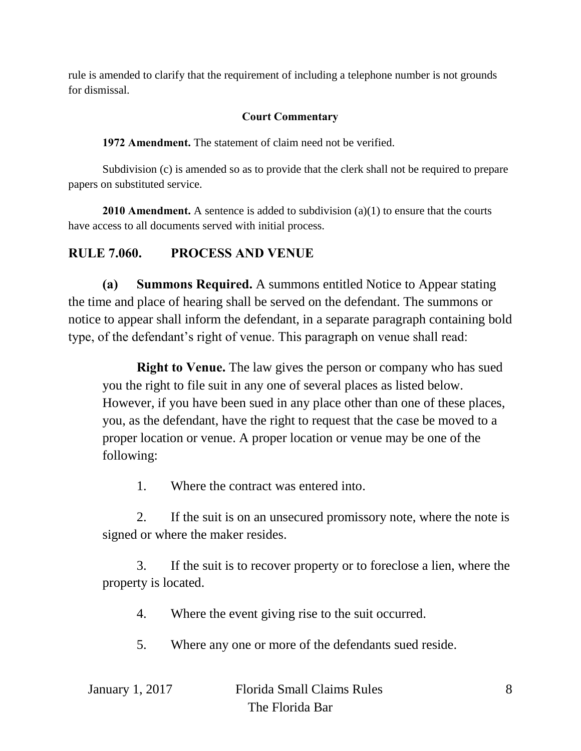rule is amended to clarify that the requirement of including a telephone number is not grounds for dismissal.

**Court Commentary**

**1972 Amendment.** The statement of claim need not be verified.

Subdivision (c) is amended so as to provide that the clerk shall not be required to prepare papers on substituted service.

**2010 Amendment.** A sentence is added to subdivision (a)(1) to ensure that the courts have access to all documents served with initial process.

## RULE 7.060. PROCESS AND VENUE

**(a) Summons Required.** A summons entitled Notice to Appear stating the time and place of hearing shall be served on the defendant. The summons or notice to appear shall inform the defendant, in a separate paragraph containing bold type, of the defendant's right of venue. This paragraph on venue shall read:

> **Right to Venue.** The law gives the person or company who has sued you the right to file suit in any one of several places as listed below. However, if you have been sued in any place other than one of these places, you, as the defendant, have the right to request that the case be moved to a proper location or venue. A proper location or venue may be one of the following:
>
> 1. Where the contract was entered into.
>
> 2. If the suit is on an unsecured promissory note, where the note is signed or where the maker resides.
>
> 3. If the suit is to recover property or to foreclose a lien, where the property is located.
>
> 4. Where the event giving rise to the suit occurred.
>
> 5. Where any one or more of the defendants sued reside.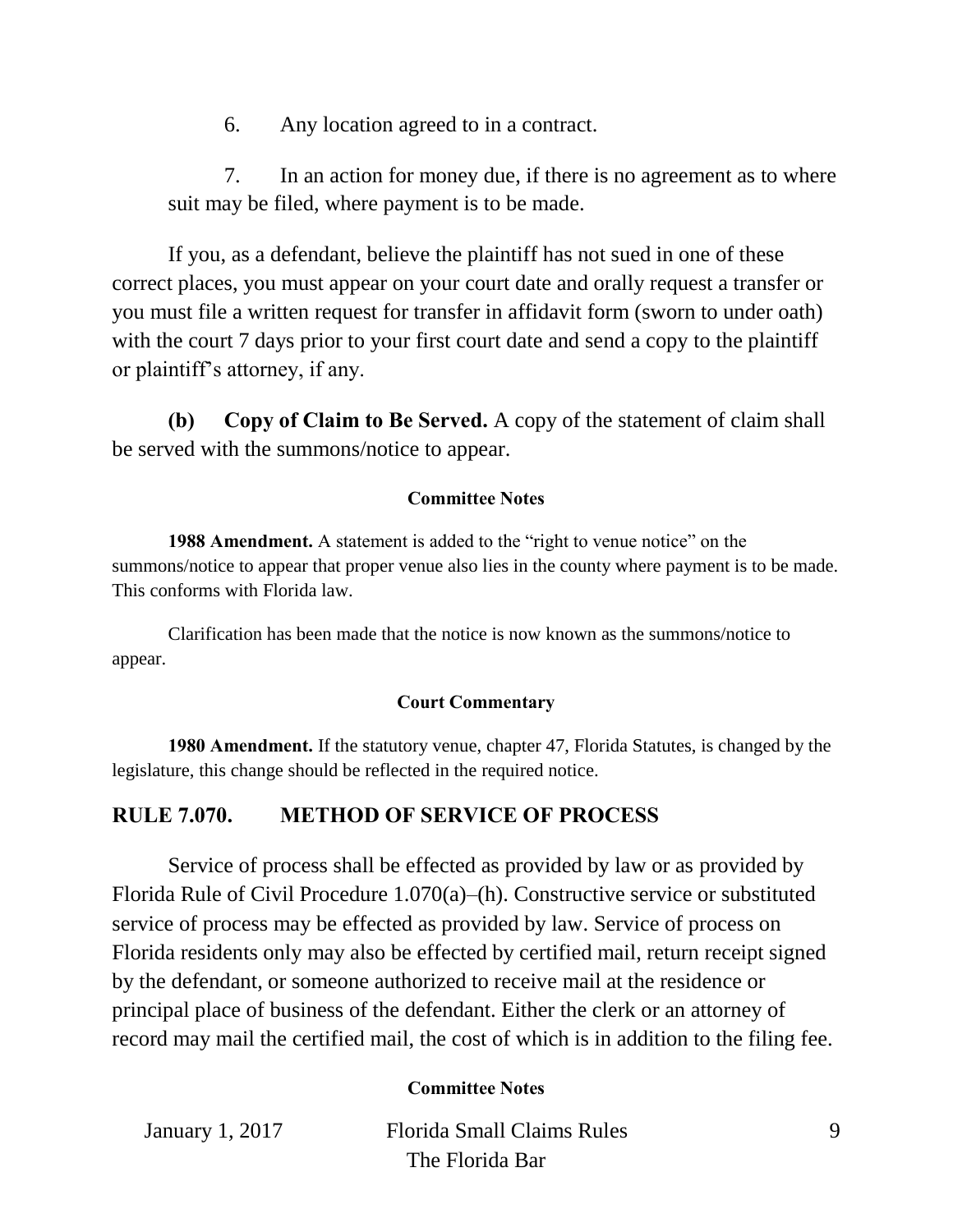6. Any location agreed to in a contract.

7. In an action for money due, if there is no agreement as to where suit may be filed, where payment is to be made.

If you, as a defendant, believe the plaintiff has not sued in one of these correct places, you must appear on your court date and orally request a transfer or you must file a written request for transfer in affidavit form (sworn to under oath) with the court 7 days prior to your first court date and send a copy to the plaintiff or plaintiff's attorney, if any.

**(b) Copy of Claim to Be Served.** A copy of the statement of claim shall be served with the summons/notice to appear.

#### Committee Notes

**1988 Amendment.** A statement is added to the "right to venue notice" on the summons/notice to appear that proper venue also lies in the county where payment is to be made. This conforms with Florida law.

Clarification has been made that the notice is now known as the summons/notice to appear.

#### Court Commentary

**1980 Amendment.** If the statutory venue, chapter 47, Florida Statutes, is changed by the legislature, this change should be reflected in the required notice.

## RULE 7.070. METHOD OF SERVICE OF PROCESS

Service of process shall be effected as provided by law or as provided by Florida Rule of Civil Procedure 1.070(a)–(h). Constructive service or substituted service of process may be effected as provided by law. Service of process on Florida residents only may also be effected by certified mail, return receipt signed by the defendant, or someone authorized to receive mail at the residence or principal place of business of the defendant. Either the clerk or an attorney of record may mail the certified mail, the cost of which is in addition to the filing fee.

#### Committee Notes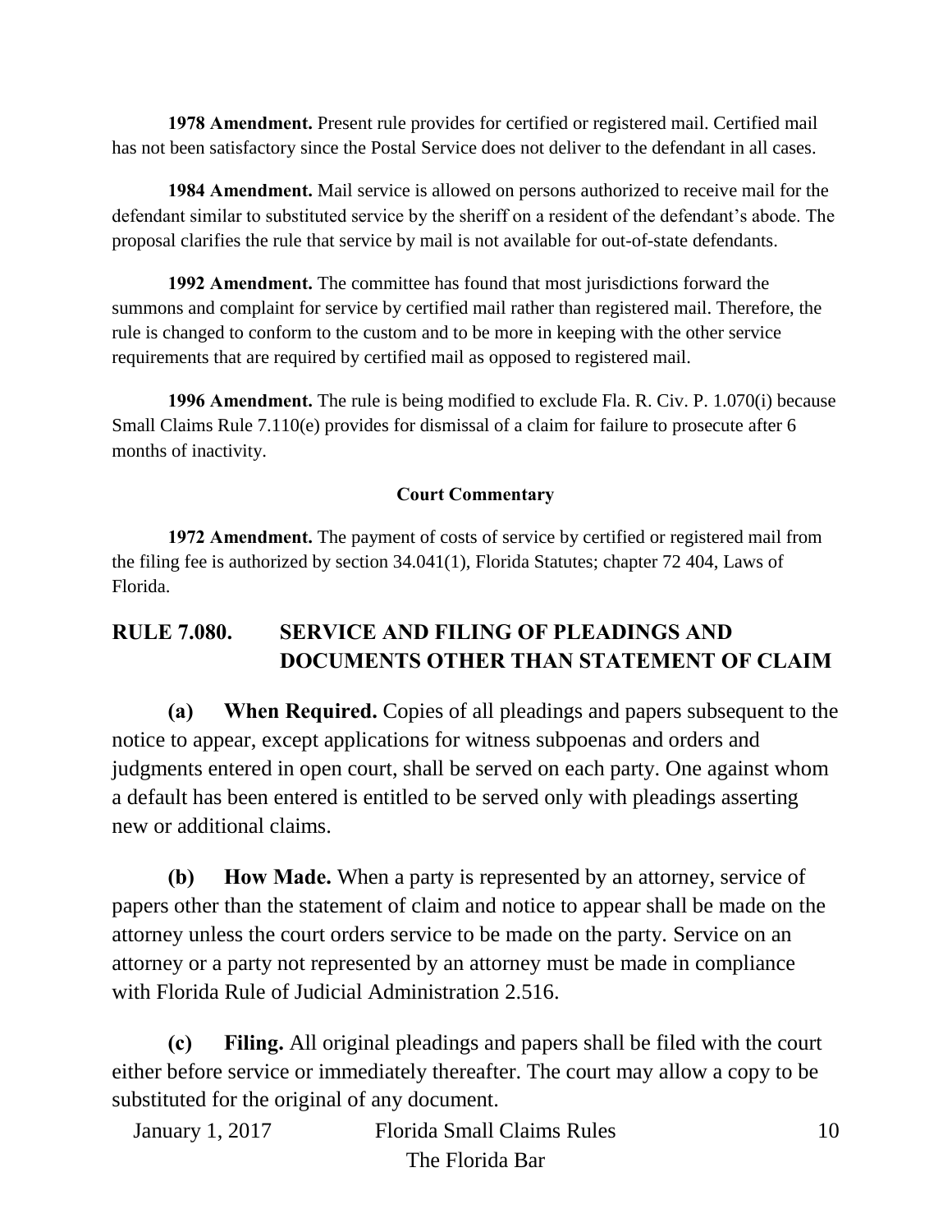**1978 Amendment.** Present rule provides for certified or registered mail. Certified mail has not been satisfactory since the Postal Service does not deliver to the defendant in all cases.

**1984 Amendment.** Mail service is allowed on persons authorized to receive mail for the defendant similar to substituted service by the sheriff on a resident of the defendant's abode. The proposal clarifies the rule that service by mail is not available for out-of-state defendants.

**1992 Amendment.** The committee has found that most jurisdictions forward the summons and complaint for service by certified mail rather than registered mail. Therefore, the rule is changed to conform to the custom and to be more in keeping with the other service requirements that are required by certified mail as opposed to registered mail.

**1996 Amendment.** The rule is being modified to exclude Fla. R. Civ. P. 1.070(i) because Small Claims Rule 7.110(e) provides for dismissal of a claim for failure to prosecute after 6 months of inactivity.

**Court Commentary**

**1972 Amendment.** The payment of costs of service by certified or registered mail from the filing fee is authorized by section 34.041(1), Florida Statutes; chapter 72 404, Laws of Florida.

## RULE 7.080. SERVICE AND FILING OF PLEADINGS AND DOCUMENTS OTHER THAN STATEMENT OF CLAIM

**(a) When Required.** Copies of all pleadings and papers subsequent to the notice to appear, except applications for witness subpoenas and orders and judgments entered in open court, shall be served on each party. One against whom a default has been entered is entitled to be served only with pleadings asserting new or additional claims.

**(b) How Made.** When a party is represented by an attorney, service of papers other than the statement of claim and notice to appear shall be made on the attorney unless the court orders service to be made on the party. Service on an attorney or a party not represented by an attorney must be made in compliance with Florida Rule of Judicial Administration 2.516.

**(c) Filing.** All original pleadings and papers shall be filed with the court either before service or immediately thereafter. The court may allow a copy to be substituted for the original of any document.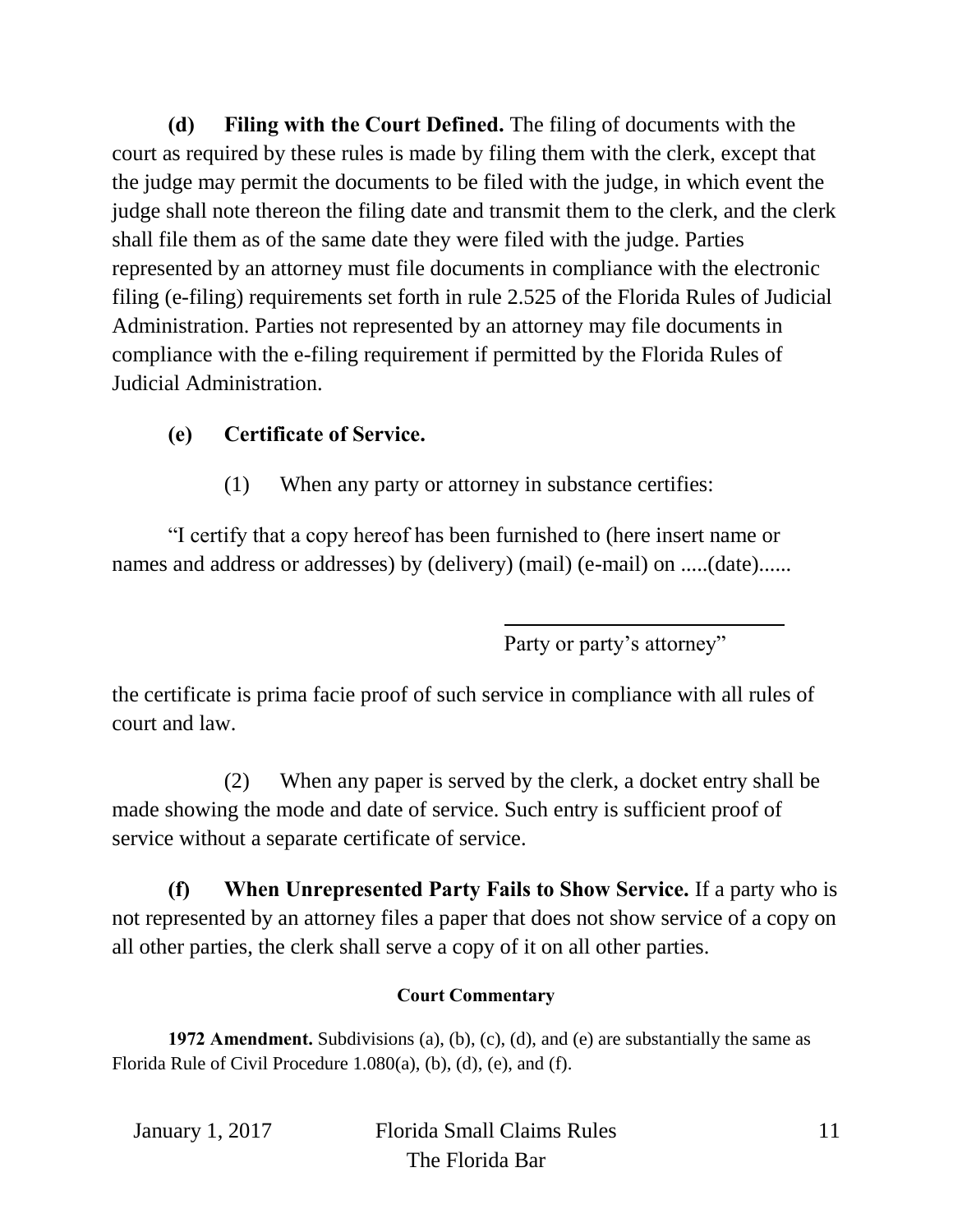**(d) Filing with the Court Defined.** The filing of documents with the court as required by these rules is made by filing them with the clerk, except that the judge may permit the documents to be filed with the judge, in which event the judge shall note thereon the filing date and transmit them to the clerk, and the clerk shall file them as of the same date they were filed with the judge. Parties represented by an attorney must file documents in compliance with the electronic filing (e-filing) requirements set forth in rule 2.525 of the Florida Rules of Judicial Administration. Parties not represented by an attorney may file documents in compliance with the e-filing requirement if permitted by the Florida Rules of Judicial Administration.

**(e) Certificate of Service.**

(1) When any party or attorney in substance certifies:

"I certify that a copy hereof has been furnished to (here insert name or names and address or addresses) by (delivery) (mail) (e-mail) on .....(date)......

\_\_\_\_\_\_\_\_\_\_\_\_\_\_\_\_\_\_\_\_\_\_\_\_\_\_\_\_

Party or party's attorney"

the certificate is prima facie proof of such service in compliance with all rules of court and law.

(2) When any paper is served by the clerk, a docket entry shall be made showing the mode and date of service. Such entry is sufficient proof of service without a separate certificate of service.

**(f) When Unrepresented Party Fails to Show Service.** If a party who is not represented by an attorney files a paper that does not show service of a copy on all other parties, the clerk shall serve a copy of it on all other parties.

**Court Commentary**

**1972 Amendment.** Subdivisions (a), (b), (c), (d), and (e) are substantially the same as Florida Rule of Civil Procedure 1.080(a), (b), (d), (e), and (f).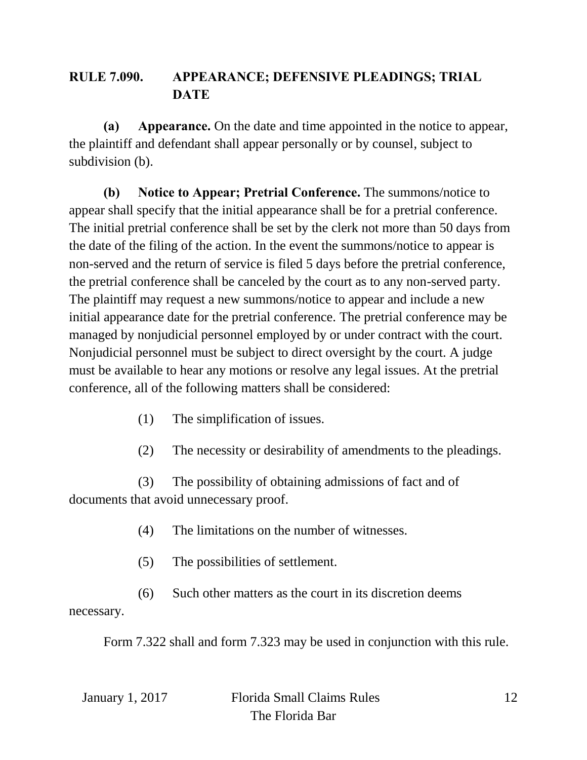## RULE 7.090. APPEARANCE; DEFENSIVE PLEADINGS; TRIAL DATE

**(a) Appearance.** On the date and time appointed in the notice to appear, the plaintiff and defendant shall appear personally or by counsel, subject to subdivision (b).

**(b) Notice to Appear; Pretrial Conference.** The summons/notice to appear shall specify that the initial appearance shall be for a pretrial conference. The initial pretrial conference shall be set by the clerk not more than 50 days from the date of the filing of the action. In the event the summons/notice to appear is non-served and the return of service is filed 5 days before the pretrial conference, the pretrial conference shall be canceled by the court as to any non-served party. The plaintiff may request a new summons/notice to appear and include a new initial appearance date for the pretrial conference. The pretrial conference may be managed by nonjudicial personnel employed by or under contract with the court. Nonjudicial personnel must be subject to direct oversight by the court. A judge must be available to hear any motions or resolve any legal issues. At the pretrial conference, all of the following matters shall be considered:

(1) The simplification of issues.

(2) The necessity or desirability of amendments to the pleadings.

(3) The possibility of obtaining admissions of fact and of documents that avoid unnecessary proof.

(4) The limitations on the number of witnesses.

(5) The possibilities of settlement.

(6) Such other matters as the court in its discretion deems necessary.

Form 7.322 shall and form 7.323 may be used in conjunction with this rule.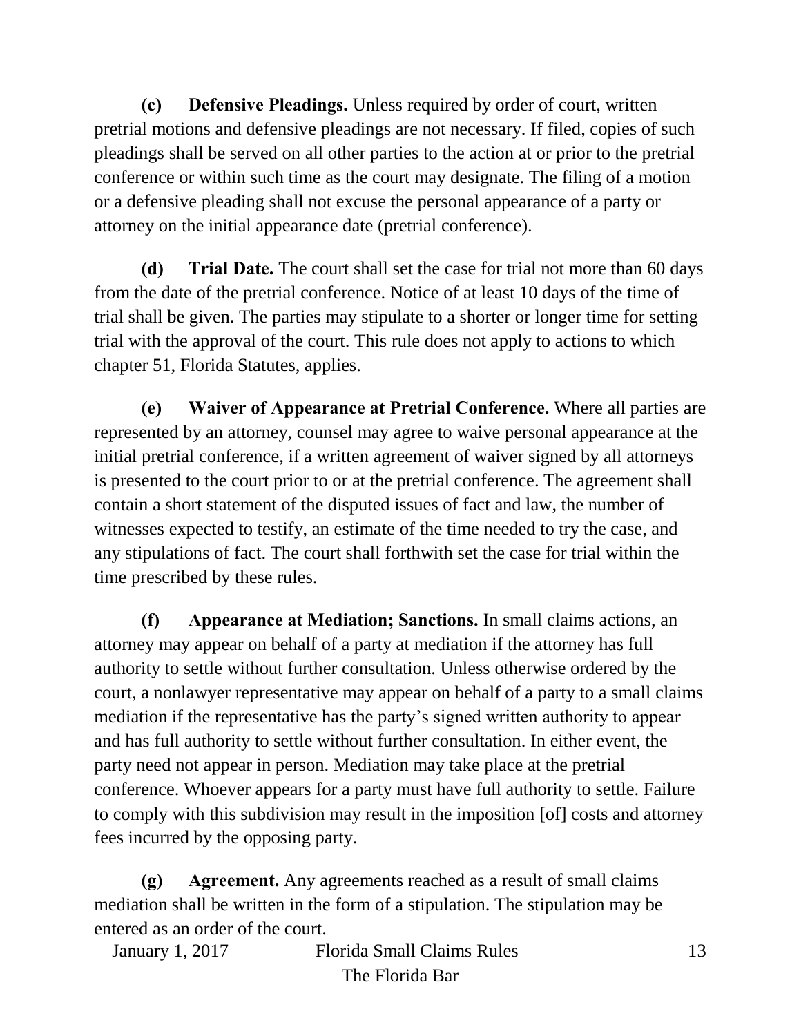**(c) Defensive Pleadings.** Unless required by order of court, written pretrial motions and defensive pleadings are not necessary. If filed, copies of such pleadings shall be served on all other parties to the action at or prior to the pretrial conference or within such time as the court may designate. The filing of a motion or a defensive pleading shall not excuse the personal appearance of a party or attorney on the initial appearance date (pretrial conference).

**(d) Trial Date.** The court shall set the case for trial not more than 60 days from the date of the pretrial conference. Notice of at least 10 days of the time of trial shall be given. The parties may stipulate to a shorter or longer time for setting trial with the approval of the court. This rule does not apply to actions to which chapter 51, Florida Statutes, applies.

**(e) Waiver of Appearance at Pretrial Conference.** Where all parties are represented by an attorney, counsel may agree to waive personal appearance at the initial pretrial conference, if a written agreement of waiver signed by all attorneys is presented to the court prior to or at the pretrial conference. The agreement shall contain a short statement of the disputed issues of fact and law, the number of witnesses expected to testify, an estimate of the time needed to try the case, and any stipulations of fact. The court shall forthwith set the case for trial within the time prescribed by these rules.

**(f) Appearance at Mediation; Sanctions.** In small claims actions, an attorney may appear on behalf of a party at mediation if the attorney has full authority to settle without further consultation. Unless otherwise ordered by the court, a nonlawyer representative may appear on behalf of a party to a small claims mediation if the representative has the party's signed written authority to appear and has full authority to settle without further consultation. In either event, the party need not appear in person. Mediation may take place at the pretrial conference. Whoever appears for a party must have full authority to settle. Failure to comply with this subdivision may result in the imposition [of] costs and attorney fees incurred by the opposing party.

**(g) Agreement.** Any agreements reached as a result of small claims mediation shall be written in the form of a stipulation. The stipulation may be entered as an order of the court.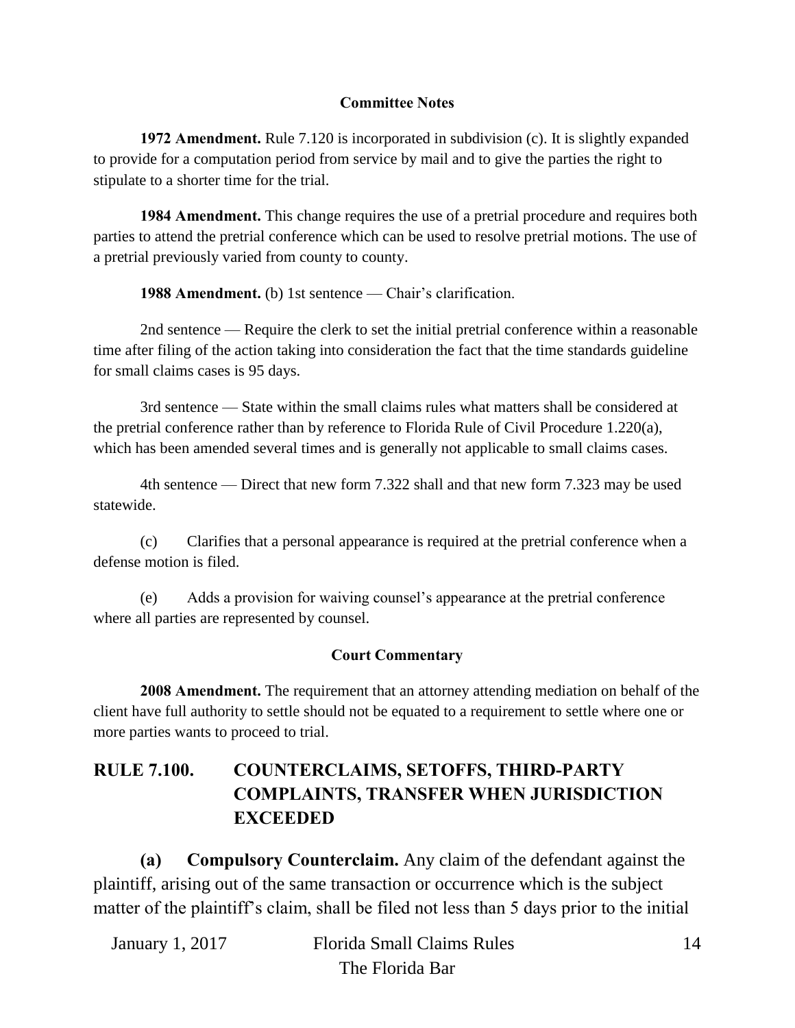#### Committee Notes

**1972 Amendment.** Rule 7.120 is incorporated in subdivision (c). It is slightly expanded to provide for a computation period from service by mail and to give the parties the right to stipulate to a shorter time for the trial.

**1984 Amendment.** This change requires the use of a pretrial procedure and requires both parties to attend the pretrial conference which can be used to resolve pretrial motions. The use of a pretrial previously varied from county to county.

**1988 Amendment.** (b) 1st sentence — Chair's clarification.

2nd sentence — Require the clerk to set the initial pretrial conference within a reasonable time after filing of the action taking into consideration the fact that the time standards guideline for small claims cases is 95 days.

3rd sentence — State within the small claims rules what matters shall be considered at the pretrial conference rather than by reference to Florida Rule of Civil Procedure 1.220(a), which has been amended several times and is generally not applicable to small claims cases.

4th sentence — Direct that new form 7.322 shall and that new form 7.323 may be used statewide.

(c) Clarifies that a personal appearance is required at the pretrial conference when a defense motion is filed.

(e) Adds a provision for waiving counsel's appearance at the pretrial conference where all parties are represented by counsel.

#### Court Commentary

**2008 Amendment.** The requirement that an attorney attending mediation on behalf of the client have full authority to settle should not be equated to a requirement to settle where one or more parties wants to proceed to trial.

## RULE 7.100. COUNTERCLAIMS, SETOFFS, THIRD-PARTY COMPLAINTS, TRANSFER WHEN JURISDICTION EXCEEDED

**(a) Compulsory Counterclaim.** Any claim of the defendant against the plaintiff, arising out of the same transaction or occurrence which is the subject matter of the plaintiff's claim, shall be filed not less than 5 days prior to the initial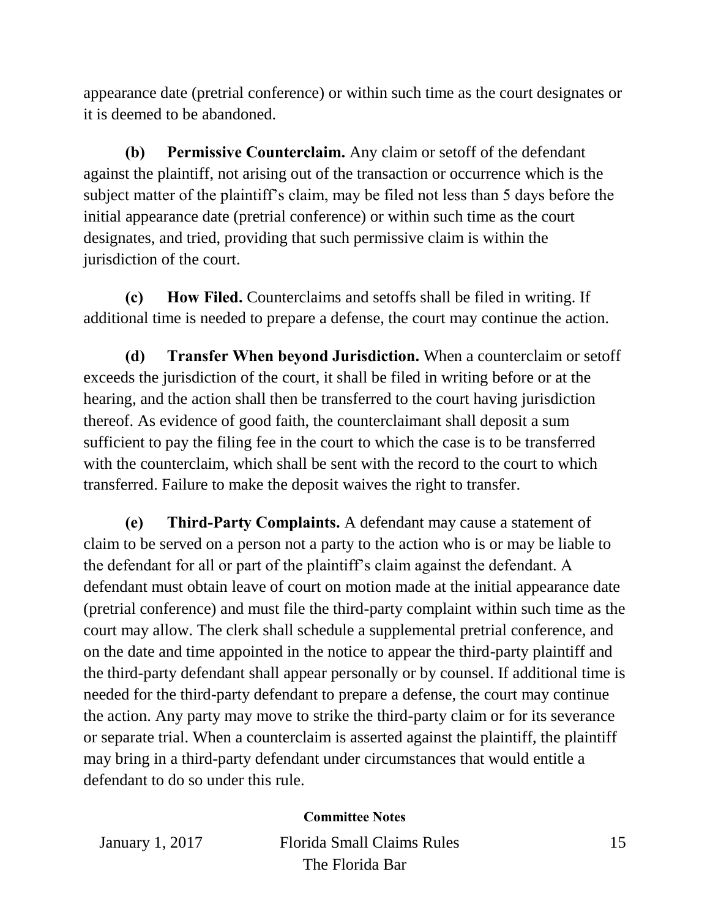appearance date (pretrial conference) or within such time as the court designates or it is deemed to be abandoned.

**(b) Permissive Counterclaim.** Any claim or setoff of the defendant against the plaintiff, not arising out of the transaction or occurrence which is the subject matter of the plaintiff's claim, may be filed not less than 5 days before the initial appearance date (pretrial conference) or within such time as the court designates, and tried, providing that such permissive claim is within the jurisdiction of the court.

**(c) How Filed.** Counterclaims and setoffs shall be filed in writing. If additional time is needed to prepare a defense, the court may continue the action.

**(d) Transfer When beyond Jurisdiction.** When a counterclaim or setoff exceeds the jurisdiction of the court, it shall be filed in writing before or at the hearing, and the action shall then be transferred to the court having jurisdiction thereof. As evidence of good faith, the counterclaimant shall deposit a sum sufficient to pay the filing fee in the court to which the case is to be transferred with the counterclaim, which shall be sent with the record to the court to which transferred. Failure to make the deposit waives the right to transfer.

**(e) Third-Party Complaints.** A defendant may cause a statement of claim to be served on a person not a party to the action who is or may be liable to the defendant for all or part of the plaintiff's claim against the defendant. A defendant must obtain leave of court on motion made at the initial appearance date (pretrial conference) and must file the third-party complaint within such time as the court may allow. The clerk shall schedule a supplemental pretrial conference, and on the date and time appointed in the notice to appear the third-party plaintiff and the third-party defendant shall appear personally or by counsel. If additional time is needed for the third-party defendant to prepare a defense, the court may continue the action. Any party may move to strike the third-party claim or for its severance or separate trial. When a counterclaim is asserted against the plaintiff, the plaintiff may bring in a third-party defendant under circumstances that would entitle a defendant to do so under this rule.

**Committee Notes**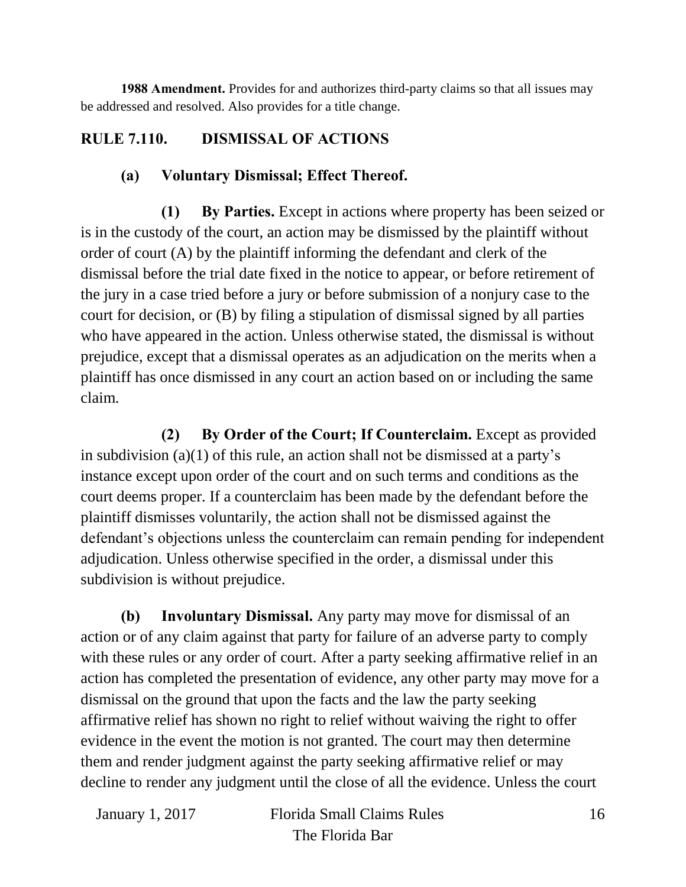**1988 Amendment.** Provides for and authorizes third-party claims so that all issues may be addressed and resolved. Also provides for a title change.

## RULE 7.110. DISMISSAL OF ACTIONS

**(a) Voluntary Dismissal; Effect Thereof.**

**(1) By Parties.** Except in actions where property has been seized or is in the custody of the court, an action may be dismissed by the plaintiff without order of court (A) by the plaintiff informing the defendant and clerk of the dismissal before the trial date fixed in the notice to appear, or before retirement of the jury in a case tried before a jury or before submission of a nonjury case to the court for decision, or (B) by filing a stipulation of dismissal signed by all parties who have appeared in the action. Unless otherwise stated, the dismissal is without prejudice, except that a dismissal operates as an adjudication on the merits when a plaintiff has once dismissed in any court an action based on or including the same claim.

**(2) By Order of the Court; If Counterclaim.** Except as provided in subdivision (a)(1) of this rule, an action shall not be dismissed at a party's instance except upon order of the court and on such terms and conditions as the court deems proper. If a counterclaim has been made by the defendant before the plaintiff dismisses voluntarily, the action shall not be dismissed against the defendant's objections unless the counterclaim can remain pending for independent adjudication. Unless otherwise specified in the order, a dismissal under this subdivision is without prejudice.

**(b) Involuntary Dismissal.** Any party may move for dismissal of an action or of any claim against that party for failure of an adverse party to comply with these rules or any order of court. After a party seeking affirmative relief in an action has completed the presentation of evidence, any other party may move for a dismissal on the ground that upon the facts and the law the party seeking affirmative relief has shown no right to relief without waiving the right to offer evidence in the event the motion is not granted. The court may then determine them and render judgment against the party seeking affirmative relief or may decline to render any judgment until the close of all the evidence. Unless the court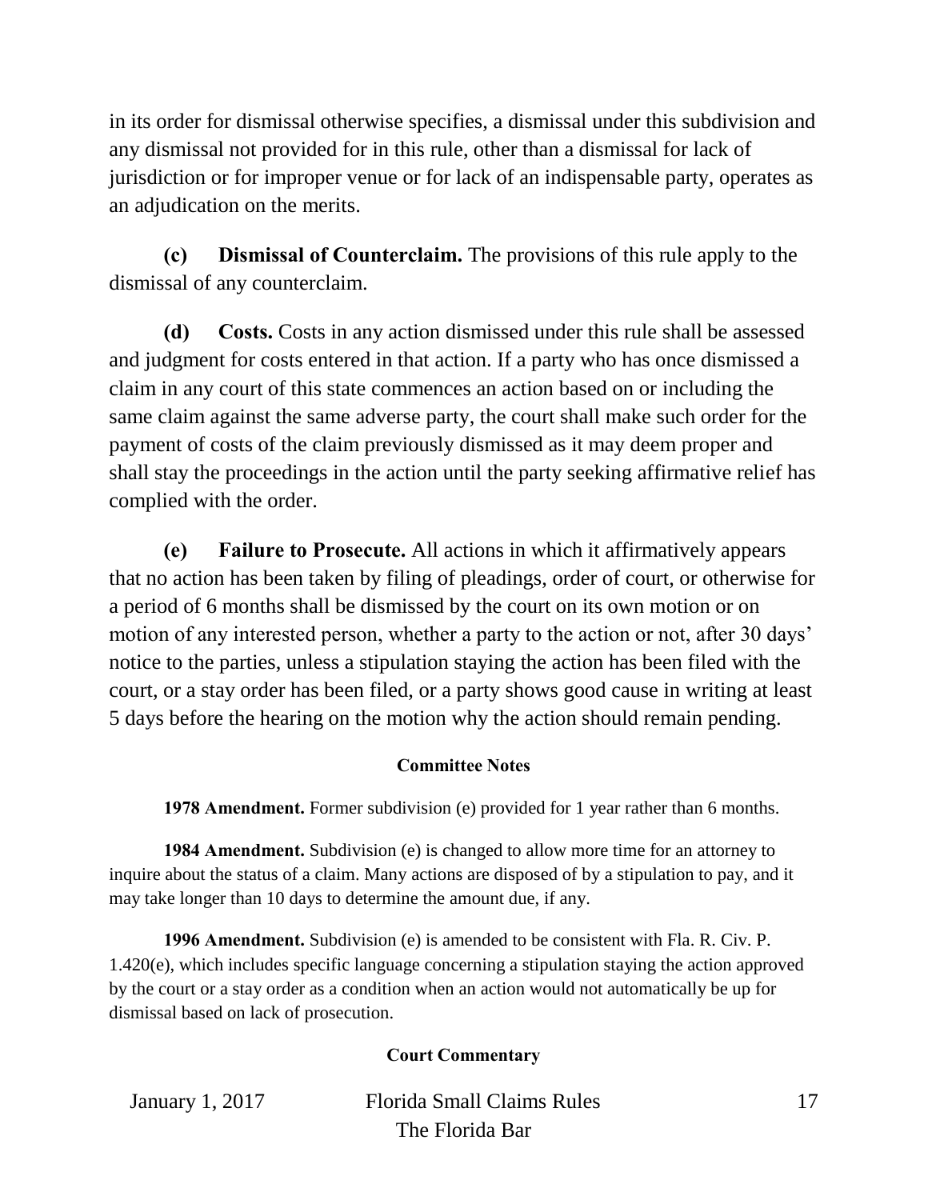in its order for dismissal otherwise specifies, a dismissal under this subdivision and any dismissal not provided for in this rule, other than a dismissal for lack of jurisdiction or for improper venue or for lack of an indispensable party, operates as an adjudication on the merits.

**(c) Dismissal of Counterclaim.** The provisions of this rule apply to the dismissal of any counterclaim.

**(d) Costs.** Costs in any action dismissed under this rule shall be assessed and judgment for costs entered in that action. If a party who has once dismissed a claim in any court of this state commences an action based on or including the same claim against the same adverse party, the court shall make such order for the payment of costs of the claim previously dismissed as it may deem proper and shall stay the proceedings in the action until the party seeking affirmative relief has complied with the order.

**(e) Failure to Prosecute.** All actions in which it affirmatively appears that no action has been taken by filing of pleadings, order of court, or otherwise for a period of 6 months shall be dismissed by the court on its own motion or on motion of any interested person, whether a party to the action or not, after 30 days' notice to the parties, unless a stipulation staying the action has been filed with the court, or a stay order has been filed, or a party shows good cause in writing at least 5 days before the hearing on the motion why the action should remain pending.

#### Committee Notes

**1978 Amendment.** Former subdivision (e) provided for 1 year rather than 6 months.

**1984 Amendment.** Subdivision (e) is changed to allow more time for an attorney to inquire about the status of a claim. Many actions are disposed of by a stipulation to pay, and it may take longer than 10 days to determine the amount due, if any.

**1996 Amendment.** Subdivision (e) is amended to be consistent with Fla. R. Civ. P. 1.420(e), which includes specific language concerning a stipulation staying the action approved by the court or a stay order as a condition when an action would not automatically be up for dismissal based on lack of prosecution.

#### Court Commentary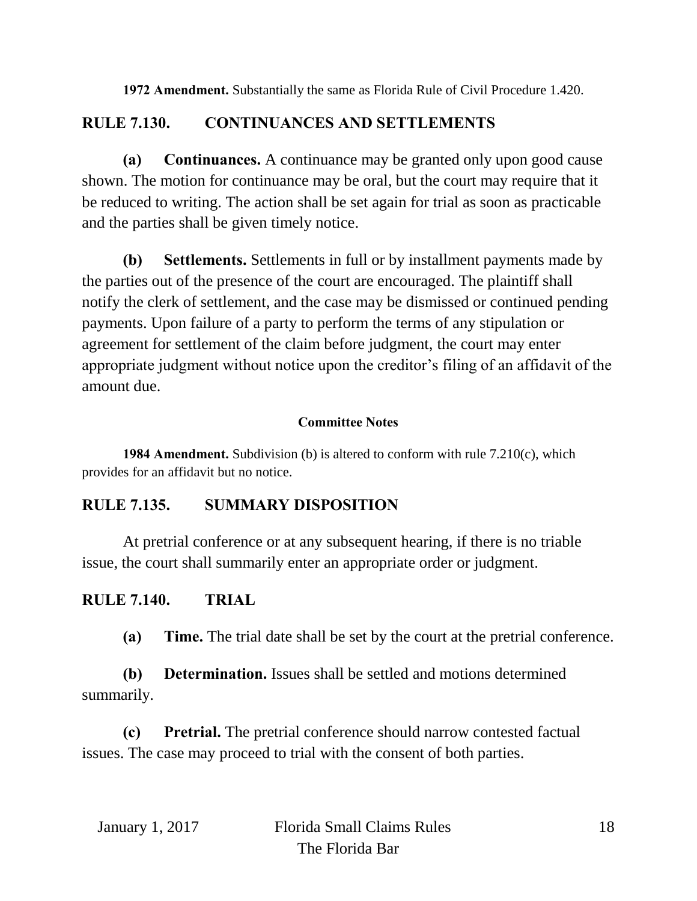**1972 Amendment.** Substantially the same as Florida Rule of Civil Procedure 1.420.

## RULE 7.130. CONTINUANCES AND SETTLEMENTS

**(a) Continuances.** A continuance may be granted only upon good cause shown. The motion for continuance may be oral, but the court may require that it be reduced to writing. The action shall be set again for trial as soon as practicable and the parties shall be given timely notice.

**(b) Settlements.** Settlements in full or by installment payments made by the parties out of the presence of the court are encouraged. The plaintiff shall notify the clerk of settlement, and the case may be dismissed or continued pending payments. Upon failure of a party to perform the terms of any stipulation or agreement for settlement of the claim before judgment, the court may enter appropriate judgment without notice upon the creditor's filing of an affidavit of the amount due.

**Committee Notes**

**1984 Amendment.** Subdivision (b) is altered to conform with rule 7.210(c), which provides for an affidavit but no notice.

## RULE 7.135. SUMMARY DISPOSITION

At pretrial conference or at any subsequent hearing, if there is no triable issue, the court shall summarily enter an appropriate order or judgment.

## RULE 7.140. TRIAL

**(a) Time.** The trial date shall be set by the court at the pretrial conference.

**(b) Determination.** Issues shall be settled and motions determined summarily.

**(c) Pretrial.** The pretrial conference should narrow contested factual issues. The case may proceed to trial with the consent of both parties.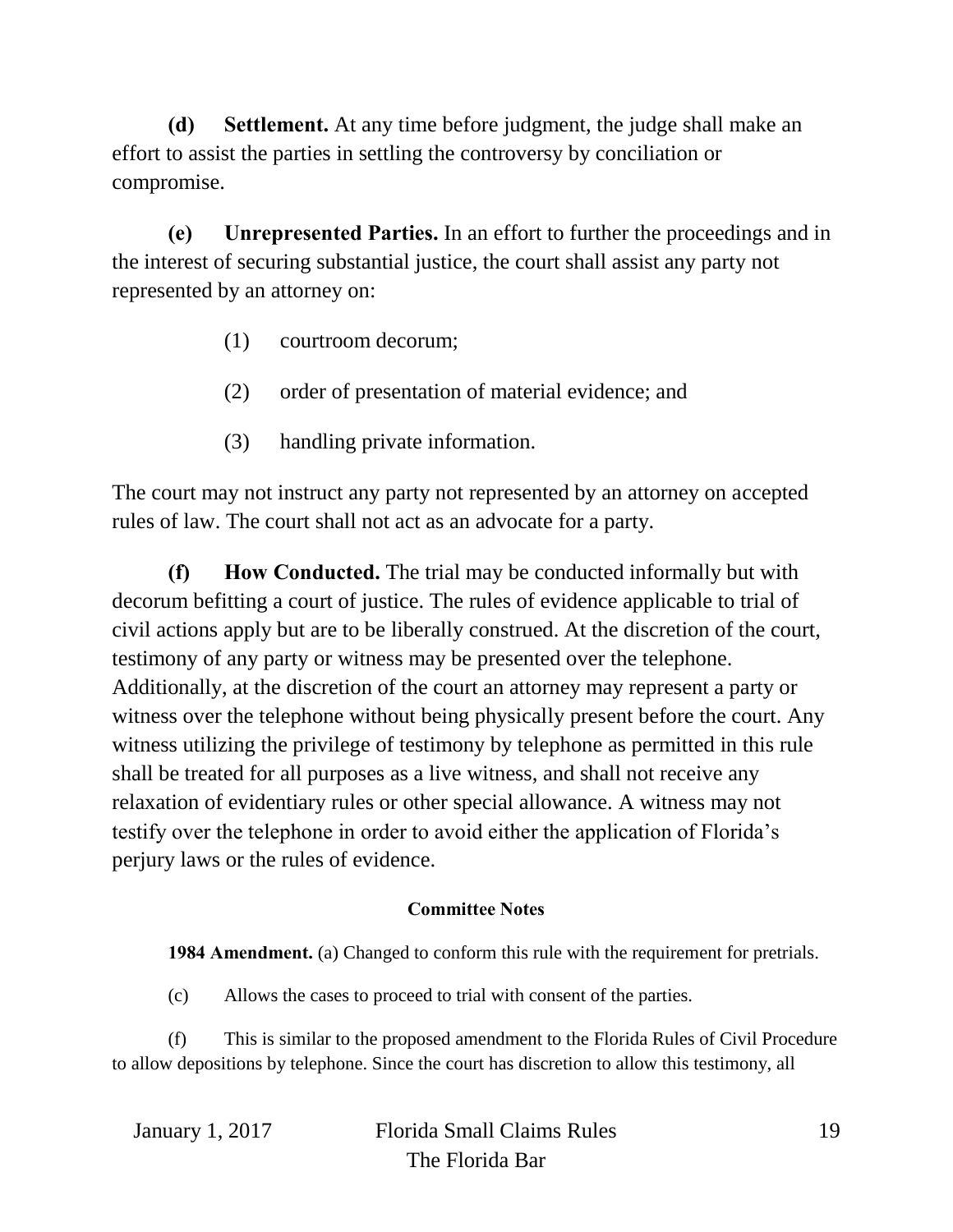**(d) Settlement.** At any time before judgment, the judge shall make an effort to assist the parties in settling the controversy by conciliation or compromise.

**(e) Unrepresented Parties.** In an effort to further the proceedings and in the interest of securing substantial justice, the court shall assist any party not represented by an attorney on:

(1) courtroom decorum;

(2) order of presentation of material evidence; and

(3) handling private information.

The court may not instruct any party not represented by an attorney on accepted rules of law. The court shall not act as an advocate for a party.

**(f) How Conducted.** The trial may be conducted informally but with decorum befitting a court of justice. The rules of evidence applicable to trial of civil actions apply but are to be liberally construed. At the discretion of the court, testimony of any party or witness may be presented over the telephone. Additionally, at the discretion of the court an attorney may represent a party or witness over the telephone without being physically present before the court. Any witness utilizing the privilege of testimony by telephone as permitted in this rule shall be treated for all purposes as a live witness, and shall not receive any relaxation of evidentiary rules or other special allowance. A witness may not testify over the telephone in order to avoid either the application of Florida's perjury laws or the rules of evidence.

#### Committee Notes

**1984 Amendment.** (a) Changed to conform this rule with the requirement for pretrials.

(c) Allows the cases to proceed to trial with consent of the parties.

(f) This is similar to the proposed amendment to the Florida Rules of Civil Procedure to allow depositions by telephone. Since the court has discretion to allow this testimony, all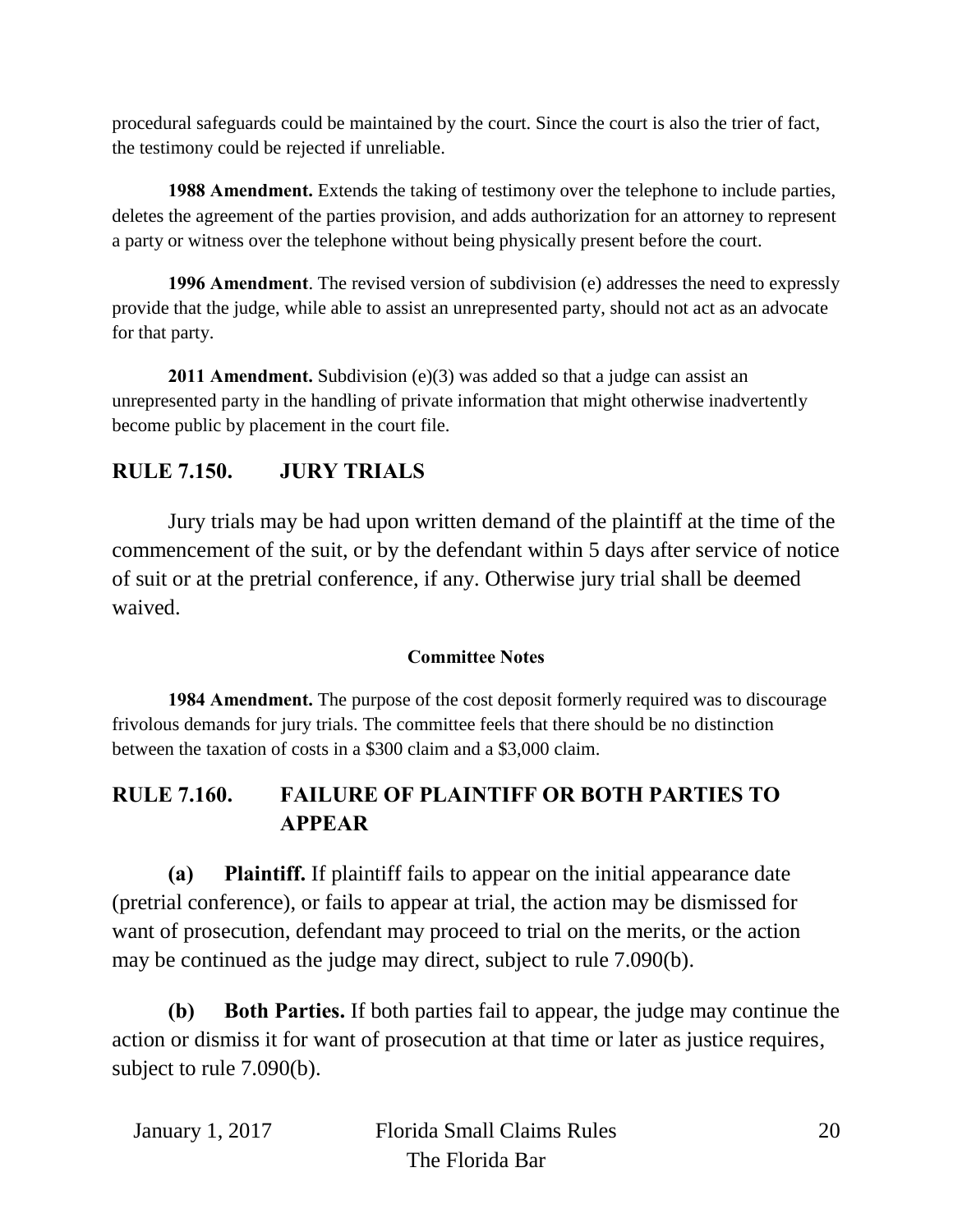procedural safeguards could be maintained by the court. Since the court is also the trier of fact, the testimony could be rejected if unreliable.

**1988 Amendment.** Extends the taking of testimony over the telephone to include parties, deletes the agreement of the parties provision, and adds authorization for an attorney to represent a party or witness over the telephone without being physically present before the court.

**1996 Amendment**. The revised version of subdivision (e) addresses the need to expressly provide that the judge, while able to assist an unrepresented party, should not act as an advocate for that party.

**2011 Amendment.** Subdivision (e)(3) was added so that a judge can assist an unrepresented party in the handling of private information that might otherwise inadvertently become public by placement in the court file.

## RULE 7.150. JURY TRIALS

Jury trials may be had upon written demand of the plaintiff at the time of the commencement of the suit, or by the defendant within 5 days after service of notice of suit or at the pretrial conference, if any. Otherwise jury trial shall be deemed waived.

**Committee Notes**

**1984 Amendment.** The purpose of the cost deposit formerly required was to discourage frivolous demands for jury trials. The committee feels that there should be no distinction between the taxation of costs in a $300 claim and a $3,000 claim.

## RULE 7.160. FAILURE OF PLAINTIFF OR BOTH PARTIES TO APPEAR

**(a) Plaintiff.** If plaintiff fails to appear on the initial appearance date (pretrial conference), or fails to appear at trial, the action may be dismissed for want of prosecution, defendant may proceed to trial on the merits, or the action may be continued as the judge may direct, subject to rule 7.090(b).

**(b) Both Parties.** If both parties fail to appear, the judge may continue the action or dismiss it for want of prosecution at that time or later as justice requires, subject to rule 7.090(b).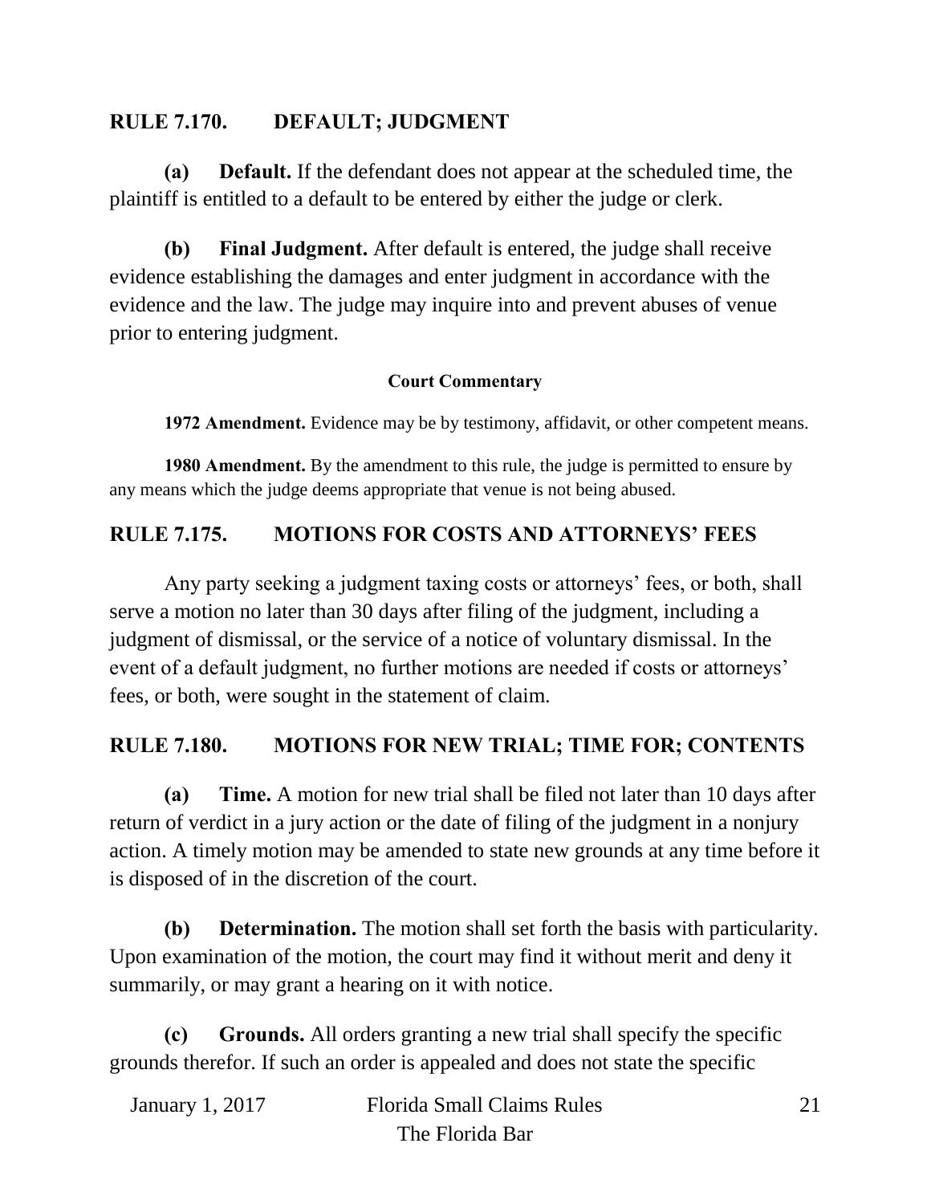## RULE 7.170. DEFAULT; JUDGMENT

**(a) Default.** If the defendant does not appear at the scheduled time, the plaintiff is entitled to a default to be entered by either the judge or clerk.

**(b) Final Judgment.** After default is entered, the judge shall receive evidence establishing the damages and enter judgment in accordance with the evidence and the law. The judge may inquire into and prevent abuses of venue prior to entering judgment.

#### Court Commentary

**1972 Amendment.** Evidence may be by testimony, affidavit, or other competent means.

**1980 Amendment.** By the amendment to this rule, the judge is permitted to ensure by any means which the judge deems appropriate that venue is not being abused.

## RULE 7.175. MOTIONS FOR COSTS AND ATTORNEYS' FEES

Any party seeking a judgment taxing costs or attorneys' fees, or both, shall serve a motion no later than 30 days after filing of the judgment, including a judgment of dismissal, or the service of a notice of voluntary dismissal. In the event of a default judgment, no further motions are needed if costs or attorneys' fees, or both, were sought in the statement of claim.

## RULE 7.180. MOTIONS FOR NEW TRIAL; TIME FOR; CONTENTS

**(a) Time.** A motion for new trial shall be filed not later than 10 days after return of verdict in a jury action or the date of filing of the judgment in a nonjury action. A timely motion may be amended to state new grounds at any time before it is disposed of in the discretion of the court.

**(b) Determination.** The motion shall set forth the basis with particularity. Upon examination of the motion, the court may find it without merit and deny it summarily, or may grant a hearing on it with notice.

**(c) Grounds.** All orders granting a new trial shall specify the specific grounds therefor. If such an order is appealed and does not state the specific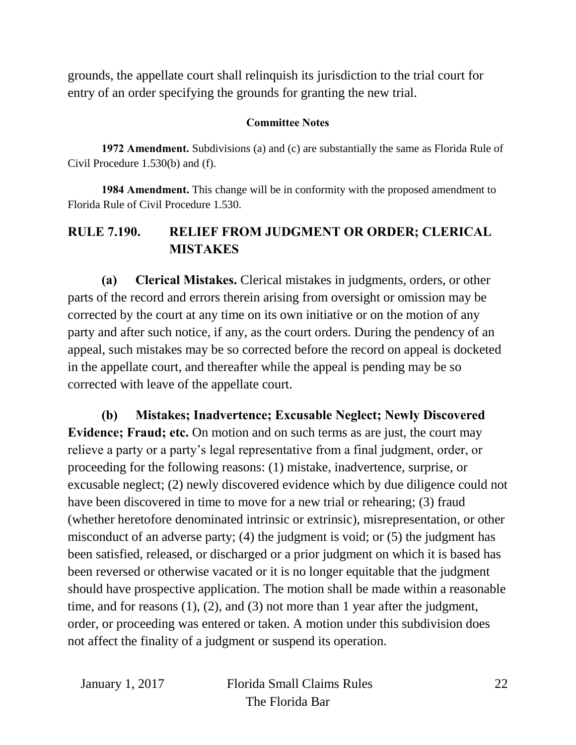grounds, the appellate court shall relinquish its jurisdiction to the trial court for entry of an order specifying the grounds for granting the new trial.

#### Committee Notes

**1972 Amendment.** Subdivisions (a) and (c) are substantially the same as Florida Rule of Civil Procedure 1.530(b) and (f).

**1984 Amendment.** This change will be in conformity with the proposed amendment to Florida Rule of Civil Procedure 1.530.

## RULE 7.190. RELIEF FROM JUDGMENT OR ORDER; CLERICAL MISTAKES

**(a) Clerical Mistakes.** Clerical mistakes in judgments, orders, or other parts of the record and errors therein arising from oversight or omission may be corrected by the court at any time on its own initiative or on the motion of any party and after such notice, if any, as the court orders. During the pendency of an appeal, such mistakes may be so corrected before the record on appeal is docketed in the appellate court, and thereafter while the appeal is pending may be so corrected with leave of the appellate court.

**(b) Mistakes; Inadvertence; Excusable Neglect; Newly Discovered Evidence; Fraud; etc.** On motion and on such terms as are just, the court may relieve a party or a party's legal representative from a final judgment, order, or proceeding for the following reasons: (1) mistake, inadvertence, surprise, or excusable neglect; (2) newly discovered evidence which by due diligence could not have been discovered in time to move for a new trial or rehearing; (3) fraud (whether heretofore denominated intrinsic or extrinsic), misrepresentation, or other misconduct of an adverse party; (4) the judgment is void; or (5) the judgment has been satisfied, released, or discharged or a prior judgment on which it is based has been reversed or otherwise vacated or it is no longer equitable that the judgment should have prospective application. The motion shall be made within a reasonable time, and for reasons (1), (2), and (3) not more than 1 year after the judgment, order, or proceeding was entered or taken. A motion under this subdivision does not affect the finality of a judgment or suspend its operation.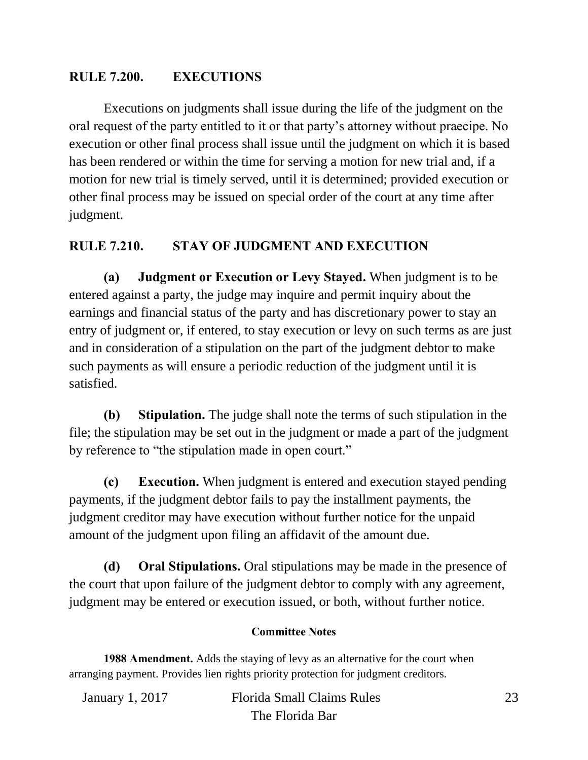## RULE 7.200. EXECUTIONS

Executions on judgments shall issue during the life of the judgment on the oral request of the party entitled to it or that party's attorney without praecipe. No execution or other final process shall issue until the judgment on which it is based has been rendered or within the time for serving a motion for new trial and, if a motion for new trial is timely served, until it is determined; provided execution or other final process may be issued on special order of the court at any time after judgment.

## RULE 7.210. STAY OF JUDGMENT AND EXECUTION

**(a) Judgment or Execution or Levy Stayed.** When judgment is to be entered against a party, the judge may inquire and permit inquiry about the earnings and financial status of the party and has discretionary power to stay an entry of judgment or, if entered, to stay execution or levy on such terms as are just and in consideration of a stipulation on the part of the judgment debtor to make such payments as will ensure a periodic reduction of the judgment until it is satisfied.

**(b) Stipulation.** The judge shall note the terms of such stipulation in the file; the stipulation may be set out in the judgment or made a part of the judgment by reference to "the stipulation made in open court."

**(c) Execution.** When judgment is entered and execution stayed pending payments, if the judgment debtor fails to pay the installment payments, the judgment creditor may have execution without further notice for the unpaid amount of the judgment upon filing an affidavit of the amount due.

**(d) Oral Stipulations.** Oral stipulations may be made in the presence of the court that upon failure of the judgment debtor to comply with any agreement, judgment may be entered or execution issued, or both, without further notice.

### Committee Notes

**1988 Amendment.** Adds the staying of levy as an alternative for the court when arranging payment. Provides lien rights priority protection for judgment creditors.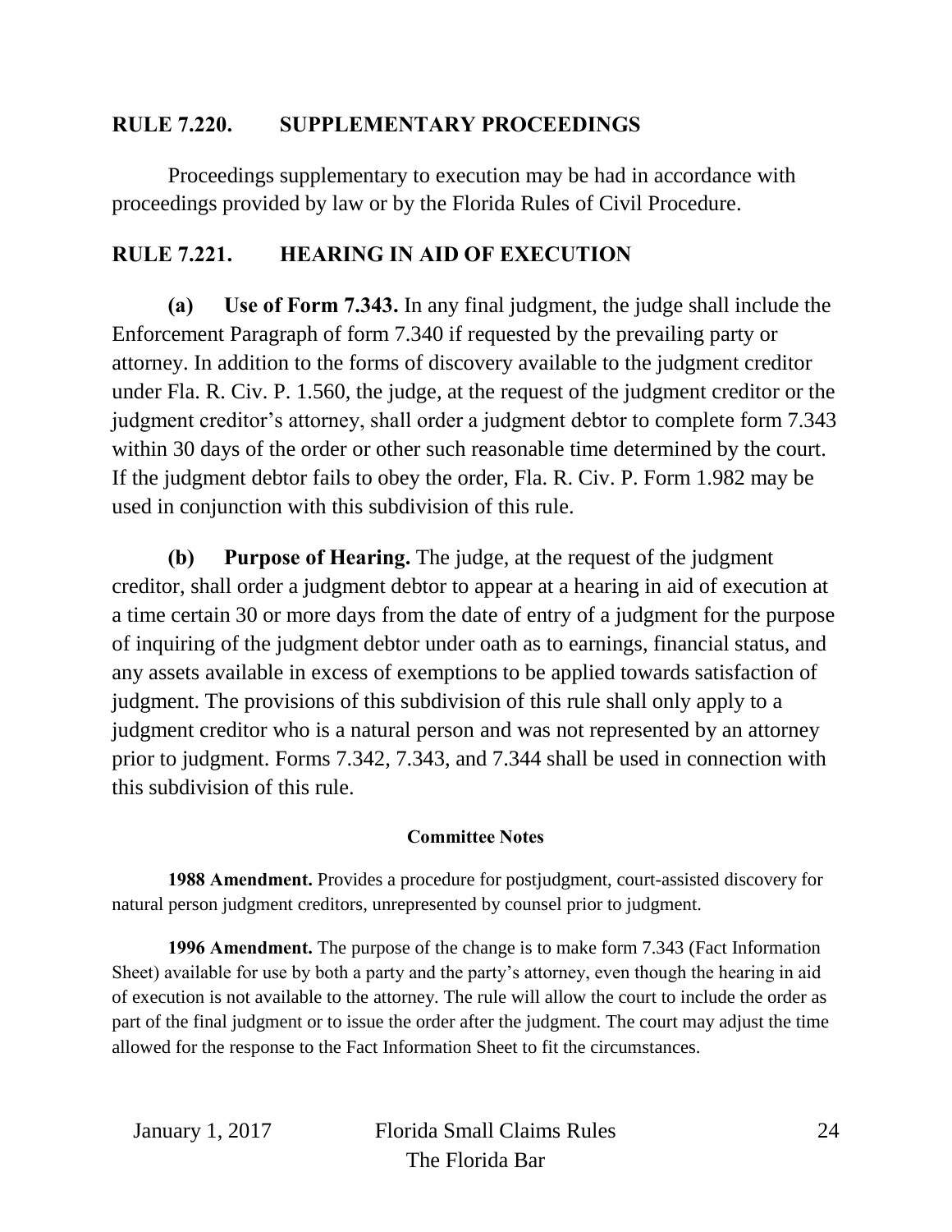## RULE 7.220. SUPPLEMENTARY PROCEEDINGS

Proceedings supplementary to execution may be had in accordance with proceedings provided by law or by the Florida Rules of Civil Procedure.

## RULE 7.221. HEARING IN AID OF EXECUTION

**(a) Use of Form 7.343.** In any final judgment, the judge shall include the Enforcement Paragraph of form 7.340 if requested by the prevailing party or attorney. In addition to the forms of discovery available to the judgment creditor under Fla. R. Civ. P. 1.560, the judge, at the request of the judgment creditor or the judgment creditor's attorney, shall order a judgment debtor to complete form 7.343 within 30 days of the order or other such reasonable time determined by the court. If the judgment debtor fails to obey the order, Fla. R. Civ. P. Form 1.982 may be used in conjunction with this subdivision of this rule.

**(b) Purpose of Hearing.** The judge, at the request of the judgment creditor, shall order a judgment debtor to appear at a hearing in aid of execution at a time certain 30 or more days from the date of entry of a judgment for the purpose of inquiring of the judgment debtor under oath as to earnings, financial status, and any assets available in excess of exemptions to be applied towards satisfaction of judgment. The provisions of this subdivision of this rule shall only apply to a judgment creditor who is a natural person and was not represented by an attorney prior to judgment. Forms 7.342, 7.343, and 7.344 shall be used in connection with this subdivision of this rule.

### Committee Notes

**1988 Amendment.** Provides a procedure for postjudgment, court-assisted discovery for natural person judgment creditors, unrepresented by counsel prior to judgment.

**1996 Amendment.** The purpose of the change is to make form 7.343 (Fact Information Sheet) available for use by both a party and the party's attorney, even though the hearing in aid of execution is not available to the attorney. The rule will allow the court to include the order as part of the final judgment or to issue the order after the judgment. The court may adjust the time allowed for the response to the Fact Information Sheet to fit the circumstances.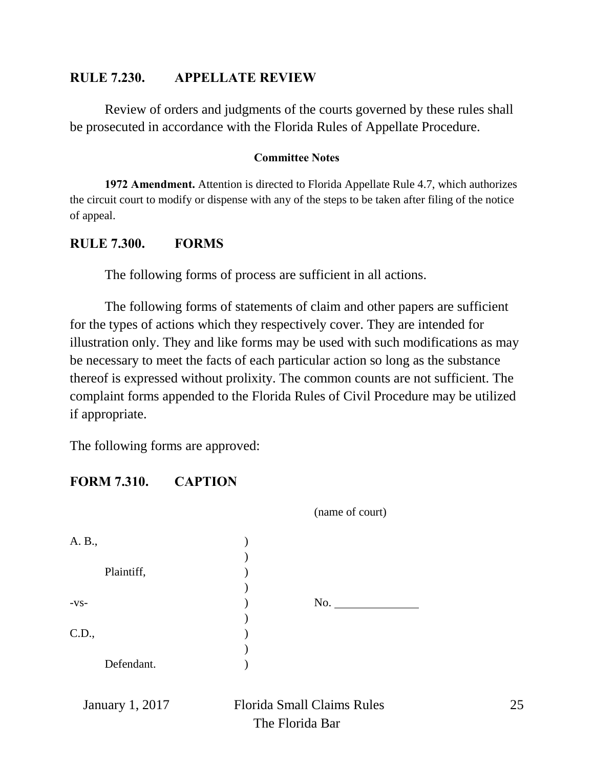## RULE 7.230. APPELLATE REVIEW

Review of orders and judgments of the courts governed by these rules shall be prosecuted in accordance with the Florida Rules of Appellate Procedure.

#### Committee Notes

**1972 Amendment.** Attention is directed to Florida Appellate Rule 4.7, which authorizes the circuit court to modify or dispense with any of the steps to be taken after filing of the notice of appeal.

## RULE 7.300. FORMS

The following forms of process are sufficient in all actions.

The following forms of statements of claim and other papers are sufficient for the types of actions which they respectively cover. They are intended for illustration only. They and like forms may be used with such modifications as may be necessary to meet the facts of each particular action so long as the substance thereof is expressed without prolixity. The common counts are not sufficient. The complaint forms appended to the Florida Rules of Civil Procedure may be utilized if appropriate.

The following forms are approved:

## FORM 7.310. CAPTION

(name of court)

```
A. B.,                    )
                          )
      Plaintiff,          )
                          )
-vs-                      )        No. ______________
                          )
C.D.,                     )
                          )
      Defendant.          )
```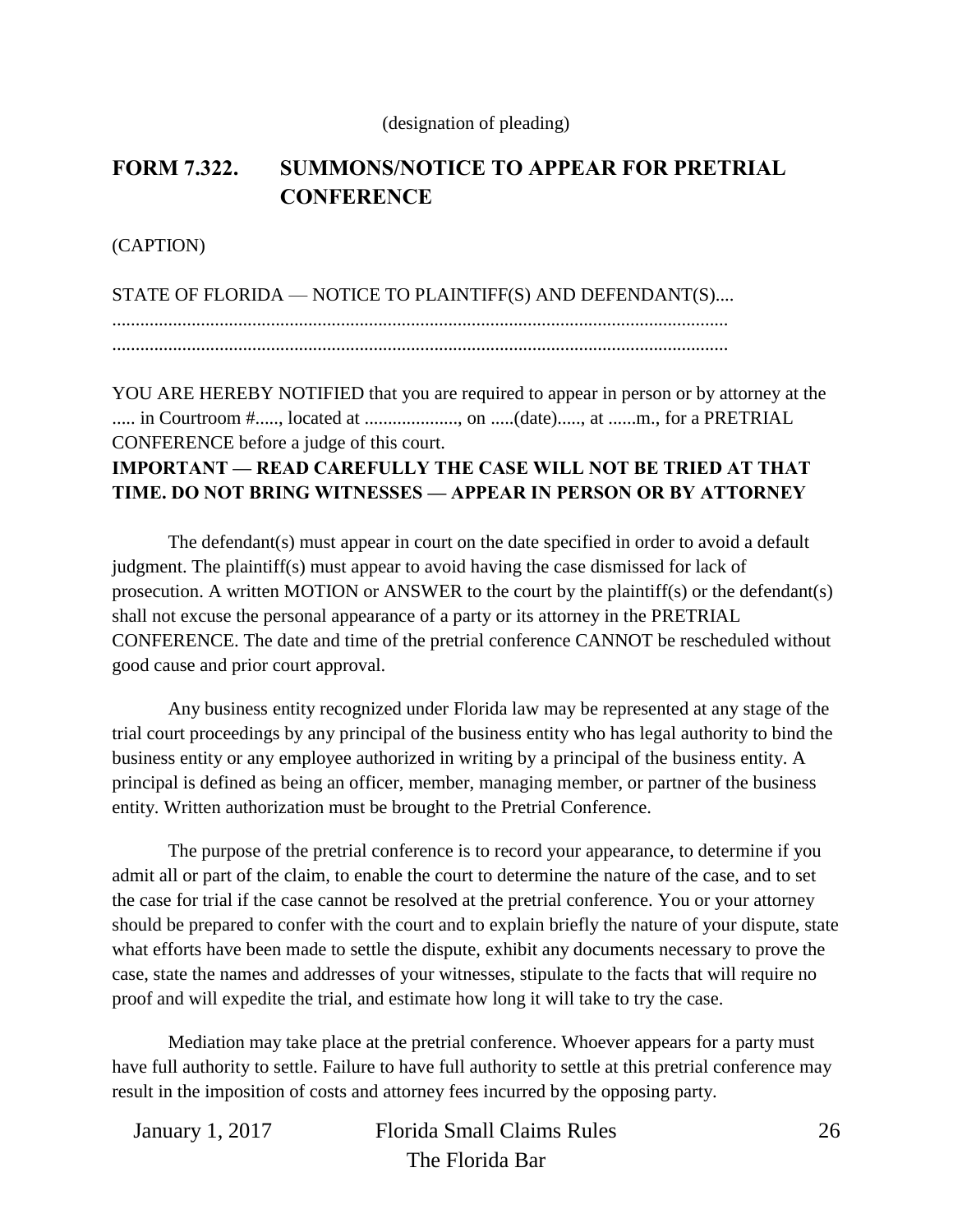(designation of pleading)

## FORM 7.322. SUMMONS/NOTICE TO APPEAR FOR PRETRIAL CONFERENCE

(CAPTION)

STATE OF FLORIDA — NOTICE TO PLAINTIFF(S) AND DEFENDANT(S)....
...................................................................................................................................
...................................................................................................................................

YOU ARE HEREBY NOTIFIED that you are required to appear in person or by attorney at the ..... in Courtroom #....., located at ...................., on .....(date)....., at ......m., for a PRETRIAL CONFERENCE before a judge of this court.

**IMPORTANT — READ CAREFULLY THE CASE WILL NOT BE TRIED AT THAT TIME. DO NOT BRING WITNESSES — APPEAR IN PERSON OR BY ATTORNEY**

The defendant(s) must appear in court on the date specified in order to avoid a default judgment. The plaintiff(s) must appear to avoid having the case dismissed for lack of prosecution. A written MOTION or ANSWER to the court by the plaintiff(s) or the defendant(s) shall not excuse the personal appearance of a party or its attorney in the PRETRIAL CONFERENCE. The date and time of the pretrial conference CANNOT be rescheduled without good cause and prior court approval.

Any business entity recognized under Florida law may be represented at any stage of the trial court proceedings by any principal of the business entity who has legal authority to bind the business entity or any employee authorized in writing by a principal of the business entity. A principal is defined as being an officer, member, managing member, or partner of the business entity. Written authorization must be brought to the Pretrial Conference.

The purpose of the pretrial conference is to record your appearance, to determine if you admit all or part of the claim, to enable the court to determine the nature of the case, and to set the case for trial if the case cannot be resolved at the pretrial conference. You or your attorney should be prepared to confer with the court and to explain briefly the nature of your dispute, state what efforts have been made to settle the dispute, exhibit any documents necessary to prove the case, state the names and addresses of your witnesses, stipulate to the facts that will require no proof and will expedite the trial, and estimate how long it will take to try the case.

Mediation may take place at the pretrial conference. Whoever appears for a party must have full authority to settle. Failure to have full authority to settle at this pretrial conference may result in the imposition of costs and attorney fees incurred by the opposing party.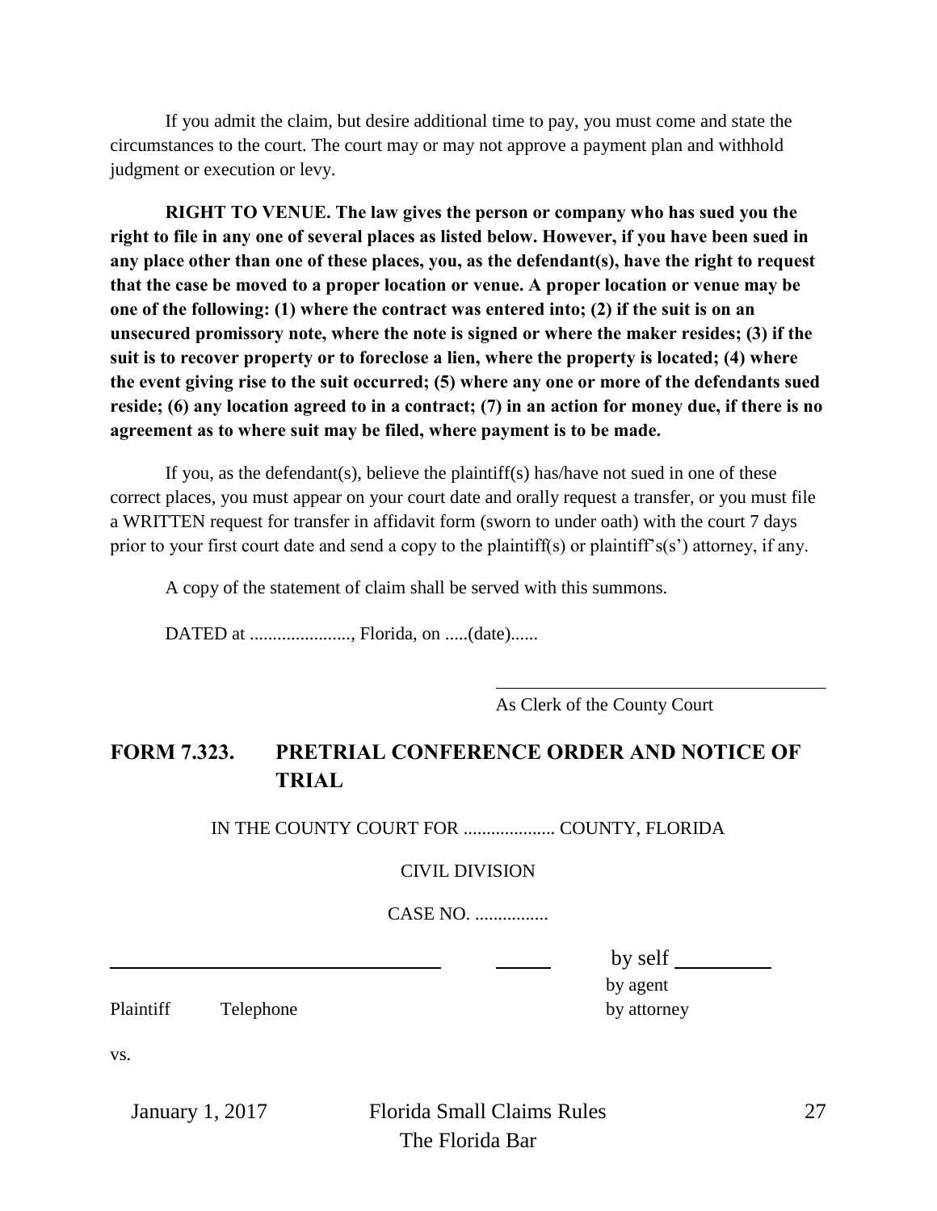If you admit the claim, but desire additional time to pay, you must come and state the circumstances to the court. The court may or may not approve a payment plan and withhold judgment or execution or levy.

**RIGHT TO VENUE. The law gives the person or company who has sued you the right to file in any one of several places as listed below. However, if you have been sued in any place other than one of these places, you, as the defendant(s), have the right to request that the case be moved to a proper location or venue. A proper location or venue may be one of the following: (1) where the contract was entered into; (2) if the suit is on an unsecured promissory note, where the note is signed or where the maker resides; (3) if the suit is to recover property or to foreclose a lien, where the property is located; (4) where the event giving rise to the suit occurred; (5) where any one or more of the defendants sued reside; (6) any location agreed to in a contract; (7) in an action for money due, if there is no agreement as to where suit may be filed, where payment is to be made.**

If you, as the defendant(s), believe the plaintiff(s) has/have not sued in one of these correct places, you must appear on your court date and orally request a transfer, or you must file a WRITTEN request for transfer in affidavit form (sworn to under oath) with the court 7 days prior to your first court date and send a copy to the plaintiff(s) or plaintiff's(s') attorney, if any.

A copy of the statement of claim shall be served with this summons.

DATED at ......................, Florida, on .....(date)......

\_\_\_\_\_\_\_\_\_\_\_\_\_\_\_\_\_\_\_\_\_\_\_\_\_\_\_\_
As Clerk of the County Court

## FORM 7.323. PRETRIAL CONFERENCE ORDER AND NOTICE OF TRIAL

IN THE COUNTY COURT FOR .................... COUNTY, FLORIDA

CIVIL DIVISION

CASE NO. ................

\_\_\_\_\_\_\_\_\_\_\_\_\_\_\_\_\_\_\_\_\_\_\_\_\_\_\_\_ \_\_\_\_\_\_ by self \_\_\_\_\_\_\_\_
by agent
Plaintiff Telephone by attorney

vs.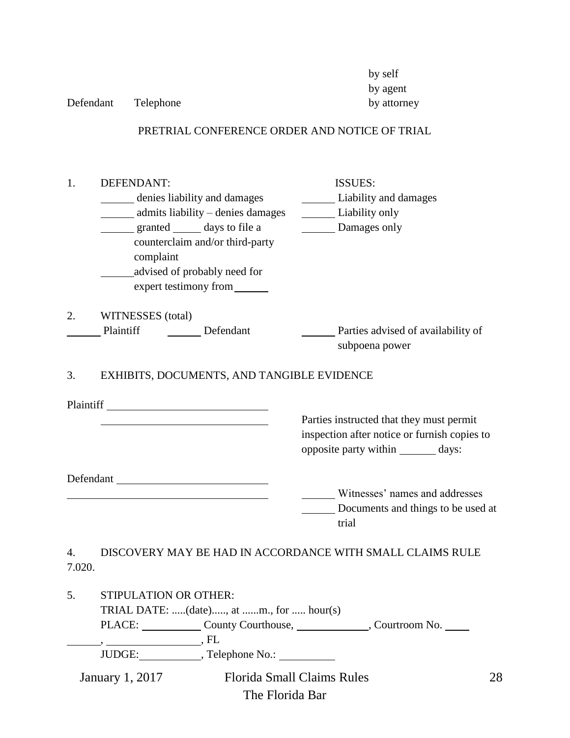Defendant Telephone

by self
by agent
by attorney

PRETRIAL CONFERENCE ORDER AND NOTICE OF TRIAL

1. DEFENDANT:

______ denies liability and damages
______ admits liability – denies damages
______ granted _____ days to file a counterclaim and/or third-party complaint
______advised of probably need for expert testimony from ______

ISSUES:

______ Liability and damages
______ Liability only
______ Damages only

2. WITNESSES (total)

______ Plaintiff ______ Defendant

______ Parties advised of availability of subpoena power

3. EXHIBITS, DOCUMENTS, AND TANGIBLE EVIDENCE

Plaintiff ____________________________
____________________________

Parties instructed that they must permit inspection after notice or furnish copies to opposite party within _______ days:

Defendant ____________________________
____________________________

______ Witnesses' names and addresses
______ Documents and things to be used at trial

4. DISCOVERY MAY BE HAD IN ACCORDANCE WITH SMALL CLAIMS RULE 7.020.

5. STIPULATION OR OTHER:

TRIAL DATE: .....(date)....., at ......m., for ..... hour(s)

PLACE: __________ County Courthouse, ____________, Courtroom No. ____
______, ________________, FL

JUDGE:__________, Telephone No.: __________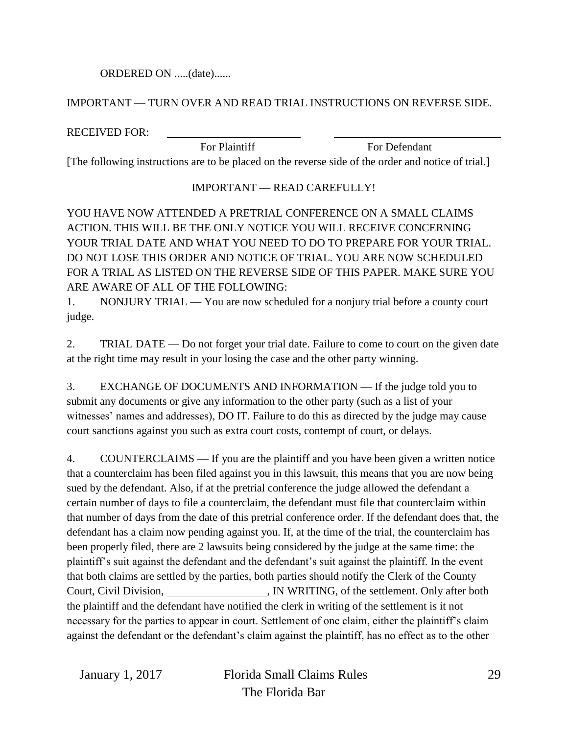ORDERED ON .....(date)......

IMPORTANT — TURN OVER AND READ TRIAL INSTRUCTIONS ON REVERSE SIDE.

RECEIVED FOR: ________________________ ________________________

For Plaintiff For Defendant

[The following instructions are to be placed on the reverse side of the order and notice of trial.]

IMPORTANT — READ CAREFULLY!

YOU HAVE NOW ATTENDED A PRETRIAL CONFERENCE ON A SMALL CLAIMS ACTION. THIS WILL BE THE ONLY NOTICE YOU WILL RECEIVE CONCERNING YOUR TRIAL DATE AND WHAT YOU NEED TO DO TO PREPARE FOR YOUR TRIAL. DO NOT LOSE THIS ORDER AND NOTICE OF TRIAL. YOU ARE NOW SCHEDULED FOR A TRIAL AS LISTED ON THE REVERSE SIDE OF THIS PAPER. MAKE SURE YOU ARE AWARE OF ALL OF THE FOLLOWING:

1. NONJURY TRIAL — You are now scheduled for a nonjury trial before a county court judge.

2. TRIAL DATE — Do not forget your trial date. Failure to come to court on the given date at the right time may result in your losing the case and the other party winning.

3. EXCHANGE OF DOCUMENTS AND INFORMATION — If the judge told you to submit any documents or give any information to the other party (such as a list of your witnesses' names and addresses), DO IT. Failure to do this as directed by the judge may cause court sanctions against you such as extra court costs, contempt of court, or delays.

4. COUNTERCLAIMS — If you are the plaintiff and you have been given a written notice that a counterclaim has been filed against you in this lawsuit, this means that you are now being sued by the defendant. Also, if at the pretrial conference the judge allowed the defendant a certain number of days to file a counterclaim, the defendant must file that counterclaim within that number of days from the date of this pretrial conference order. If the defendant does that, the defendant has a claim now pending against you. If, at the time of the trial, the counterclaim has been properly filed, there are 2 lawsuits being considered by the judge at the same time: the plaintiff's suit against the defendant and the defendant's suit against the plaintiff. In the event that both claims are settled by the parties, both parties should notify the Clerk of the County Court, Civil Division, __________________, IN WRITING, of the settlement. Only after both the plaintiff and the defendant have notified the clerk in writing of the settlement is it not necessary for the parties to appear in court. Settlement of one claim, either the plaintiff's claim against the defendant or the defendant's claim against the plaintiff, has no effect as to the other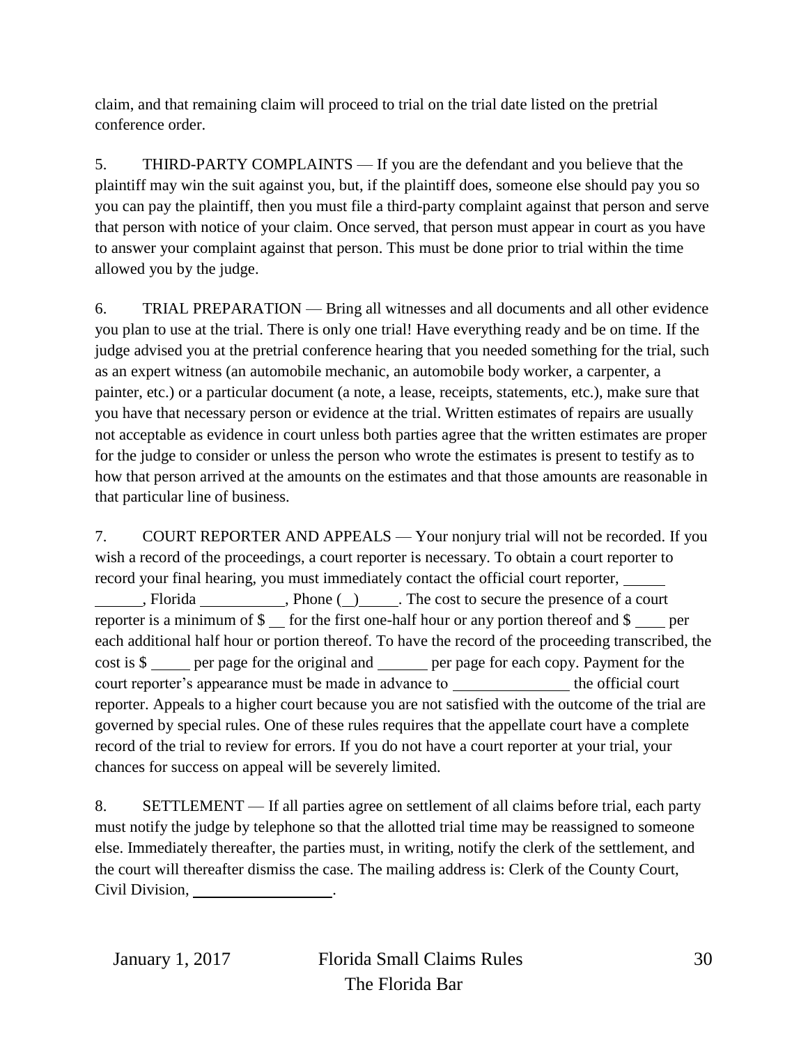claim, and that remaining claim will proceed to trial on the trial date listed on the pretrial conference order.

5. THIRD-PARTY COMPLAINTS — If you are the defendant and you believe that the plaintiff may win the suit against you, but, if the plaintiff does, someone else should pay you so you can pay the plaintiff, then you must file a third-party complaint against that person and serve that person with notice of your claim. Once served, that person must appear in court as you have to answer your complaint against that person. This must be done prior to trial within the time allowed you by the judge.

6. TRIAL PREPARATION — Bring all witnesses and all documents and all other evidence you plan to use at the trial. There is only one trial! Have everything ready and be on time. If the judge advised you at the pretrial conference hearing that you needed something for the trial, such as an expert witness (an automobile mechanic, an automobile body worker, a carpenter, a painter, etc.) or a particular document (a note, a lease, receipts, statements, etc.), make sure that you have that necessary person or evidence at the trial. Written estimates of repairs are usually not acceptable as evidence in court unless both parties agree that the written estimates are proper for the judge to consider or unless the person who wrote the estimates is present to testify as to how that person arrived at the amounts on the estimates and that those amounts are reasonable in that particular line of business.

7. COURT REPORTER AND APPEALS — Your nonjury trial will not be recorded. If you wish a record of the proceedings, a court reporter is necessary. To obtain a court reporter to record your final hearing, you must immediately contact the official court reporter, _____ ______, Florida __________, Phone (_)_____. The cost to secure the presence of a court reporter is a minimum of $ __ for the first one-half hour or any portion thereof and $ ____ per each additional half hour or portion thereof. To have the record of the proceeding transcribed, the cost is $ _____ per page for the original and ______ per page for each copy. Payment for the court reporter's appearance must be made in advance to ______________ the official court reporter. Appeals to a higher court because you are not satisfied with the outcome of the trial are governed by special rules. One of these rules requires that the appellate court have a complete record of the trial to review for errors. If you do not have a court reporter at your trial, your chances for success on appeal will be severely limited.

8. SETTLEMENT — If all parties agree on settlement of all claims before trial, each party must notify the judge by telephone so that the allotted trial time may be reassigned to someone else. Immediately thereafter, the parties must, in writing, notify the clerk of the settlement, and the court will thereafter dismiss the case. The mailing address is: Clerk of the County Court, Civil Division, _________________.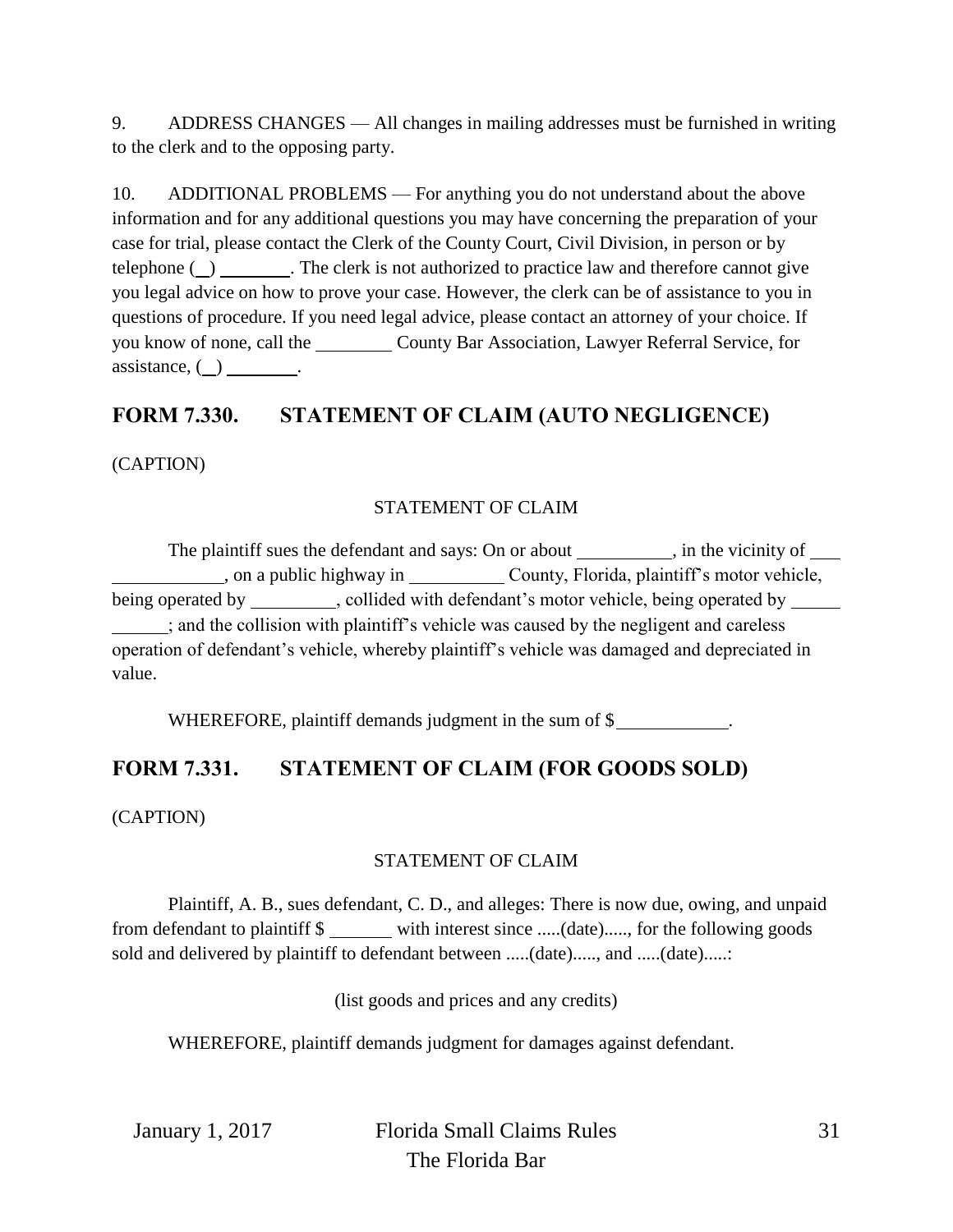9. ADDRESS CHANGES — All changes in mailing addresses must be furnished in writing to the clerk and to the opposing party.

10. ADDITIONAL PROBLEMS — For anything you do not understand about the above information and for any additional questions you may have concerning the preparation of your case for trial, please contact the Clerk of the County Court, Civil Division, in person or by telephone (__) ________. The clerk is not authorized to practice law and therefore cannot give you legal advice on how to prove your case. However, the clerk can be of assistance to you in questions of procedure. If you need legal advice, please contact an attorney of your choice. If you know of none, call the ________ County Bar Association, Lawyer Referral Service, for assistance, (__) ________.

## FORM 7.330. STATEMENT OF CLAIM (AUTO NEGLIGENCE)

(CAPTION)

STATEMENT OF CLAIM

The plaintiff sues the defendant and says: On or about __________, in the vicinity of ___ ____________, on a public highway in __________ County, Florida, plaintiff's motor vehicle, being operated by _________, collided with defendant's motor vehicle, being operated by _____ ______; and the collision with plaintiff's vehicle was caused by the negligent and careless operation of defendant's vehicle, whereby plaintiff's vehicle was damaged and depreciated in value.

WHEREFORE, plaintiff demands judgment in the sum of $____________.

## FORM 7.331. STATEMENT OF CLAIM (FOR GOODS SOLD)

(CAPTION)

STATEMENT OF CLAIM

Plaintiff, A. B., sues defendant, C. D., and alleges: There is now due, owing, and unpaid from defendant to plaintiff $ _______ with interest since .....(date)....., for the following goods sold and delivered by plaintiff to defendant between .....(date)....., and .....(date).....:

(list goods and prices and any credits)

WHEREFORE, plaintiff demands judgment for damages against defendant.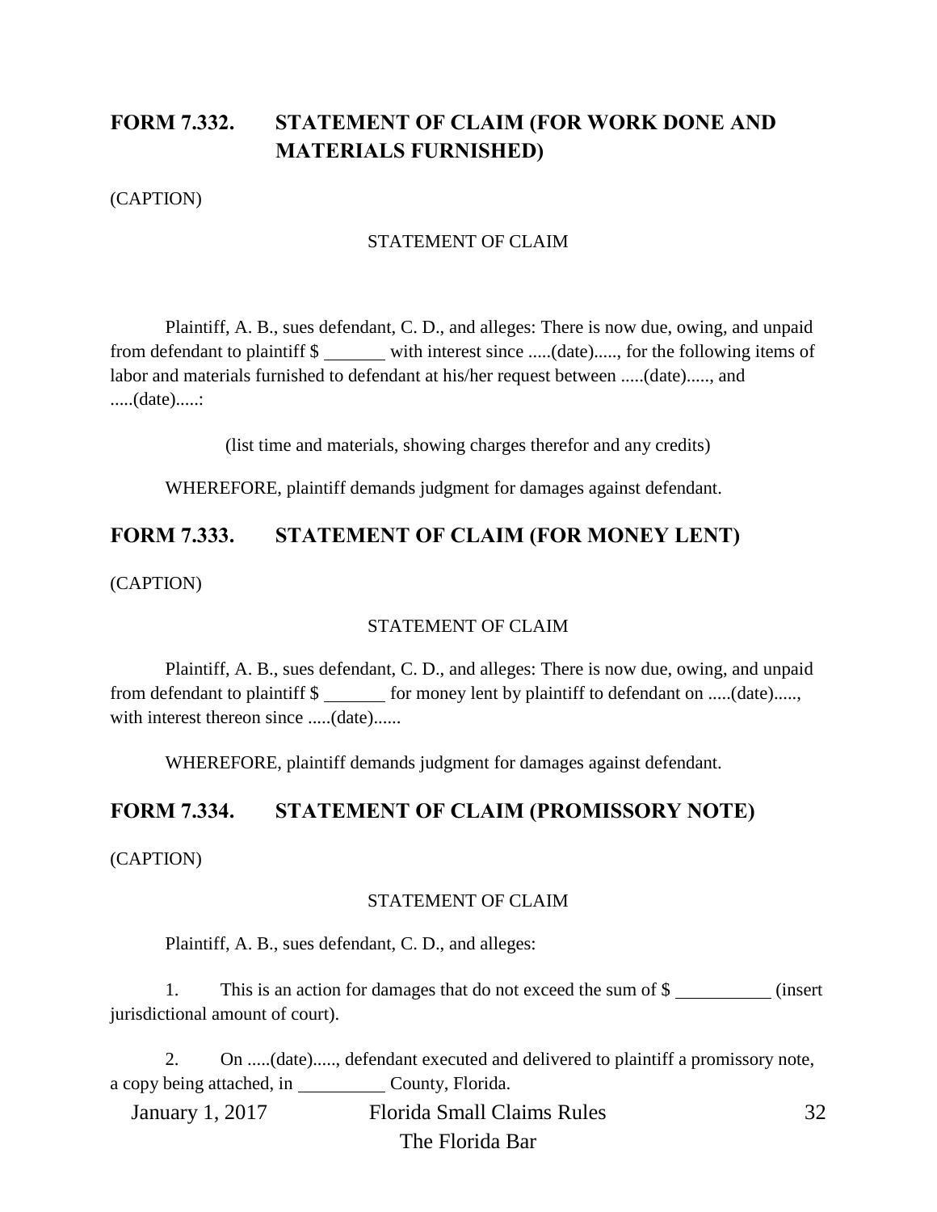## FORM 7.332. STATEMENT OF CLAIM (FOR WORK DONE AND MATERIALS FURNISHED)

(CAPTION)

STATEMENT OF CLAIM

Plaintiff, A. B., sues defendant, C. D., and alleges: There is now due, owing, and unpaid from defendant to plaintiff $ _______ with interest since .....(date)....., for the following items of labor and materials furnished to defendant at his/her request between .....(date)....., and .....(date).....:

(list time and materials, showing charges therefor and any credits)

WHEREFORE, plaintiff demands judgment for damages against defendant.

## FORM 7.333. STATEMENT OF CLAIM (FOR MONEY LENT)

(CAPTION)

STATEMENT OF CLAIM

Plaintiff, A. B., sues defendant, C. D., and alleges: There is now due, owing, and unpaid from defendant to plaintiff $ _______ for money lent by plaintiff to defendant on .....(date)....., with interest thereon since .....(date)......

WHEREFORE, plaintiff demands judgment for damages against defendant.

## FORM 7.334. STATEMENT OF CLAIM (PROMISSORY NOTE)

(CAPTION)

STATEMENT OF CLAIM

Plaintiff, A. B., sues defendant, C. D., and alleges:

1. This is an action for damages that do not exceed the sum of $ __________ (insert jurisdictional amount of court).

2. On .....(date)....., defendant executed and delivered to plaintiff a promissory note, a copy being attached, in _________ County, Florida.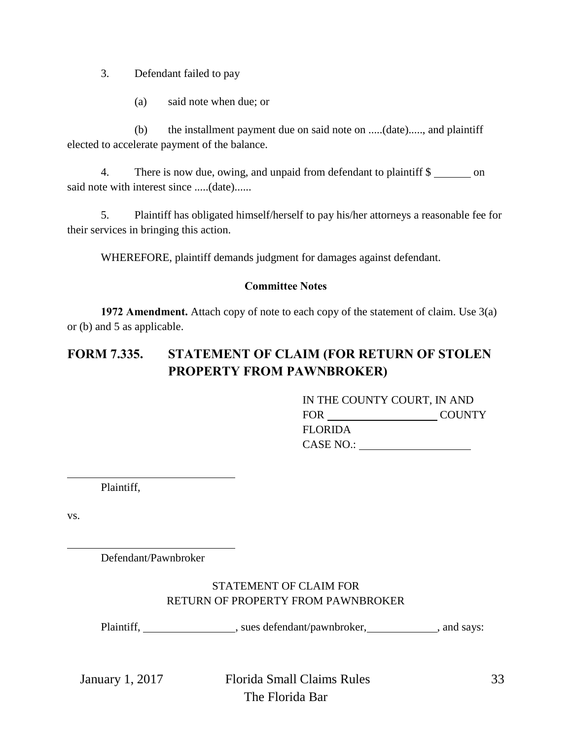3. Defendant failed to pay

(a) said note when due; or

(b) the installment payment due on said note on .....(date)....., and plaintiff elected to accelerate payment of the balance.

4. There is now due, owing, and unpaid from defendant to plaintiff $ _______ on said note with interest since .....(date)......

5. Plaintiff has obligated himself/herself to pay his/her attorneys a reasonable fee for their services in bringing this action.

WHEREFORE, plaintiff demands judgment for damages against defendant.

**Committee Notes**

**1972 Amendment.** Attach copy of note to each copy of the statement of claim. Use 3(a) or (b) and 5 as applicable.

## FORM 7.335. STATEMENT OF CLAIM (FOR RETURN OF STOLEN PROPERTY FROM PAWNBROKER)

IN THE COUNTY COURT, IN AND
FOR ____________________ COUNTY
FLORIDA
CASE NO.: ____________________

______________________________
Plaintiff,

vs.

______________________________
Defendant/Pawnbroker

STATEMENT OF CLAIM FOR
RETURN OF PROPERTY FROM PAWNBROKER

Plaintiff, ________________, sues defendant/pawnbroker, ____________, and says: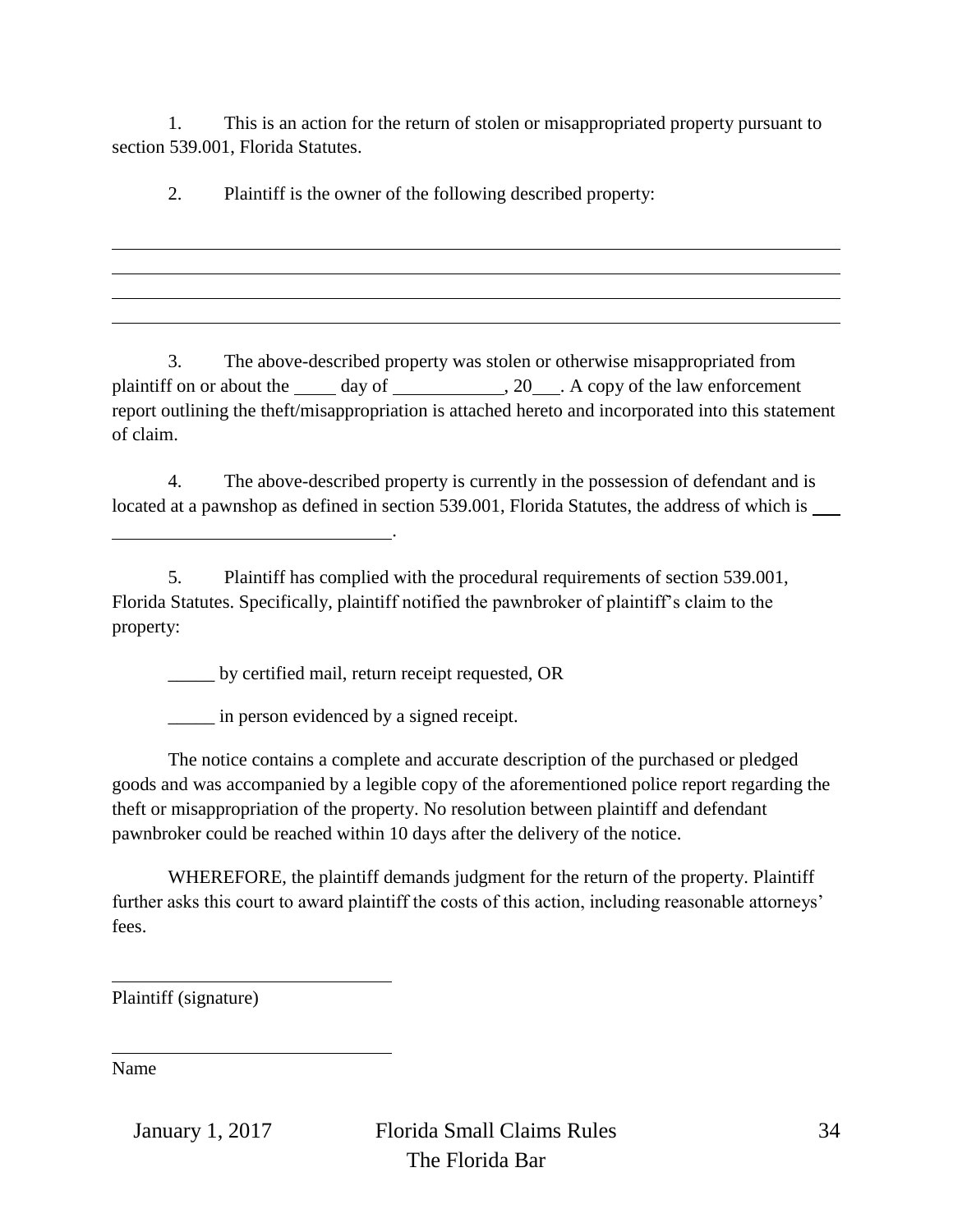1. This is an action for the return of stolen or misappropriated property pursuant to section 539.001, Florida Statutes.

2. Plaintiff is the owner of the following described property:

______________________________________________________________________________
______________________________________________________________________________
______________________________________________________________________________
______________________________________________________________________________

3. The above-described property was stolen or otherwise misappropriated from plaintiff on or about the _____ day of ____________, 20___. A copy of the law enforcement report outlining the theft/misappropriation is attached hereto and incorporated into this statement of claim.

4. The above-described property is currently in the possession of defendant and is located at a pawnshop as defined in section 539.001, Florida Statutes, the address of which is ___ ______________________________.

5. Plaintiff has complied with the procedural requirements of section 539.001, Florida Statutes. Specifically, plaintiff notified the pawnbroker of plaintiff's claim to the property:

_____ by certified mail, return receipt requested, OR

_____ in person evidenced by a signed receipt.

The notice contains a complete and accurate description of the purchased or pledged goods and was accompanied by a legible copy of the aforementioned police report regarding the theft or misappropriation of the property. No resolution between plaintiff and defendant pawnbroker could be reached within 10 days after the delivery of the notice.

WHEREFORE, the plaintiff demands judgment for the return of the property. Plaintiff further asks this court to award plaintiff the costs of this action, including reasonable attorneys' fees.

______________________________
Plaintiff (signature)

______________________________
Name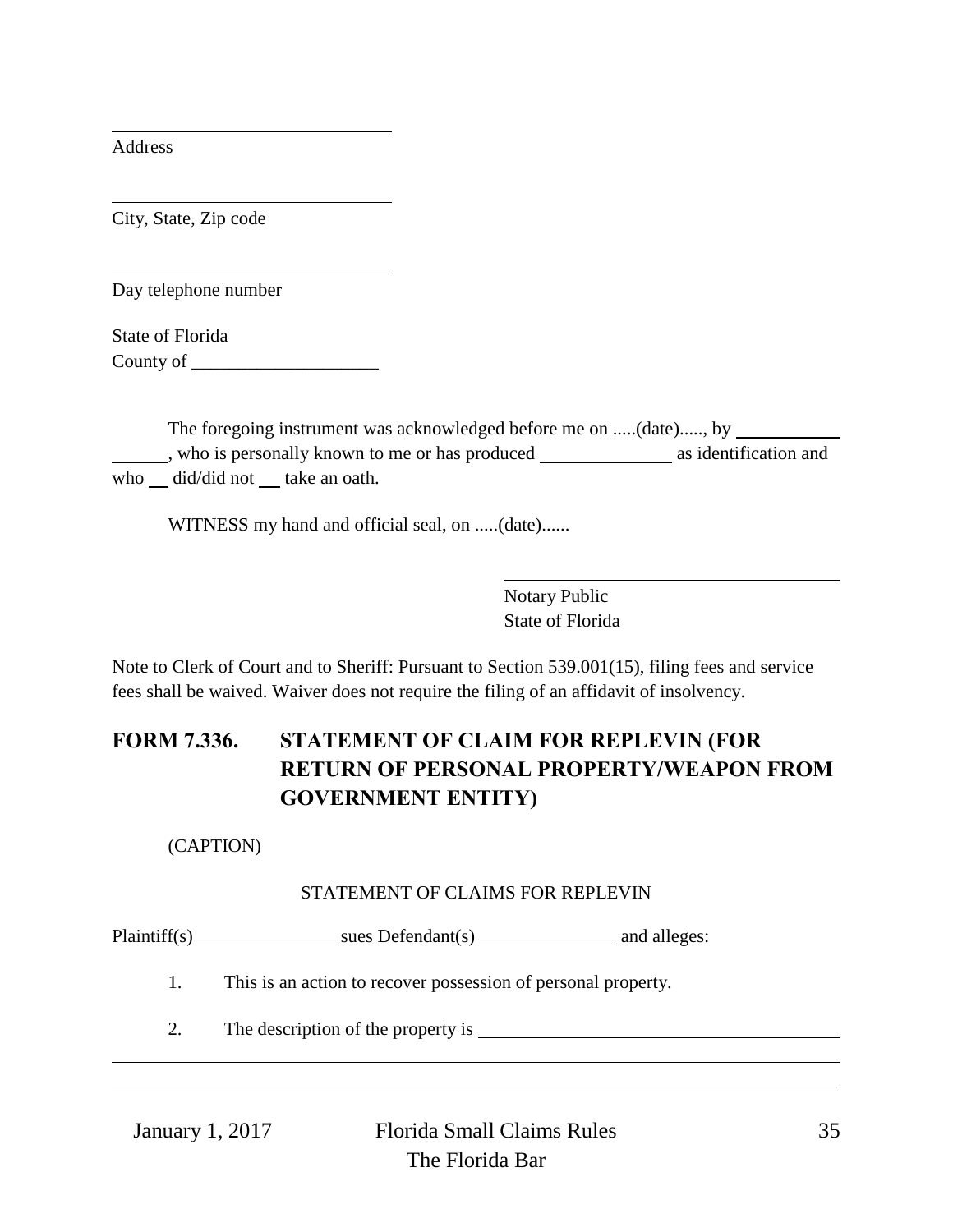______________________________
Address

______________________________
City, State, Zip code

______________________________
Day telephone number

State of Florida
County of ____________________

The foregoing instrument was acknowledged before me on .....(date)....., by ____________________, who is personally known to me or has produced ______________ as identification and who __ did/did not __ take an oath.

WITNESS my hand and official seal, on .....(date)......

______________________________
Notary Public
State of Florida

Note to Clerk of Court and to Sheriff: Pursuant to Section 539.001(15), filing fees and service fees shall be waived. Waiver does not require the filing of an affidavit of insolvency.

## FORM 7.336. STATEMENT OF CLAIM FOR REPLEVIN (FOR RETURN OF PERSONAL PROPERTY/WEAPON FROM GOVERNMENT ENTITY)

(CAPTION)

STATEMENT OF CLAIMS FOR REPLEVIN

Plaintiff(s) ______________ sues Defendant(s) ______________ and alleges:

1. This is an action to recover possession of personal property.

2. The description of the property is ______________________________________
______________________________________________________________________
______________________________________________________________________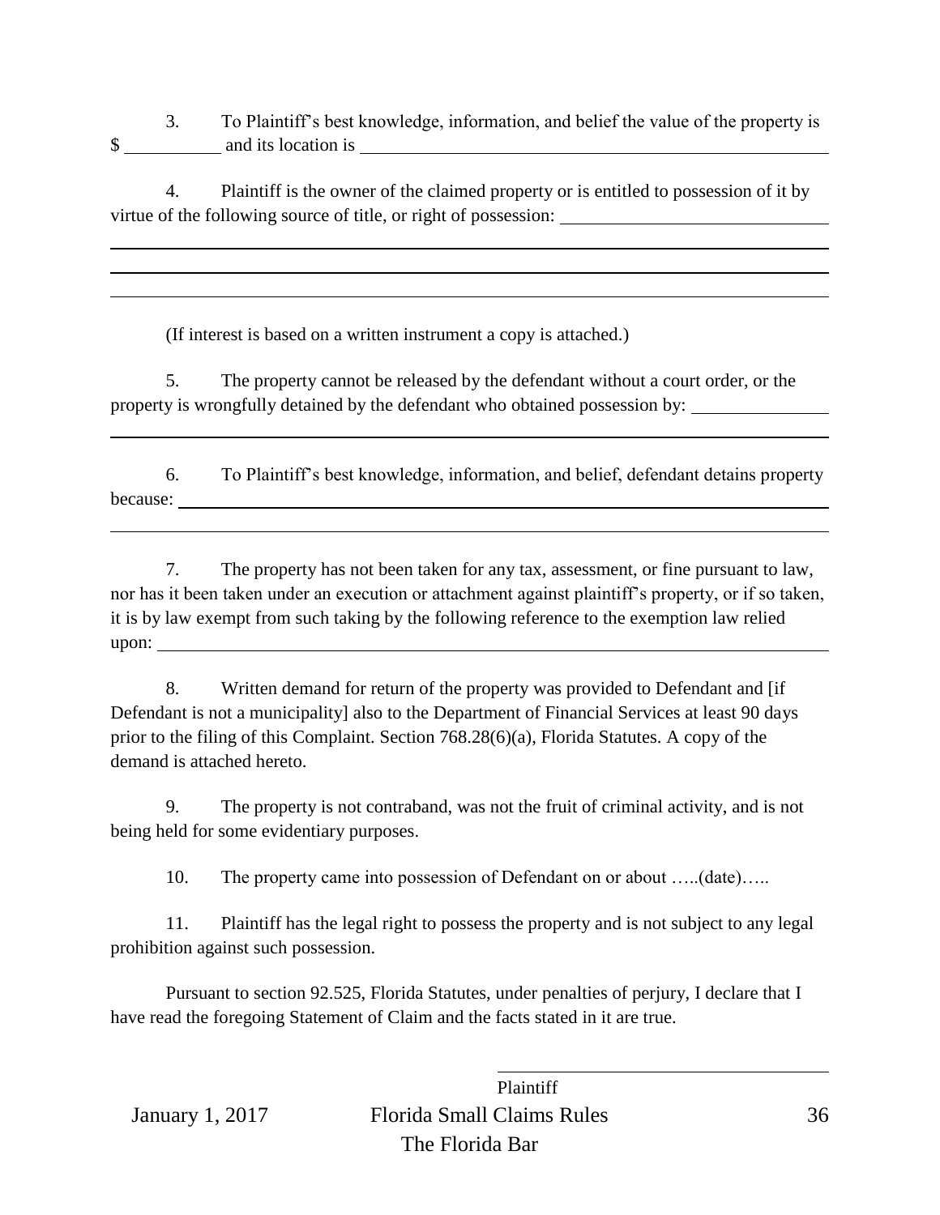3. To Plaintiff's best knowledge, information, and belief the value of the property is $ __________ and its location is ______________________________________________________

4. Plaintiff is the owner of the claimed property or is entitled to possession of it by virtue of the following source of title, or right of possession: ______________________________

______________________________________________________________________________

______________________________________________________________________________

______________________________________________________________________________

(If interest is based on a written instrument a copy is attached.)

5. The property cannot be released by the defendant without a court order, or the property is wrongfully detained by the defendant who obtained possession by: _______________

______________________________________________________________________________

6. To Plaintiff's best knowledge, information, and belief, defendant detains property because: _________________________________________________________________________

______________________________________________________________________________

7. The property has not been taken for any tax, assessment, or fine pursuant to law, nor has it been taken under an execution or attachment against plaintiff's property, or if so taken, it is by law exempt from such taking by the following reference to the exemption law relied upon: _____________________________________________________________________________

8. Written demand for return of the property was provided to Defendant and [if Defendant is not a municipality] also to the Department of Financial Services at least 90 days prior to the filing of this Complaint. Section 768.28(6)(a), Florida Statutes. A copy of the demand is attached hereto.

9. The property is not contraband, was not the fruit of criminal activity, and is not being held for some evidentiary purposes.

10. The property came into possession of Defendant on or about …..(date)…..

11. Plaintiff has the legal right to possess the property and is not subject to any legal prohibition against such possession.

Pursuant to section 92.525, Florida Statutes, under penalties of perjury, I declare that I have read the foregoing Statement of Claim and the facts stated in it are true.

______________________________
Plaintiff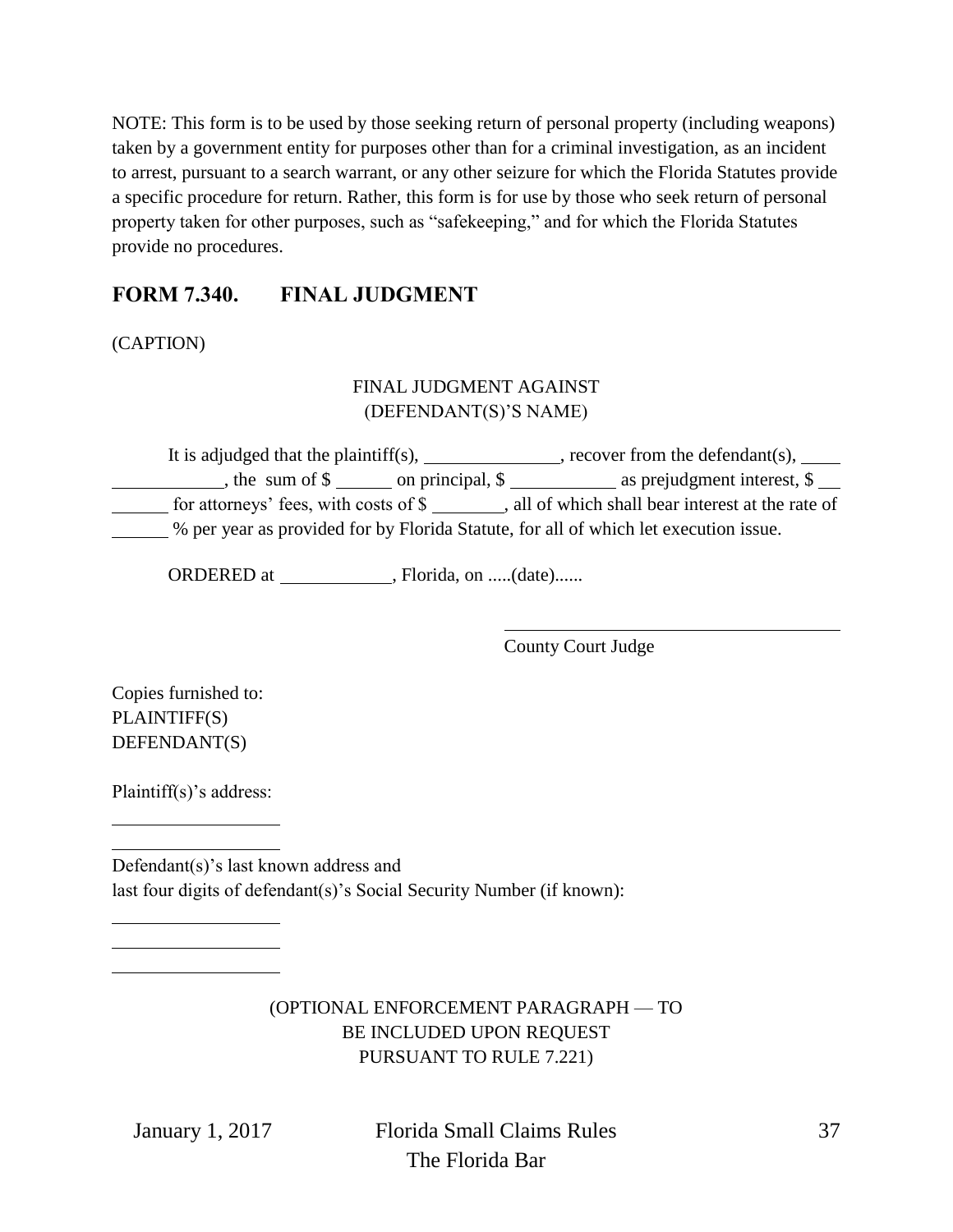NOTE: This form is to be used by those seeking return of personal property (including weapons) taken by a government entity for purposes other than for a criminal investigation, as an incident to arrest, pursuant to a search warrant, or any other seizure for which the Florida Statutes provide a specific procedure for return. Rather, this form is for use by those who seek return of personal property taken for other purposes, such as "safekeeping," and for which the Florida Statutes provide no procedures.

## FORM 7.340. FINAL JUDGMENT

(CAPTION)

FINAL JUDGMENT AGAINST
(DEFENDANT(S)'S NAME)

It is adjudged that the plaintiff(s), ______________, recover from the defendant(s), ________________, the sum of $ ______ on principal, $ ___________ as prejudgment interest, $ ________ for attorneys' fees, with costs of $ ________, all of which shall bear interest at the rate of ______ % per year as provided for by Florida Statute, for all of which let execution issue.

ORDERED at ____________, Florida, on .....(date)......

\_\_\_\_\_\_\_\_\_\_\_\_\_\_\_\_\_\_\_\_\_\_\_\_\_\_\_\_\_\_\_\_\_\_\_\_
County Court Judge

Copies furnished to:
PLAINTIFF(S)
DEFENDANT(S)

Plaintiff(s)'s address:

__________________
__________________

Defendant(s)'s last known address and
last four digits of defendant(s)'s Social Security Number (if known):

__________________
__________________
__________________

(OPTIONAL ENFORCEMENT PARAGRAPH — TO BE INCLUDED UPON REQUEST PURSUANT TO RULE 7.221)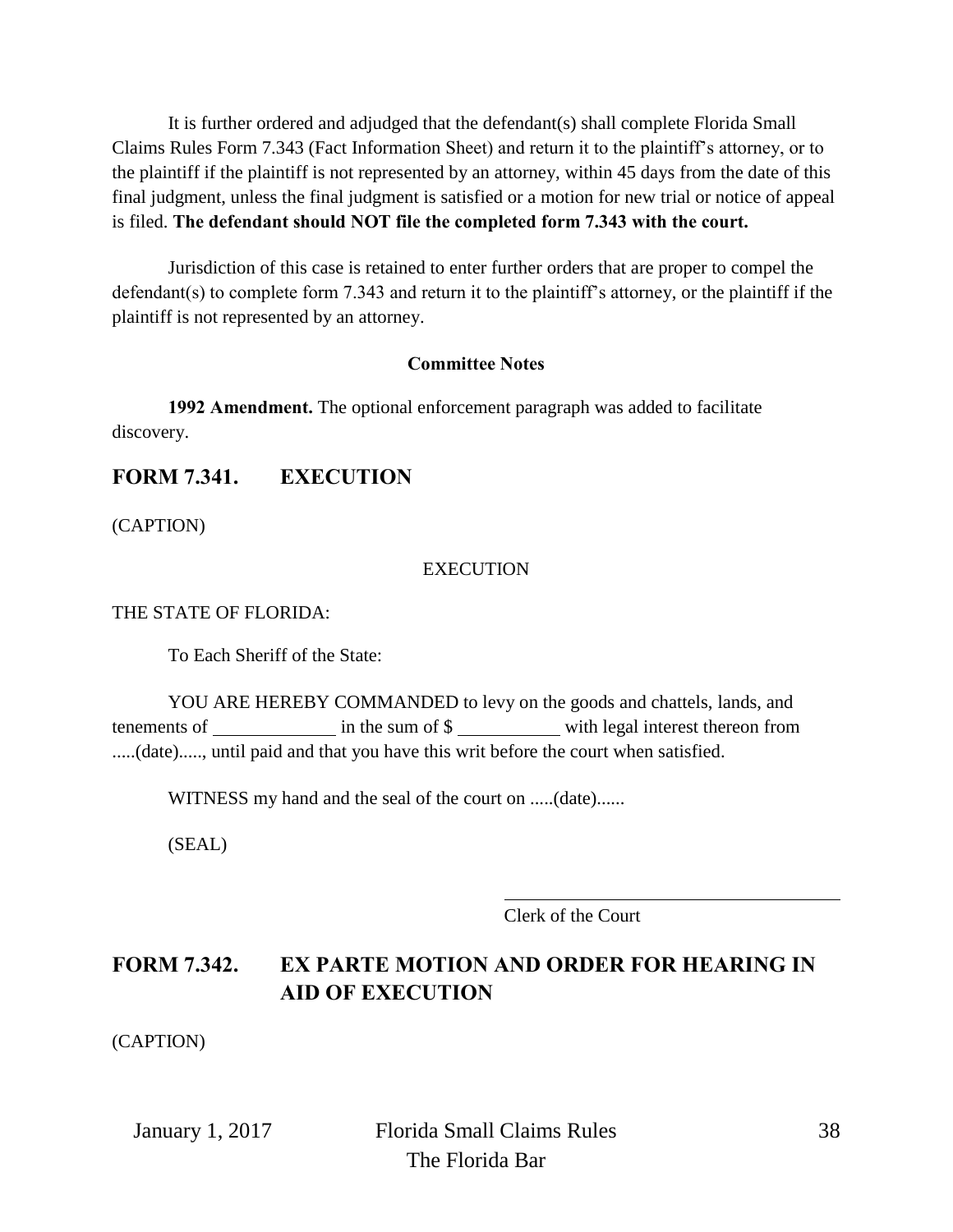It is further ordered and adjudged that the defendant(s) shall complete Florida Small Claims Rules Form 7.343 (Fact Information Sheet) and return it to the plaintiff's attorney, or to the plaintiff if the plaintiff is not represented by an attorney, within 45 days from the date of this final judgment, unless the final judgment is satisfied or a motion for new trial or notice of appeal is filed. **The defendant should NOT file the completed form 7.343 with the court.**

Jurisdiction of this case is retained to enter further orders that are proper to compel the defendant(s) to complete form 7.343 and return it to the plaintiff's attorney, or the plaintiff if the plaintiff is not represented by an attorney.

**Committee Notes**

**1992 Amendment.** The optional enforcement paragraph was added to facilitate discovery.

## FORM 7.341. EXECUTION

(CAPTION)

EXECUTION

THE STATE OF FLORIDA:

To Each Sheriff of the State:

YOU ARE HEREBY COMMANDED to levy on the goods and chattels, lands, and tenements of ____________ in the sum of $ __________ with legal interest thereon from .....(date)....., until paid and that you have this writ before the court when satisfied.

WITNESS my hand and the seal of the court on .....(date)......

(SEAL)

____________________________________
Clerk of the Court

## FORM 7.342. EX PARTE MOTION AND ORDER FOR HEARING IN AID OF EXECUTION

(CAPTION)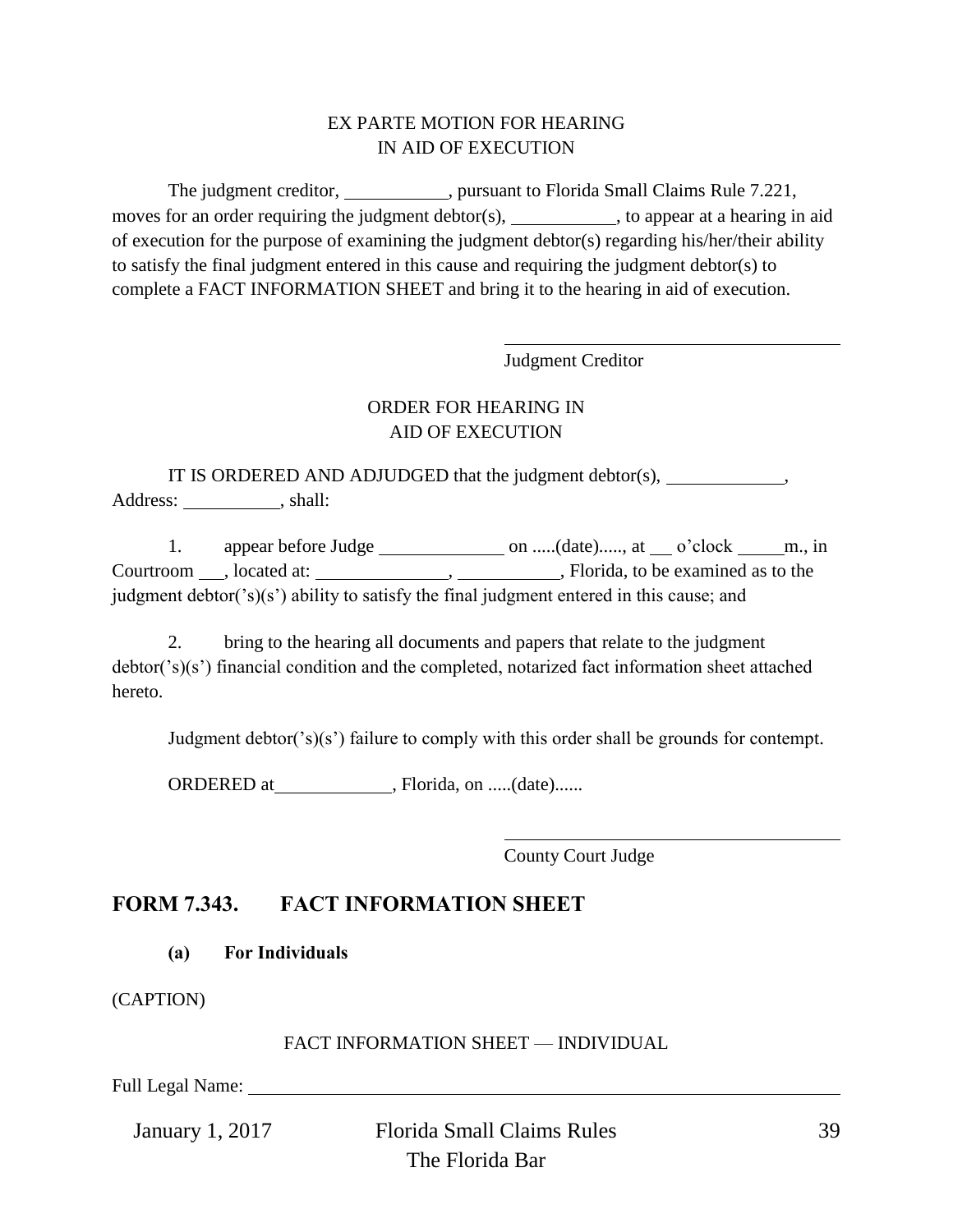EX PARTE MOTION FOR HEARING
IN AID OF EXECUTION

The judgment creditor, __________, pursuant to Florida Small Claims Rule 7.221, moves for an order requiring the judgment debtor(s), __________, to appear at a hearing in aid of execution for the purpose of examining the judgment debtor(s) regarding his/her/their ability to satisfy the final judgment entered in this cause and requiring the judgment debtor(s) to complete a FACT INFORMATION SHEET and bring it to the hearing in aid of execution.

______________________________
Judgment Creditor

ORDER FOR HEARING IN
AID OF EXECUTION

IT IS ORDERED AND ADJUDGED that the judgment debtor(s), ____________, Address: __________, shall:

1. appear before Judge ____________ on .....(date)....., at __ o'clock _____m., in Courtroom ___, located at: ______________, __________, Florida, to be examined as to the judgment debtor('s)(s') ability to satisfy the final judgment entered in this cause; and

2. bring to the hearing all documents and papers that relate to the judgment debtor('s)(s') financial condition and the completed, notarized fact information sheet attached hereto.

Judgment debtor('s)(s') failure to comply with this order shall be grounds for contempt.

ORDERED at____________, Florida, on .....(date)......

______________________________
County Court Judge

## FORM 7.343. FACT INFORMATION SHEET

**(a) For Individuals**

(CAPTION)

FACT INFORMATION SHEET — INDIVIDUAL

Full Legal Name: ____________________________________________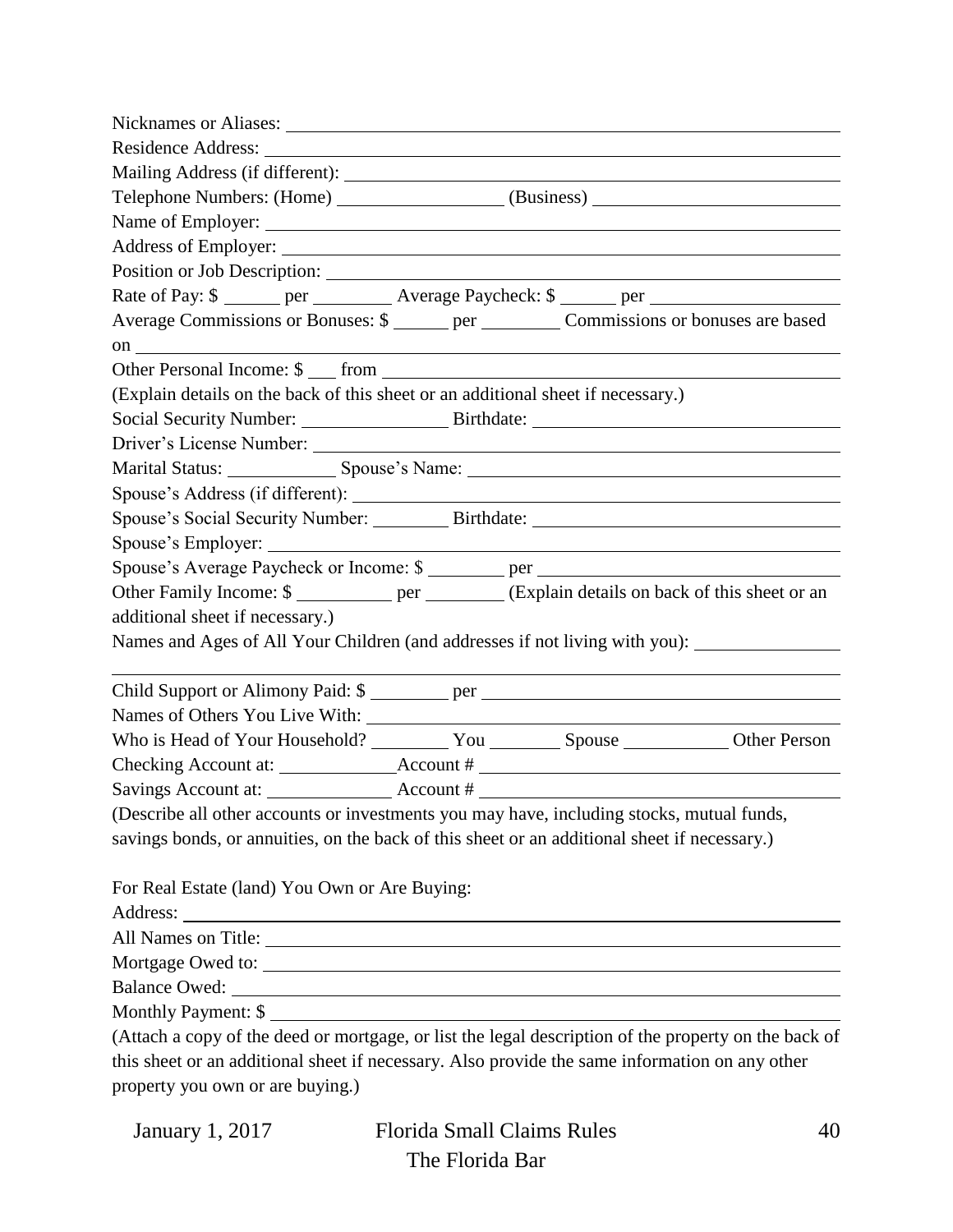Nicknames or Aliases: ______________________________________________

Residence Address: ______________________________________________

Mailing Address (if different): ______________________________________

Telephone Numbers: (Home) ________________ (Business) ____________________

Name of Employer: ______________________________________________

Address of Employer: ____________________________________________

Position or Job Description: _______________________________________

Rate of Pay: $ ______ per ________ Average Paycheck: $ ______ per ______________

Average Commissions or Bonuses: $ ______ per ________ Commissions or bonuses are based on ______________________________________________

Other Personal Income: $ ___ from ___________________________________

(Explain details on the back of this sheet or an additional sheet if necessary.)

Social Security Number: ______________ Birthdate: ______________________

Driver's License Number: _________________________________________

Marital Status: __________ Spouse's Name: ______________________________

Spouse's Address (if different): _____________________________________

Spouse's Social Security Number: ________ Birthdate: ______________________

Spouse's Employer: ______________________________________________

Spouse's Average Paycheck or Income: $ ________ per ______________________

Other Family Income: $ __________ per ________ (Explain details on back of this sheet or an additional sheet if necessary.)

Names and Ages of All Your Children (and addresses if not living with you): ______________

______________________________________________________________

Child Support or Alimony Paid: $ ________ per _____________________________

Names of Others You Live With: _____________________________________

Who is Head of Your Household? ________ You ________ Spouse __________ Other Person

Checking Account at: ____________ Account # _____________________________

Savings Account at: _____________ Account # _____________________________

(Describe all other accounts or investments you may have, including stocks, mutual funds, savings bonds, or annuities, on the back of this sheet or an additional sheet if necessary.)

For Real Estate (land) You Own or Are Buying:

Address: ______________________________________________________

All Names on Title: _______________________________________________

Mortgage Owed to: _______________________________________________

Balance Owed: __________________________________________________

Monthly Payment: $ _______________________________________________

(Attach a copy of the deed or mortgage, or list the legal description of the property on the back of this sheet or an additional sheet if necessary. Also provide the same information on any other property you own or are buying.)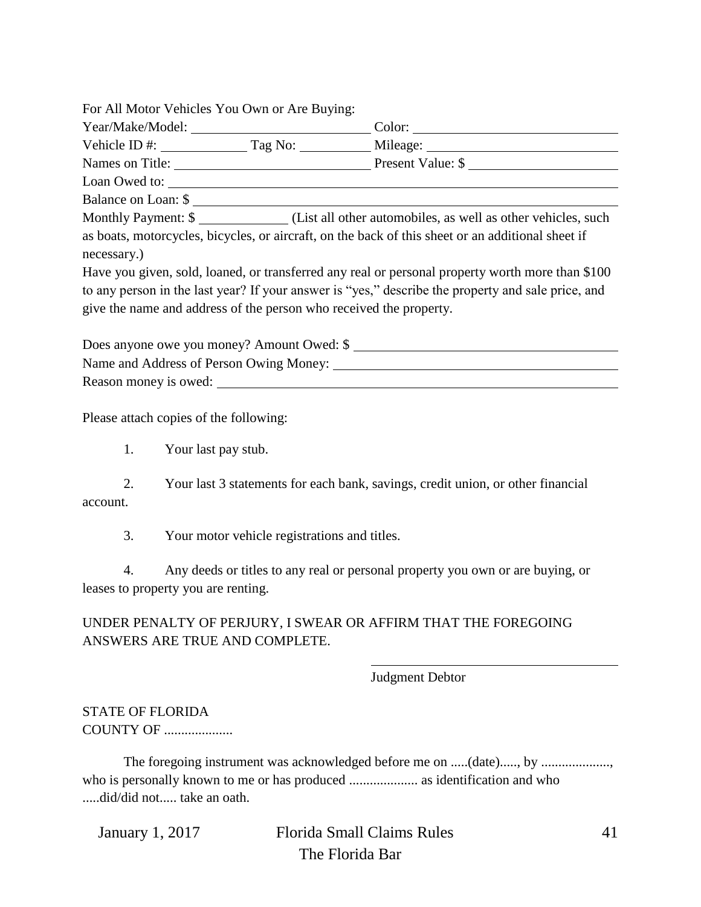For All Motor Vehicles You Own or Are Buying:

Year/Make/Model: ______________________________ Color: ______________________________

Vehicle ID #: ______________ Tag No: ____________ Mileage: ______________________________

Names on Title: ______________________________ Present Value: $ ________________________

Loan Owed to: __________________________________________________________________

Balance on Loan: $ ______________________________________________________________

Monthly Payment: $ ______________ (List all other automobiles, as well as other vehicles, such as boats, motorcycles, bicycles, or aircraft, on the back of this sheet or an additional sheet if necessary.)

Have you given, sold, loaned, or transferred any real or personal property worth more than $100 to any person in the last year? If your answer is "yes," describe the property and sale price, and give the name and address of the person who received the property.

Does anyone owe you money? Amount Owed: $ ____________________________________________

Name and Address of Person Owing Money: ______________________________________________

Reason money is owed: __________________________________________________________

Please attach copies of the following:

1. Your last pay stub.

2. Your last 3 statements for each bank, savings, credit union, or other financial account.

3. Your motor vehicle registrations and titles.

4. Any deeds or titles to any real or personal property you own or are buying, or leases to property you are renting.

UNDER PENALTY OF PERJURY, I SWEAR OR AFFIRM THAT THE FOREGOING ANSWERS ARE TRUE AND COMPLETE.

______________________________________
Judgment Debtor

STATE OF FLORIDA
COUNTY OF ....................

The foregoing instrument was acknowledged before me on .....(date)....., by ...................., who is personally known to me or has produced .................... as identification and who .....did/did not..... take an oath.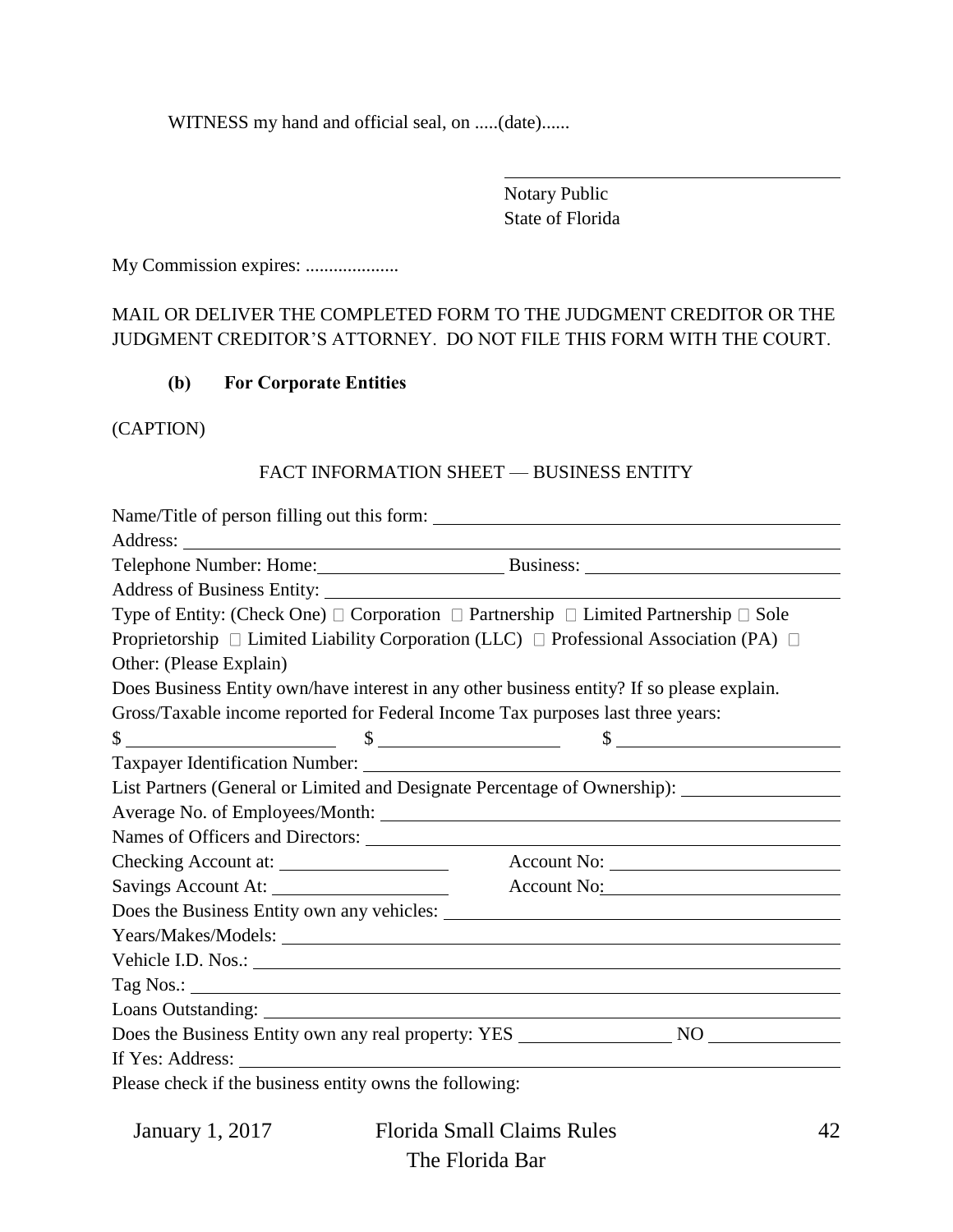WITNESS my hand and official seal, on .....(date)......

\_\_\_\_\_\_\_\_\_\_\_\_\_\_\_\_\_\_\_\_\_\_\_\_\_\_\_\_\_\_\_\_\_\_\_
Notary Public
State of Florida

My Commission expires: ....................

MAIL OR DELIVER THE COMPLETED FORM TO THE JUDGMENT CREDITOR OR THE JUDGMENT CREDITOR'S ATTORNEY. DO NOT FILE THIS FORM WITH THE COURT.

**(b) For Corporate Entities**

(CAPTION)

FACT INFORMATION SHEET — BUSINESS ENTITY

Name/Title of person filling out this form: \_\_\_\_\_\_\_\_\_\_\_\_\_\_\_\_\_\_\_\_\_\_\_\_\_\_\_\_\_\_\_\_\_\_\_\_\_\_\_\_

Address: \_\_\_\_\_\_\_\_\_\_\_\_\_\_\_\_\_\_\_\_\_\_\_\_\_\_\_\_\_\_\_\_\_\_\_\_\_\_\_\_\_\_\_\_\_\_\_\_\_\_\_\_\_\_\_\_\_\_\_\_\_\_\_\_\_\_

Telephone Number: Home:\_\_\_\_\_\_\_\_\_\_\_\_\_\_\_\_\_\_\_\_ Business: \_\_\_\_\_\_\_\_\_\_\_\_\_\_\_\_\_\_\_\_\_\_\_\_\_\_

Address of Business Entity: \_\_\_\_\_\_\_\_\_\_\_\_\_\_\_\_\_\_\_\_\_\_\_\_\_\_\_\_\_\_\_\_\_\_\_\_\_\_\_\_\_\_\_\_\_\_\_\_\_

Type of Entity: (Check One) ☐ Corporation ☐ Partnership ☐ Limited Partnership ☐ Sole Proprietorship ☐ Limited Liability Corporation (LLC) ☐ Professional Association (PA) ☐ Other: (Please Explain)

Does Business Entity own/have interest in any other business entity? If so please explain.

Gross/Taxable income reported for Federal Income Tax purposes last three years:

$ \_\_\_\_\_\_\_\_\_\_\_\_\_\_\_\_\_\_\_\_ $ \_\_\_\_\_\_\_\_\_\_\_\_\_\_\_\_\_\_\_\_ $ \_\_\_\_\_\_\_\_\_\_\_\_\_\_\_\_\_\_\_\_

Taxpayer Identification Number: \_\_\_\_\_\_\_\_\_\_\_\_\_\_\_\_\_\_\_\_\_\_\_\_\_\_\_\_\_\_\_\_\_\_\_\_\_\_\_\_\_\_\_\_\_\_

List Partners (General or Limited and Designate Percentage of Ownership): \_\_\_\_\_\_\_\_\_\_\_\_\_\_\_\_

Average No. of Employees/Month: \_\_\_\_\_\_\_\_\_\_\_\_\_\_\_\_\_\_\_\_\_\_\_\_\_\_\_\_\_\_\_\_\_\_\_\_\_\_\_\_\_\_\_\_\_

Names of Officers and Directors: \_\_\_\_\_\_\_\_\_\_\_\_\_\_\_\_\_\_\_\_\_\_\_\_\_\_\_\_\_\_\_\_\_\_\_\_\_\_\_\_\_\_\_\_\_\_

Checking Account at: \_\_\_\_\_\_\_\_\_\_\_\_\_\_\_\_\_\_ Account No: \_\_\_\_\_\_\_\_\_\_\_\_\_\_\_\_\_\_\_\_\_\_\_\_

Savings Account At: \_\_\_\_\_\_\_\_\_\_\_\_\_\_\_\_\_\_ Account No: \_\_\_\_\_\_\_\_\_\_\_\_\_\_\_\_\_\_\_\_\_\_\_\_

Does the Business Entity own any vehicles: \_\_\_\_\_\_\_\_\_\_\_\_\_\_\_\_\_\_\_\_\_\_\_\_\_\_\_\_\_\_\_\_\_\_\_\_\_\_\_\_

Years/Makes/Models: \_\_\_\_\_\_\_\_\_\_\_\_\_\_\_\_\_\_\_\_\_\_\_\_\_\_\_\_\_\_\_\_\_\_\_\_\_\_\_\_\_\_\_\_\_\_\_\_\_\_\_\_\_\_\_\_

Vehicle I.D. Nos.: \_\_\_\_\_\_\_\_\_\_\_\_\_\_\_\_\_\_\_\_\_\_\_\_\_\_\_\_\_\_\_\_\_\_\_\_\_\_\_\_\_\_\_\_\_\_\_\_\_\_\_\_\_\_\_\_\_\_\_

Tag Nos.: \_\_\_\_\_\_\_\_\_\_\_\_\_\_\_\_\_\_\_\_\_\_\_\_\_\_\_\_\_\_\_\_\_\_\_\_\_\_\_\_\_\_\_\_\_\_\_\_\_\_\_\_\_\_\_\_\_\_\_\_\_\_\_\_\_\_

Loans Outstanding: \_\_\_\_\_\_\_\_\_\_\_\_\_\_\_\_\_\_\_\_\_\_\_\_\_\_\_\_\_\_\_\_\_\_\_\_\_\_\_\_\_\_\_\_\_\_\_\_\_\_\_\_\_\_\_\_\_\_

Does the Business Entity own any real property: YES \_\_\_\_\_\_\_\_\_\_\_\_\_\_\_\_ NO \_\_\_\_\_\_\_\_\_\_\_\_\_\_

If Yes: Address: \_\_\_\_\_\_\_\_\_\_\_\_\_\_\_\_\_\_\_\_\_\_\_\_\_\_\_\_\_\_\_\_\_\_\_\_\_\_\_\_\_\_\_\_\_\_\_\_\_\_\_\_\_\_\_\_\_\_\_\_\_

Please check if the business entity owns the following: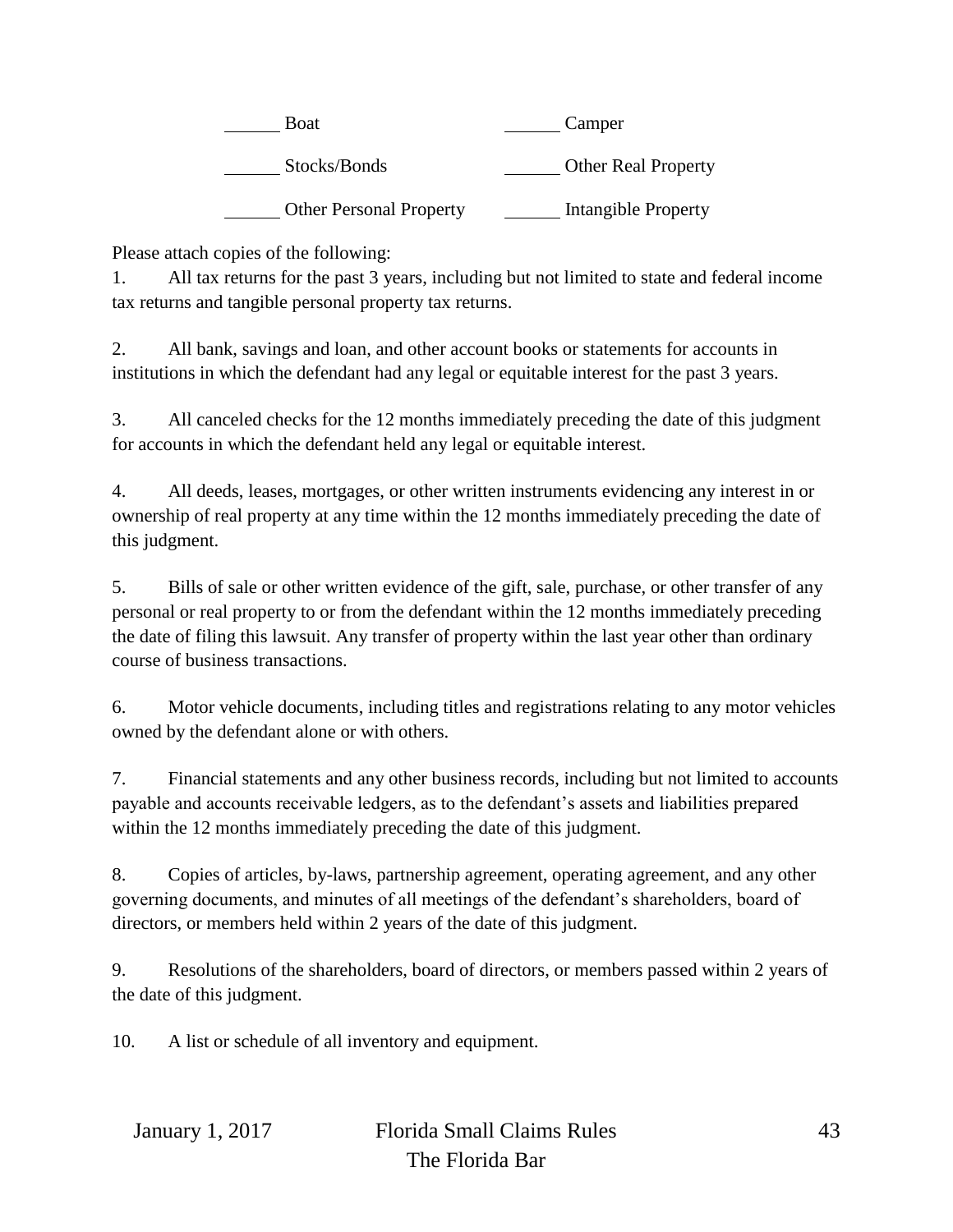______ Boat ______ Camper

______ Stocks/Bonds ______ Other Real Property

______ Other Personal Property ______ Intangible Property

Please attach copies of the following:

1. All tax returns for the past 3 years, including but not limited to state and federal income tax returns and tangible personal property tax returns.

2. All bank, savings and loan, and other account books or statements for accounts in institutions in which the defendant had any legal or equitable interest for the past 3 years.

3. All canceled checks for the 12 months immediately preceding the date of this judgment for accounts in which the defendant held any legal or equitable interest.

4. All deeds, leases, mortgages, or other written instruments evidencing any interest in or ownership of real property at any time within the 12 months immediately preceding the date of this judgment.

5. Bills of sale or other written evidence of the gift, sale, purchase, or other transfer of any personal or real property to or from the defendant within the 12 months immediately preceding the date of filing this lawsuit. Any transfer of property within the last year other than ordinary course of business transactions.

6. Motor vehicle documents, including titles and registrations relating to any motor vehicles owned by the defendant alone or with others.

7. Financial statements and any other business records, including but not limited to accounts payable and accounts receivable ledgers, as to the defendant's assets and liabilities prepared within the 12 months immediately preceding the date of this judgment.

8. Copies of articles, by-laws, partnership agreement, operating agreement, and any other governing documents, and minutes of all meetings of the defendant's shareholders, board of directors, or members held within 2 years of the date of this judgment.

9. Resolutions of the shareholders, board of directors, or members passed within 2 years of the date of this judgment.

10. A list or schedule of all inventory and equipment.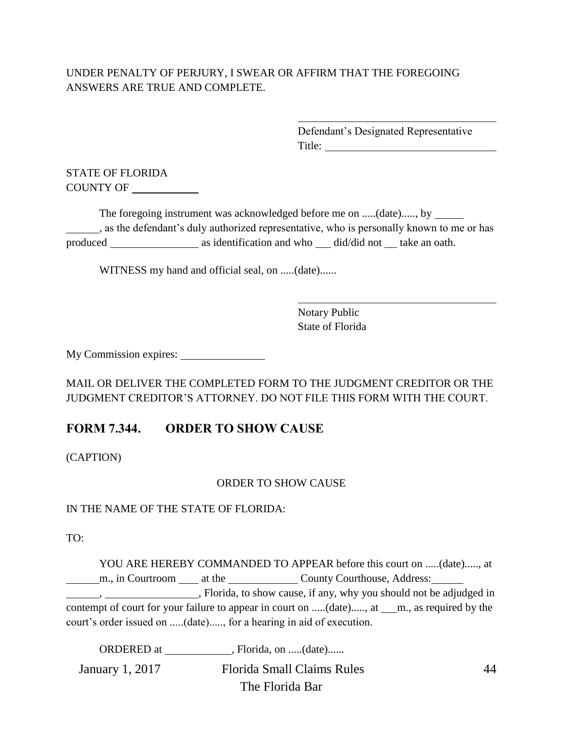UNDER PENALTY OF PERJURY, I SWEAR OR AFFIRM THAT THE FOREGOING ANSWERS ARE TRUE AND COMPLETE.

_________________________________
Defendant's Designated Representative
Title: ___________________________

STATE OF FLORIDA
COUNTY OF __________

The foregoing instrument was acknowledged before me on .....(date)....., by __________, as the defendant's duly authorized representative, who is personally known to me or has produced ______________ as identification and who ___ did/did not __ take an oath.

WITNESS my hand and official seal, on .....(date)......

_________________________________
Notary Public
State of Florida

My Commission expires: ______________

MAIL OR DELIVER THE COMPLETED FORM TO THE JUDGMENT CREDITOR OR THE JUDGMENT CREDITOR'S ATTORNEY. DO NOT FILE THIS FORM WITH THE COURT.

## FORM 7.344. ORDER TO SHOW CAUSE

(CAPTION)

ORDER TO SHOW CAUSE

IN THE NAME OF THE STATE OF FLORIDA:

TO:

YOU ARE HEREBY COMMANDED TO APPEAR before this court on .....(date)....., at _____m., in Courtroom ____ at the ___________ County Courthouse, Address: _____ _____, _______________, Florida, to show cause, if any, why you should not be adjudged in contempt of court for your failure to appear in court on .....(date)....., at ___m., as required by the court's order issued on .....(date)....., for a hearing in aid of execution.

ORDERED at ___________, Florida, on .....(date)......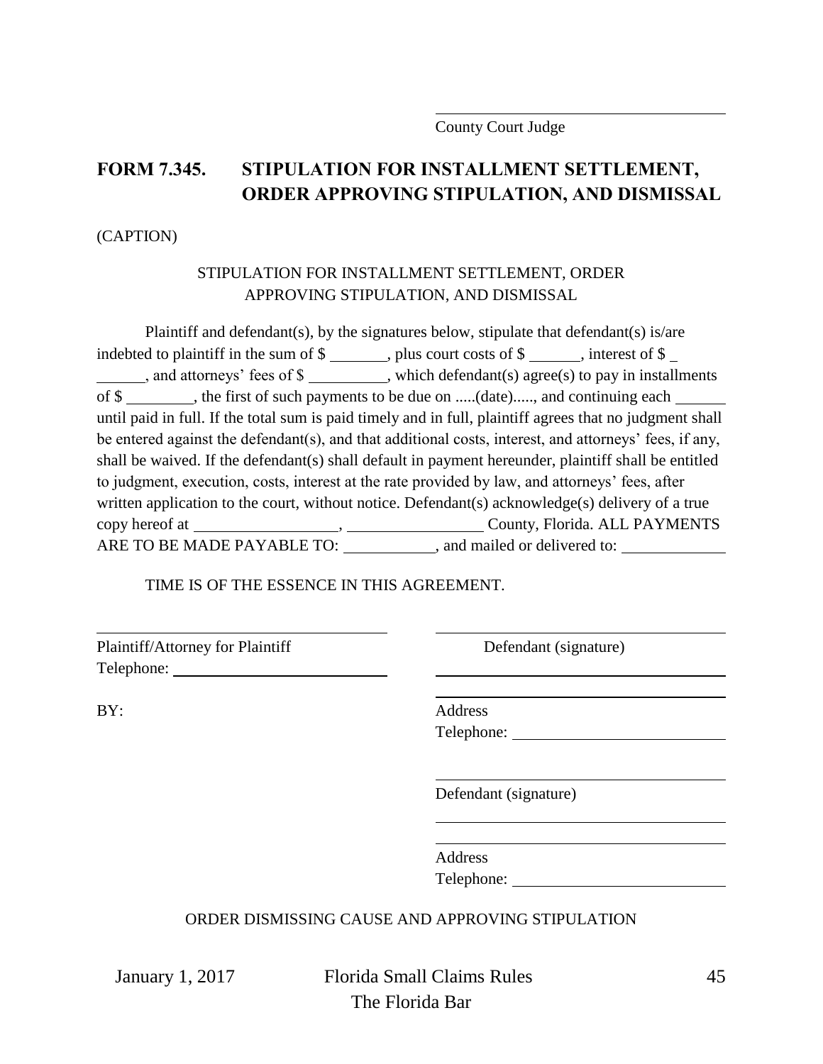\_\_\_\_\_\_\_\_\_\_\_\_\_\_\_\_\_\_\_\_\_\_\_\_\_\_\_\_\_\_\_\_\_\_\_\_

County Court Judge

## FORM 7.345. STIPULATION FOR INSTALLMENT SETTLEMENT, ORDER APPROVING STIPULATION, AND DISMISSAL

(CAPTION)

STIPULATION FOR INSTALLMENT SETTLEMENT, ORDER APPROVING STIPULATION, AND DISMISSAL

Plaintiff and defendant(s), by the signatures below, stipulate that defendant(s) is/are indebted to plaintiff in the sum of $ \_\_\_\_\_\_\_, plus court costs of $ \_\_\_\_\_\_, interest of $ \_\_\_\_\_\_\_, and attorneys' fees of $ \_\_\_\_\_\_\_\_\_\_, which defendant(s) agree(s) to pay in installments of $ \_\_\_\_\_\_\_\_\_, the first of such payments to be due on .....(date)....., and continuing each \_\_\_\_\_\_ until paid in full. If the total sum is paid timely and in full, plaintiff agrees that no judgment shall be entered against the defendant(s), and that additional costs, interest, and attorneys' fees, if any, shall be waived. If the defendant(s) shall default in payment hereunder, plaintiff shall be entitled to judgment, execution, costs, interest at the rate provided by law, and attorneys' fees, after written application to the court, without notice. Defendant(s) acknowledge(s) delivery of a true copy hereof at \_\_\_\_\_\_\_\_\_\_\_\_\_\_\_\_\_\_, \_\_\_\_\_\_\_\_\_\_\_\_\_\_\_\_\_ County, Florida. ALL PAYMENTS ARE TO BE MADE PAYABLE TO: \_\_\_\_\_\_\_\_\_\_\_\_, and mailed or delivered to: \_\_\_\_\_\_\_\_\_\_\_\_\_

TIME IS OF THE ESSENCE IN THIS AGREEMENT.

\_\_\_\_\_\_\_\_\_\_\_\_\_\_\_\_\_\_\_\_\_\_\_\_\_\_\_\_\_\_\_\_\_\_\_\_

Plaintiff/Attorney for Plaintiff

Telephone: \_\_\_\_\_\_\_\_\_\_\_\_\_\_\_\_\_\_\_\_\_\_\_\_\_\_

BY:

\_\_\_\_\_\_\_\_\_\_\_\_\_\_\_\_\_\_\_\_\_\_\_\_\_\_\_\_\_\_\_\_\_\_\_\_

Defendant (signature)

\_\_\_\_\_\_\_\_\_\_\_\_\_\_\_\_\_\_\_\_\_\_\_\_\_\_\_\_\_\_\_\_\_\_\_\_

\_\_\_\_\_\_\_\_\_\_\_\_\_\_\_\_\_\_\_\_\_\_\_\_\_\_\_\_\_\_\_\_\_\_\_\_

Address

Telephone: \_\_\_\_\_\_\_\_\_\_\_\_\_\_\_\_\_\_\_\_\_\_\_\_\_\_

\_\_\_\_\_\_\_\_\_\_\_\_\_\_\_\_\_\_\_\_\_\_\_\_\_\_\_\_\_\_\_\_\_\_\_\_

Defendant (signature)

\_\_\_\_\_\_\_\_\_\_\_\_\_\_\_\_\_\_\_\_\_\_\_\_\_\_\_\_\_\_\_\_\_\_\_\_

\_\_\_\_\_\_\_\_\_\_\_\_\_\_\_\_\_\_\_\_\_\_\_\_\_\_\_\_\_\_\_\_\_\_\_\_

Address

Telephone: \_\_\_\_\_\_\_\_\_\_\_\_\_\_\_\_\_\_\_\_\_\_\_\_\_\_

ORDER DISMISSING CAUSE AND APPROVING STIPULATION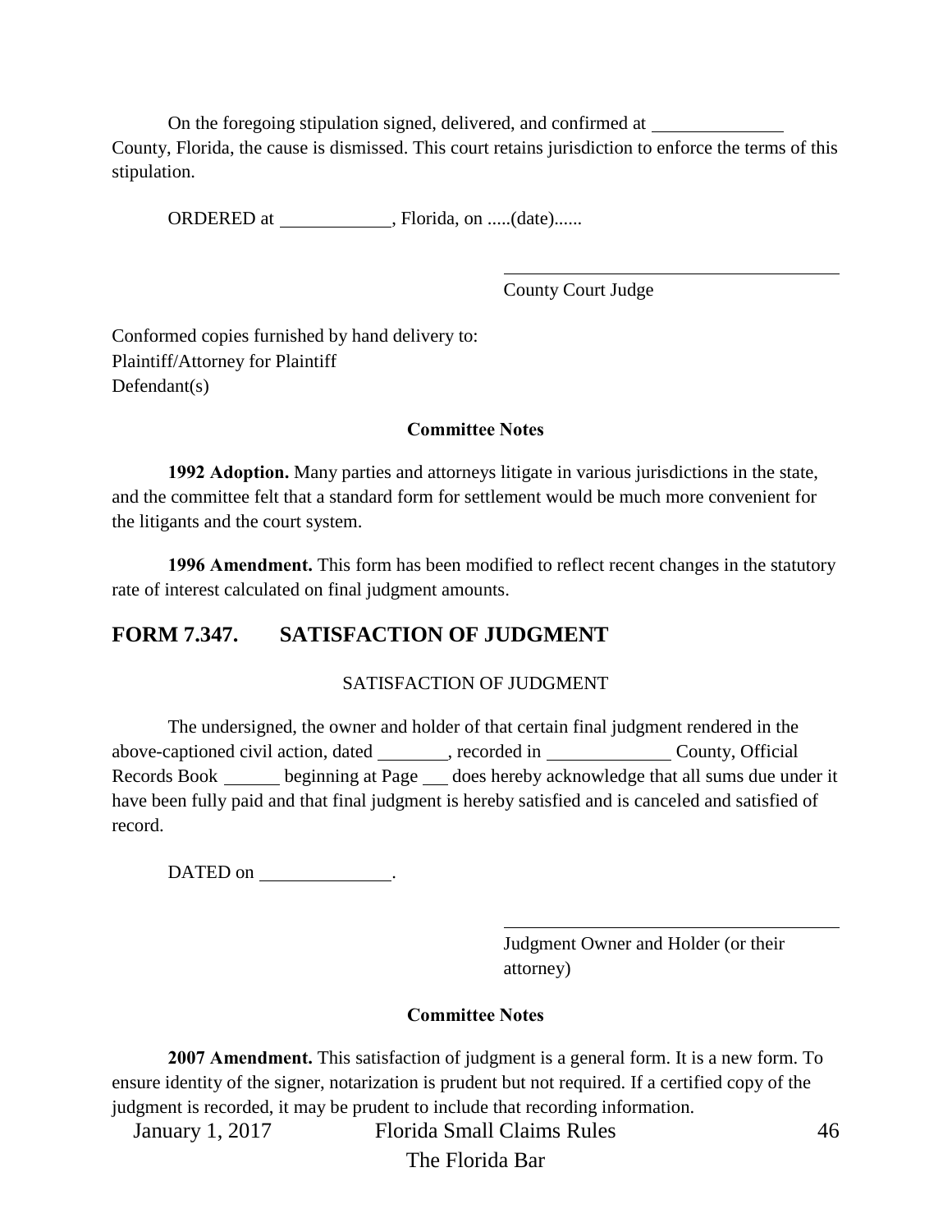On the foregoing stipulation signed, delivered, and confirmed at ______________ County, Florida, the cause is dismissed. This court retains jurisdiction to enforce the terms of this stipulation.

ORDERED at ____________, Florida, on .....(date)......

______________________________________
County Court Judge

Conformed copies furnished by hand delivery to:
Plaintiff/Attorney for Plaintiff
Defendant(s)

**Committee Notes**

**1992 Adoption.** Many parties and attorneys litigate in various jurisdictions in the state, and the committee felt that a standard form for settlement would be much more convenient for the litigants and the court system.

**1996 Amendment.** This form has been modified to reflect recent changes in the statutory rate of interest calculated on final judgment amounts.

## FORM 7.347. SATISFACTION OF JUDGMENT

SATISFACTION OF JUDGMENT

The undersigned, the owner and holder of that certain final judgment rendered in the above-captioned civil action, dated ________, recorded in _____________ County, Official Records Book ______ beginning at Page ___ does hereby acknowledge that all sums due under it have been fully paid and that final judgment is hereby satisfied and is canceled and satisfied of record.

DATED on ______________.

______________________________________
Judgment Owner and Holder (or their attorney)

**Committee Notes**

**2007 Amendment.** This satisfaction of judgment is a general form. It is a new form. To ensure identity of the signer, notarization is prudent but not required. If a certified copy of the judgment is recorded, it may be prudent to include that recording information.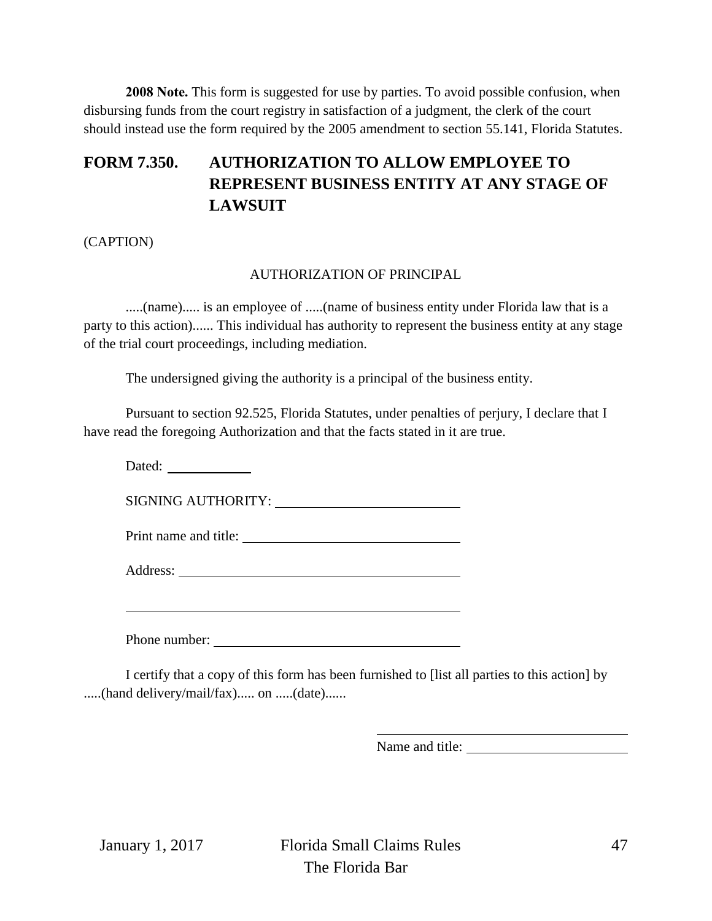**2008 Note.** This form is suggested for use by parties. To avoid possible confusion, when disbursing funds from the court registry in satisfaction of a judgment, the clerk of the court should instead use the form required by the 2005 amendment to section 55.141, Florida Statutes.

## FORM 7.350. AUTHORIZATION TO ALLOW EMPLOYEE TO REPRESENT BUSINESS ENTITY AT ANY STAGE OF LAWSUIT

(CAPTION)

AUTHORIZATION OF PRINCIPAL

.....(name)..... is an employee of .....(name of business entity under Florida law that is a party to this action)...... This individual has authority to represent the business entity at any stage of the trial court proceedings, including mediation.

The undersigned giving the authority is a principal of the business entity.

Pursuant to section 92.525, Florida Statutes, under penalties of perjury, I declare that I have read the foregoing Authorization and that the facts stated in it are true.

Dated: \_\_\_\_\_\_\_\_\_\_\_\_

SIGNING AUTHORITY: \_\_\_\_\_\_\_\_\_\_\_\_\_\_\_\_\_\_\_\_\_\_\_\_\_\_\_

Print name and title: \_\_\_\_\_\_\_\_\_\_\_\_\_\_\_\_\_\_\_\_\_\_\_\_\_\_\_\_\_\_\_

Address: \_\_\_\_\_\_\_\_\_\_\_\_\_\_\_\_\_\_\_\_\_\_\_\_\_\_\_\_\_\_\_\_\_\_\_\_\_\_\_\_\_\_

\_\_\_\_\_\_\_\_\_\_\_\_\_\_\_\_\_\_\_\_\_\_\_\_\_\_\_\_\_\_\_\_\_\_\_\_\_\_\_\_\_\_\_\_\_\_\_\_\_\_\_

Phone number: \_\_\_\_\_\_\_\_\_\_\_\_\_\_\_\_\_\_\_\_\_\_\_\_\_\_\_\_\_\_\_\_\_\_\_\_

I certify that a copy of this form has been furnished to [list all parties to this action] by .....(hand delivery/mail/fax)..... on .....(date)......

\_\_\_\_\_\_\_\_\_\_\_\_\_\_\_\_\_\_\_\_\_\_\_\_\_\_\_\_\_\_\_\_\_\_\_\_\_\_\_\_

Name and title: \_\_\_\_\_\_\_\_\_\_\_\_\_\_\_\_\_\_\_\_\_\_\_\_